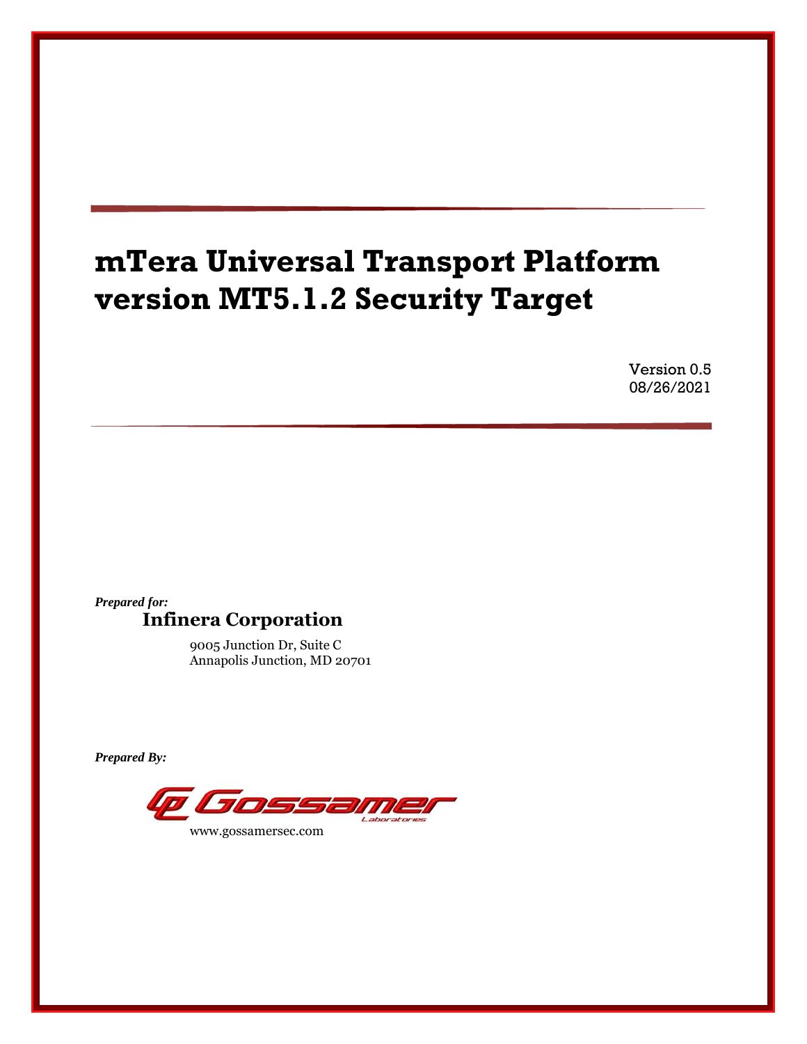# mTera Universal Transport Platform version MT5.1.2 Security Target

Version 0.5
08/26/2021

***Prepared for:***

**Infinera Corporation**

9005 Junction Dr, Suite C
Annapolis Junction, MD 20701

***Prepared By:***

Gossamer Laboratories

www.gossamersec.com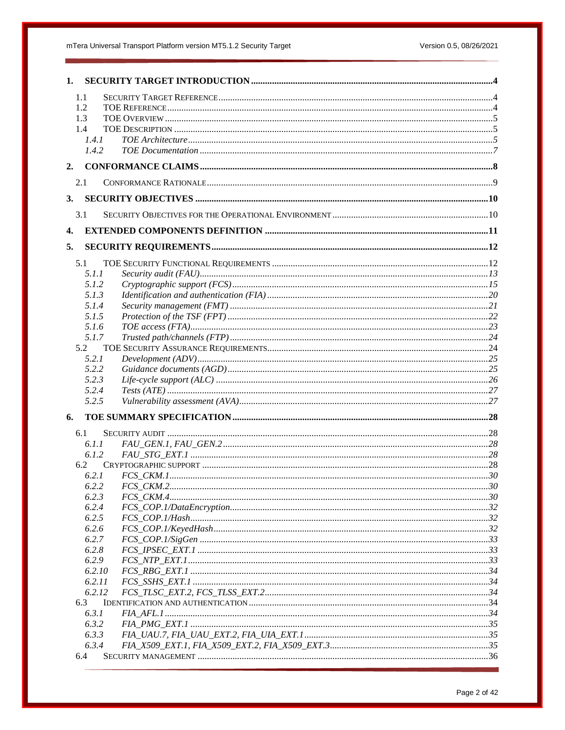1. SECURITY TARGET INTRODUCTION ....................................................................................... 4
   - 1.1 SECURITY TARGET REFERENCE ....................................................................................... 4
   - 1.2 TOE REFERENCE ....................................................................................... 4
   - 1.3 TOE OVERVIEW ....................................................................................... 5
   - 1.4 TOE DESCRIPTION ....................................................................................... 5
     - *1.4.1 TOE Architecture ....................................................................................... 5*
     - *1.4.2 TOE Documentation ....................................................................................... 7*
2. CONFORMANCE CLAIMS ....................................................................................... 8
   - 2.1 CONFORMANCE RATIONALE ....................................................................................... 9
3. SECURITY OBJECTIVES ....................................................................................... 10
   - 3.1 SECURITY OBJECTIVES FOR THE OPERATIONAL ENVIRONMENT ....................................................................................... 10
4. EXTENDED COMPONENTS DEFINITION ....................................................................................... 11
5. SECURITY REQUIREMENTS ....................................................................................... 12
   - 5.1 TOE SECURITY FUNCTIONAL REQUIREMENTS ....................................................................................... 12
     - *5.1.1 Security audit (FAU) ....................................................................................... 13*
     - *5.1.2 Cryptographic support (FCS) ....................................................................................... 15*
     - *5.1.3 Identification and authentication (FIA) ....................................................................................... 20*
     - *5.1.4 Security management (FMT) ....................................................................................... 21*
     - *5.1.5 Protection of the TSF (FPT) ....................................................................................... 22*
     - *5.1.6 TOE access (FTA) ....................................................................................... 23*
     - *5.1.7 Trusted path/channels (FTP) ....................................................................................... 24*
   - 5.2 TOE SECURITY ASSURANCE REQUIREMENTS ....................................................................................... 24
     - *5.2.1 Development (ADV) ....................................................................................... 25*
     - *5.2.2 Guidance documents (AGD) ....................................................................................... 25*
     - *5.2.3 Life-cycle support (ALC) ....................................................................................... 26*
     - *5.2.4 Tests (ATE) ....................................................................................... 27*
     - *5.2.5 Vulnerability assessment (AVA) ....................................................................................... 27*
6. TOE SUMMARY SPECIFICATION ....................................................................................... 28
   - 6.1 SECURITY AUDIT ....................................................................................... 28
     - *6.1.1 FAU_GEN.1, FAU_GEN.2 ....................................................................................... 28*
     - *6.1.2 FAU_STG_EXT.1 ....................................................................................... 28*
   - 6.2 CRYPTOGRAPHIC SUPPORT ....................................................................................... 28
     - *6.2.1 FCS_CKM.1 ....................................................................................... 30*
     - *6.2.2 FCS_CKM.2 ....................................................................................... 30*
     - *6.2.3 FCS_CKM.4 ....................................................................................... 30*
     - *6.2.4 FCS_COP.1/DataEncryption ....................................................................................... 32*
     - *6.2.5 FCS_COP.1/Hash ....................................................................................... 32*
     - *6.2.6 FCS_COP.1/KeyedHash ....................................................................................... 32*
     - *6.2.7 FCS_COP.1/SigGen ....................................................................................... 33*
     - *6.2.8 FCS_IPSEC_EXT.1 ....................................................................................... 33*
     - *6.2.9 FCS_NTP_EXT.1 ....................................................................................... 33*
     - *6.2.10 FCS_RBG_EXT.1 ....................................................................................... 34*
     - *6.2.11 FCS_SSHS_EXT.1 ....................................................................................... 34*
     - *6.2.12 FCS_TLSC_EXT.2, FCS_TLSS_EXT.2 ....................................................................................... 34*
   - 6.3 IDENTIFICATION AND AUTHENTICATION ....................................................................................... 34
     - *6.3.1 FIA_AFL.1 ....................................................................................... 34*
     - *6.3.2 FIA_PMG_EXT.1 ....................................................................................... 35*
     - *6.3.3 FIA_UAU.7, FIA_UAU_EXT.2, FIA_UIA_EXT.1 ....................................................................................... 35*
     - *6.3.4 FIA_X509_EXT.1, FIA_X509_EXT.2, FIA_X509_EXT.3 ....................................................................................... 35*
   - 6.4 SECURITY MANAGEMENT ....................................................................................... 36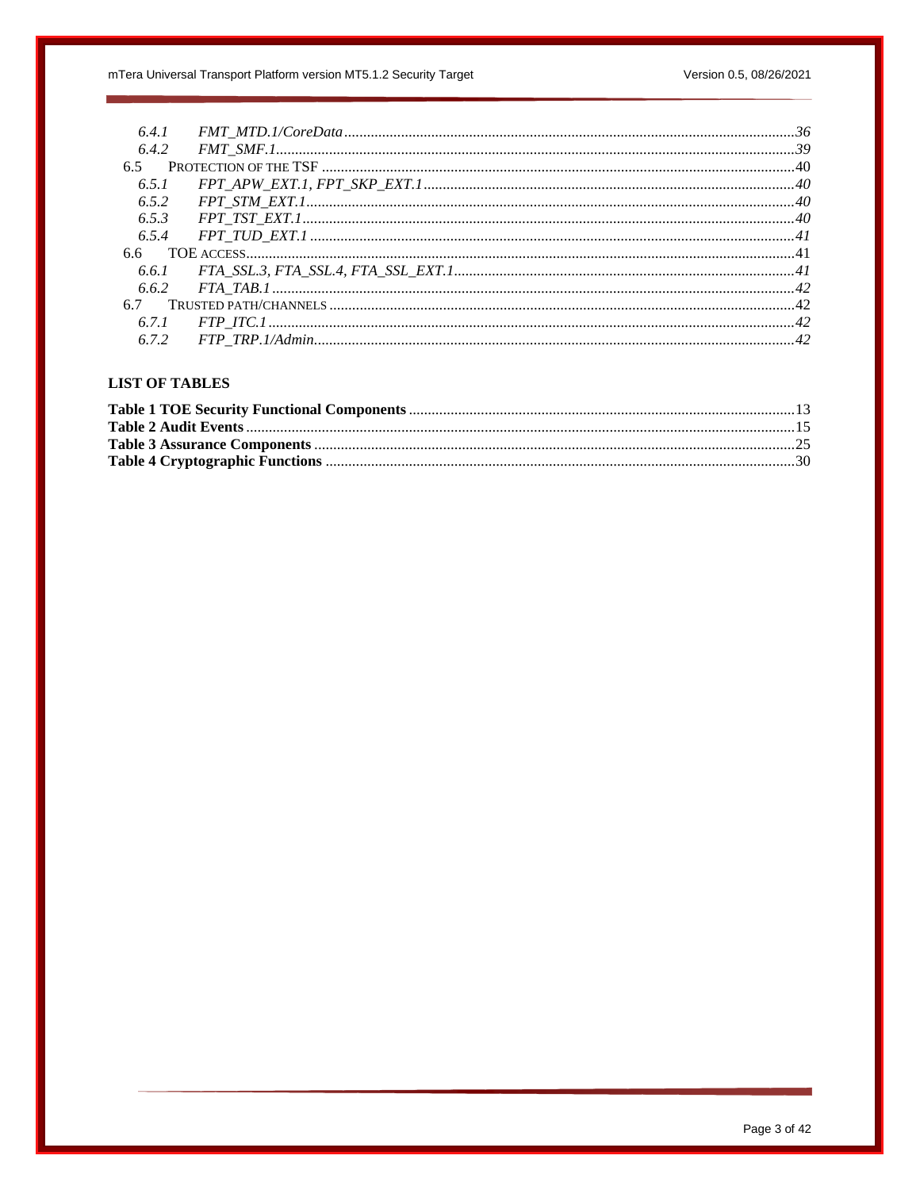6.4.1 *FMT_MTD.1/CoreData* ........ 36
6.4.2 *FMT_SMF.1* ........ 39
6.5 PROTECTION OF THE TSF ........ 40
6.5.1 *FPT_APW_EXT.1, FPT_SKP_EXT.1* ........ 40
6.5.2 *FPT_STM_EXT.1* ........ 40
6.5.3 *FPT_TST_EXT.1* ........ 40
6.5.4 *FPT_TUD_EXT.1* ........ 41
6.6 TOE ACCESS ........ 41
6.6.1 *FTA_SSL.3, FTA_SSL.4, FTA_SSL_EXT.1* ........ 41
6.6.2 *FTA_TAB.1* ........ 42
6.7 TRUSTED PATH/CHANNELS ........ 42
6.7.1 *FTP_ITC.1* ........ 42
6.7.2 *FTP_TRP.1/Admin* ........ 42

## LIST OF TABLES

**Table 1 TOE Security Functional Components** ........ 13
**Table 2 Audit Events** ........ 15
**Table 3 Assurance Components** ........ 25
**Table 4 Cryptographic Functions** ........ 30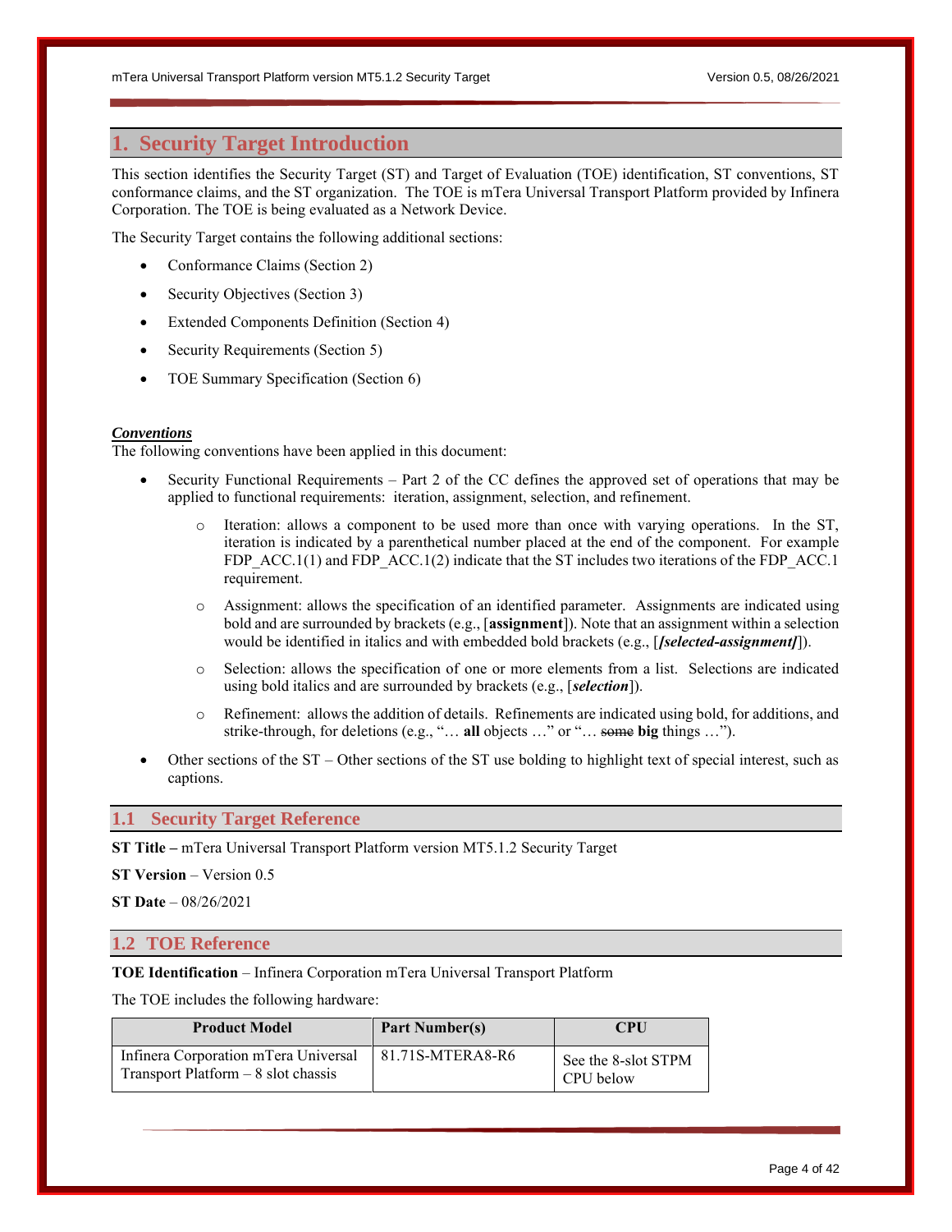# 1. Security Target Introduction

This section identifies the Security Target (ST) and Target of Evaluation (TOE) identification, ST conventions, ST conformance claims, and the ST organization. The TOE is mTera Universal Transport Platform provided by Infinera Corporation. The TOE is being evaluated as a Network Device.

The Security Target contains the following additional sections:

- Conformance Claims (Section 2)
- Security Objectives (Section 3)
- Extended Components Definition (Section 4)
- Security Requirements (Section 5)
- TOE Summary Specification (Section 6)

***Conventions***

The following conventions have been applied in this document:

- Security Functional Requirements – Part 2 of the CC defines the approved set of operations that may be applied to functional requirements: iteration, assignment, selection, and refinement.
    - Iteration: allows a component to be used more than once with varying operations. In the ST, iteration is indicated by a parenthetical number placed at the end of the component. For example FDP_ACC.1(1) and FDP_ACC.1(2) indicate that the ST includes two iterations of the FDP_ACC.1 requirement.
    - Assignment: allows the specification of an identified parameter. Assignments are indicated using bold and are surrounded by brackets (e.g., [**assignment**]). Note that an assignment within a selection would be identified in italics and with embedded bold brackets (e.g., [***[selected-assignment]***]).
    - Selection: allows the specification of one or more elements from a list. Selections are indicated using bold italics and are surrounded by brackets (e.g., [***selection***]).
    - Refinement: allows the addition of details. Refinements are indicated using bold, for additions, and strike-through, for deletions (e.g., "… **all** objects …" or "… ~~some~~ **big** things …").
- Other sections of the ST – Other sections of the ST use bolding to highlight text of special interest, such as captions.

## 1.1 Security Target Reference

**ST Title –** mTera Universal Transport Platform version MT5.1.2 Security Target

**ST Version** – Version 0.5

**ST Date** – 08/26/2021

## 1.2 TOE Reference

**TOE Identification** – Infinera Corporation mTera Universal Transport Platform

The TOE includes the following hardware:

| Product Model | Part Number(s) | CPU |
|---|---|---|
| Infinera Corporation mTera Universal Transport Platform – 8 slot chassis | 81.71S-MTERA8-R6 | See the 8-slot STPM CPU below |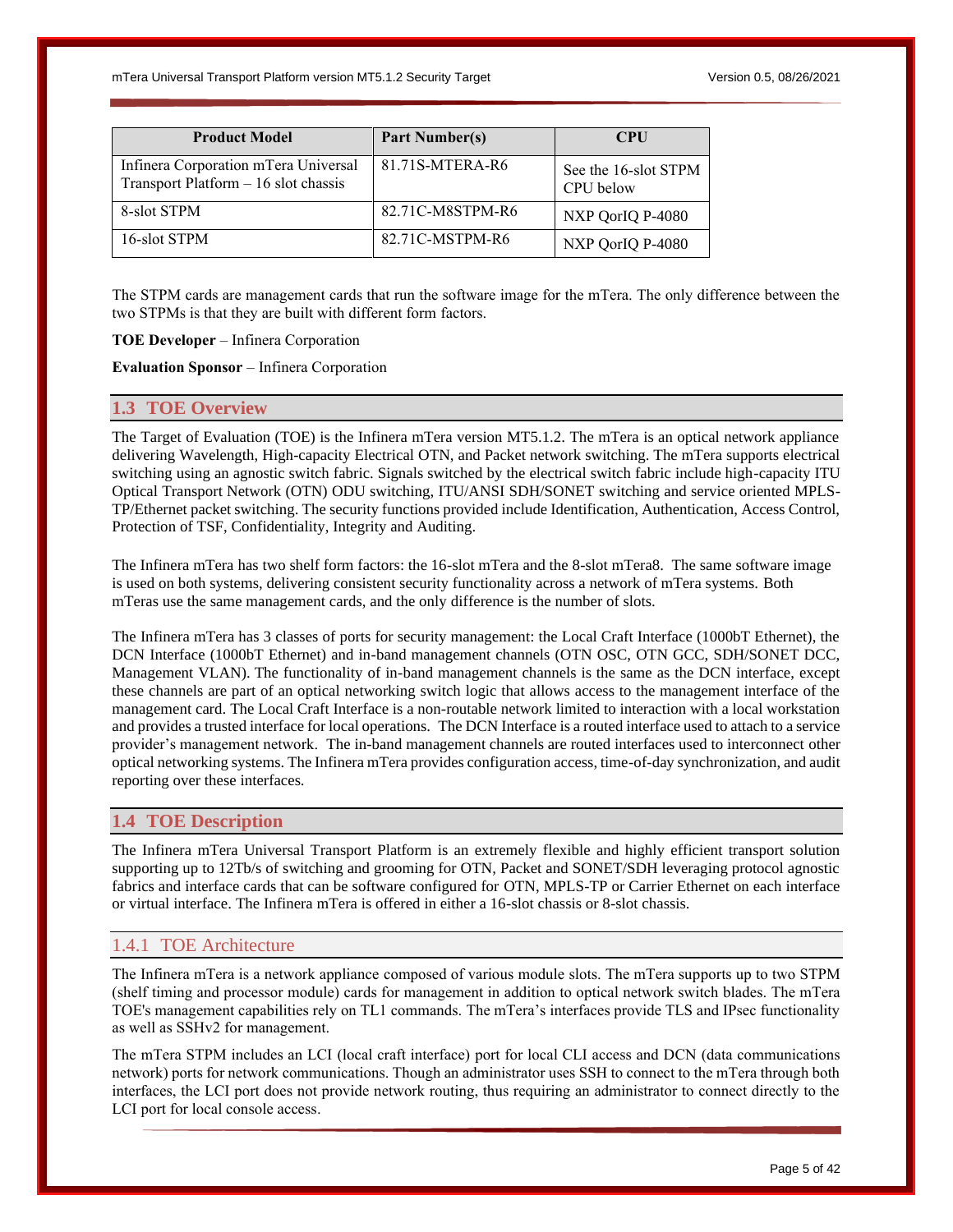| Product Model | Part Number(s) | CPU |
| --- | --- | --- |
| Infinera Corporation mTera Universal Transport Platform – 16 slot chassis | 81.71S-MTERA-R6 | See the 16-slot STPM CPU below |
| 8-slot STPM | 82.71C-M8STPM-R6 | NXP QorIQ P-4080 |
| 16-slot STPM | 82.71C-MSTPM-R6 | NXP QorIQ P-4080 |

The STPM cards are management cards that run the software image for the mTera. The only difference between the two STPMs is that they are built with different form factors.

**TOE Developer** – Infinera Corporation

**Evaluation Sponsor** – Infinera Corporation

## 1.3 TOE Overview

The Target of Evaluation (TOE) is the Infinera mTera version MT5.1.2. The mTera is an optical network appliance delivering Wavelength, High-capacity Electrical OTN, and Packet network switching. The mTera supports electrical switching using an agnostic switch fabric. Signals switched by the electrical switch fabric include high-capacity ITU Optical Transport Network (OTN) ODU switching, ITU/ANSI SDH/SONET switching and service oriented MPLS-TP/Ethernet packet switching. The security functions provided include Identification, Authentication, Access Control, Protection of TSF, Confidentiality, Integrity and Auditing.

The Infinera mTera has two shelf form factors: the 16-slot mTera and the 8-slot mTera8. The same software image is used on both systems, delivering consistent security functionality across a network of mTera systems. Both mTeras use the same management cards, and the only difference is the number of slots.

The Infinera mTera has 3 classes of ports for security management: the Local Craft Interface (1000bT Ethernet), the DCN Interface (1000bT Ethernet) and in-band management channels (OTN OSC, OTN GCC, SDH/SONET DCC, Management VLAN). The functionality of in-band management channels is the same as the DCN interface, except these channels are part of an optical networking switch logic that allows access to the management interface of the management card. The Local Craft Interface is a non-routable network limited to interaction with a local workstation and provides a trusted interface for local operations. The DCN Interface is a routed interface used to attach to a service provider's management network. The in-band management channels are routed interfaces used to interconnect other optical networking systems. The Infinera mTera provides configuration access, time-of-day synchronization, and audit reporting over these interfaces.

## 1.4 TOE Description

The Infinera mTera Universal Transport Platform is an extremely flexible and highly efficient transport solution supporting up to 12Tb/s of switching and grooming for OTN, Packet and SONET/SDH leveraging protocol agnostic fabrics and interface cards that can be software configured for OTN, MPLS-TP or Carrier Ethernet on each interface or virtual interface. The Infinera mTera is offered in either a 16-slot chassis or 8-slot chassis.

### 1.4.1 TOE Architecture

The Infinera mTera is a network appliance composed of various module slots. The mTera supports up to two STPM (shelf timing and processor module) cards for management in addition to optical network switch blades. The mTera TOE's management capabilities rely on TL1 commands. The mTera's interfaces provide TLS and IPsec functionality as well as SSHv2 for management.

The mTera STPM includes an LCI (local craft interface) port for local CLI access and DCN (data communications network) ports for network communications. Though an administrator uses SSH to connect to the mTera through both interfaces, the LCI port does not provide network routing, thus requiring an administrator to connect directly to the LCI port for local console access.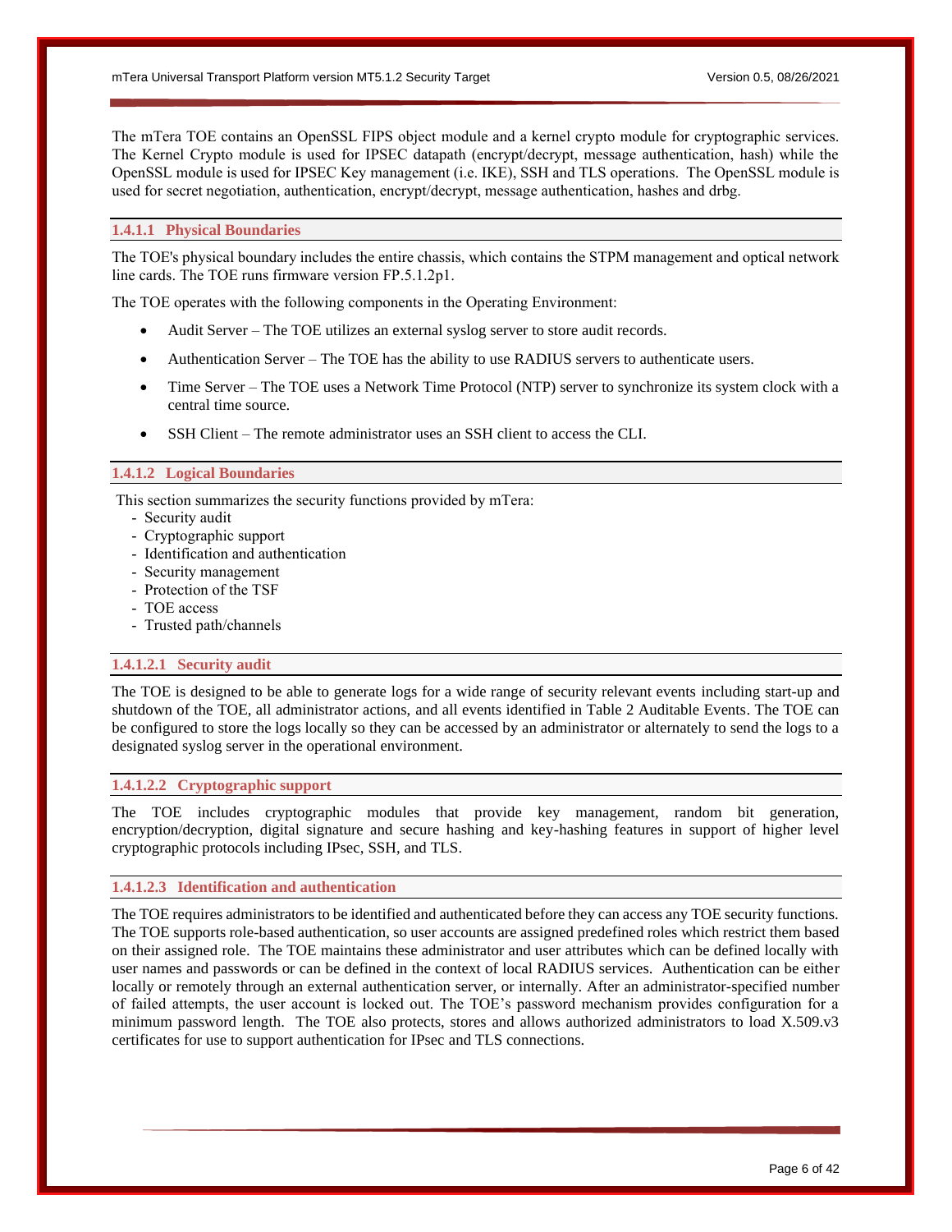The mTera TOE contains an OpenSSL FIPS object module and a kernel crypto module for cryptographic services. The Kernel Crypto module is used for IPSEC datapath (encrypt/decrypt, message authentication, hash) while the OpenSSL module is used for IPSEC Key management (i.e. IKE), SSH and TLS operations. The OpenSSL module is used for secret negotiation, authentication, encrypt/decrypt, message authentication, hashes and drbg.

#### 1.4.1.1 Physical Boundaries

The TOE's physical boundary includes the entire chassis, which contains the STPM management and optical network line cards. The TOE runs firmware version FP.5.1.2p1.

The TOE operates with the following components in the Operating Environment:

- Audit Server – The TOE utilizes an external syslog server to store audit records.
- Authentication Server – The TOE has the ability to use RADIUS servers to authenticate users.
- Time Server – The TOE uses a Network Time Protocol (NTP) server to synchronize its system clock with a central time source.
- SSH Client – The remote administrator uses an SSH client to access the CLI.

#### 1.4.1.2 Logical Boundaries

This section summarizes the security functions provided by mTera:

- Security audit
- Cryptographic support
- Identification and authentication
- Security management
- Protection of the TSF
- TOE access
- Trusted path/channels

##### 1.4.1.2.1 Security audit

The TOE is designed to be able to generate logs for a wide range of security relevant events including start-up and shutdown of the TOE, all administrator actions, and all events identified in Table 2 Auditable Events. The TOE can be configured to store the logs locally so they can be accessed by an administrator or alternately to send the logs to a designated syslog server in the operational environment.

##### 1.4.1.2.2 Cryptographic support

The TOE includes cryptographic modules that provide key management, random bit generation, encryption/decryption, digital signature and secure hashing and key-hashing features in support of higher level cryptographic protocols including IPsec, SSH, and TLS.

##### 1.4.1.2.3 Identification and authentication

The TOE requires administrators to be identified and authenticated before they can access any TOE security functions. The TOE supports role-based authentication, so user accounts are assigned predefined roles which restrict them based on their assigned role. The TOE maintains these administrator and user attributes which can be defined locally with user names and passwords or can be defined in the context of local RADIUS services. Authentication can be either locally or remotely through an external authentication server, or internally. After an administrator-specified number of failed attempts, the user account is locked out. The TOE's password mechanism provides configuration for a minimum password length. The TOE also protects, stores and allows authorized administrators to load X.509.v3 certificates for use to support authentication for IPsec and TLS connections.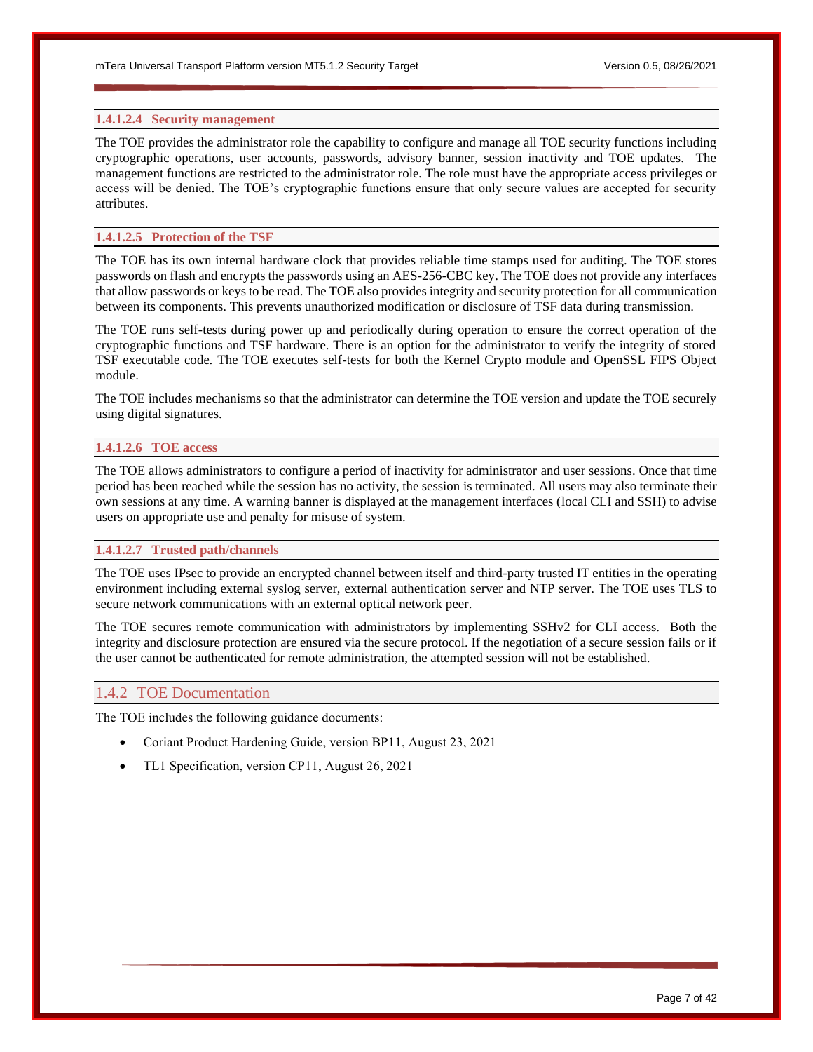#### 1.4.1.2.4 Security management

The TOE provides the administrator role the capability to configure and manage all TOE security functions including cryptographic operations, user accounts, passwords, advisory banner, session inactivity and TOE updates. The management functions are restricted to the administrator role. The role must have the appropriate access privileges or access will be denied. The TOE's cryptographic functions ensure that only secure values are accepted for security attributes.

#### 1.4.1.2.5 Protection of the TSF

The TOE has its own internal hardware clock that provides reliable time stamps used for auditing. The TOE stores passwords on flash and encrypts the passwords using an AES-256-CBC key. The TOE does not provide any interfaces that allow passwords or keys to be read. The TOE also provides integrity and security protection for all communication between its components. This prevents unauthorized modification or disclosure of TSF data during transmission.

The TOE runs self-tests during power up and periodically during operation to ensure the correct operation of the cryptographic functions and TSF hardware. There is an option for the administrator to verify the integrity of stored TSF executable code. The TOE executes self-tests for both the Kernel Crypto module and OpenSSL FIPS Object module.

The TOE includes mechanisms so that the administrator can determine the TOE version and update the TOE securely using digital signatures.

#### 1.4.1.2.6 TOE access

The TOE allows administrators to configure a period of inactivity for administrator and user sessions. Once that time period has been reached while the session has no activity, the session is terminated. All users may also terminate their own sessions at any time. A warning banner is displayed at the management interfaces (local CLI and SSH) to advise users on appropriate use and penalty for misuse of system.

#### 1.4.1.2.7 Trusted path/channels

The TOE uses IPsec to provide an encrypted channel between itself and third-party trusted IT entities in the operating environment including external syslog server, external authentication server and NTP server. The TOE uses TLS to secure network communications with an external optical network peer.

The TOE secures remote communication with administrators by implementing SSHv2 for CLI access. Both the integrity and disclosure protection are ensured via the secure protocol. If the negotiation of a secure session fails or if the user cannot be authenticated for remote administration, the attempted session will not be established.

### 1.4.2 TOE Documentation

The TOE includes the following guidance documents:

- Coriant Product Hardening Guide, version BP11, August 23, 2021
- TL1 Specification, version CP11, August 26, 2021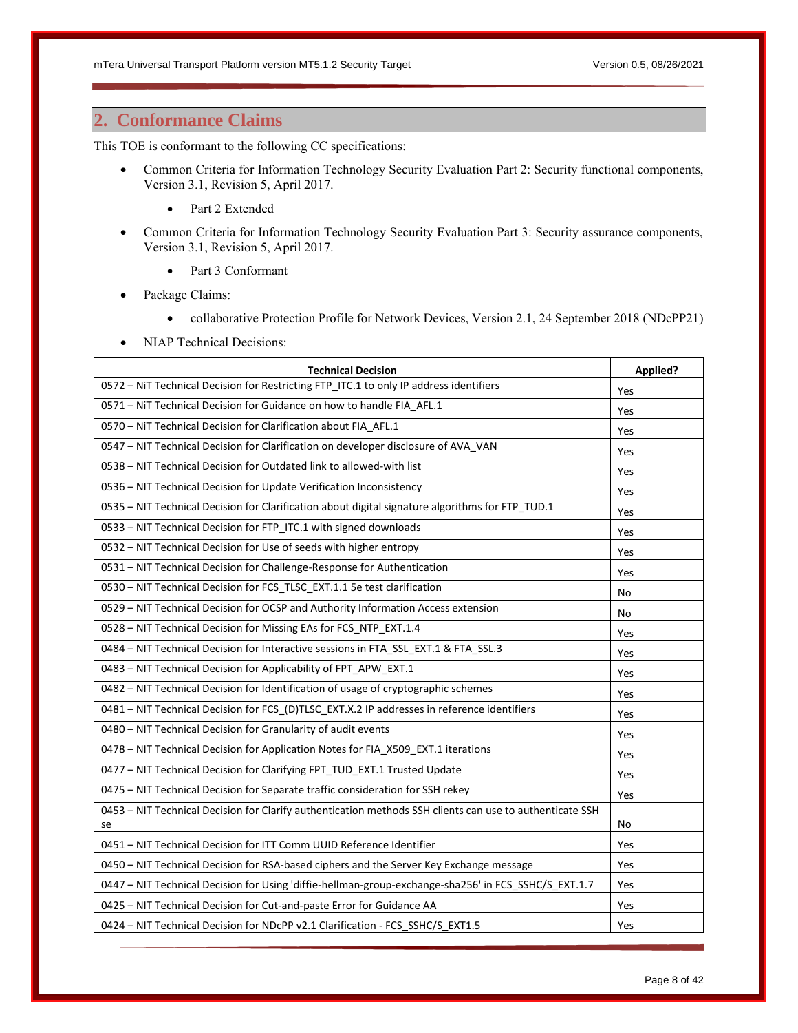## 2. Conformance Claims

This TOE is conformant to the following CC specifications:

- Common Criteria for Information Technology Security Evaluation Part 2: Security functional components, Version 3.1, Revision 5, April 2017.
  - Part 2 Extended
- Common Criteria for Information Technology Security Evaluation Part 3: Security assurance components, Version 3.1, Revision 5, April 2017.
  - Part 3 Conformant
- Package Claims:
  - collaborative Protection Profile for Network Devices, Version 2.1, 24 September 2018 (NDcPP21)
- NIAP Technical Decisions:

| Technical Decision | Applied? |
|---|---|
| 0572 – NiT Technical Decision for Restricting FTP_ITC.1 to only IP address identifiers | Yes |
| 0571 – NiT Technical Decision for Guidance on how to handle FIA_AFL.1 | Yes |
| 0570 – NiT Technical Decision for Clarification about FIA_AFL.1 | Yes |
| 0547 – NIT Technical Decision for Clarification on developer disclosure of AVA_VAN | Yes |
| 0538 – NIT Technical Decision for Outdated link to allowed-with list | Yes |
| 0536 – NIT Technical Decision for Update Verification Inconsistency | Yes |
| 0535 – NIT Technical Decision for Clarification about digital signature algorithms for FTP_TUD.1 | Yes |
| 0533 – NIT Technical Decision for FTP_ITC.1 with signed downloads | Yes |
| 0532 – NIT Technical Decision for Use of seeds with higher entropy | Yes |
| 0531 – NIT Technical Decision for Challenge-Response for Authentication | Yes |
| 0530 – NIT Technical Decision for FCS_TLSC_EXT.1.1 5e test clarification | No |
| 0529 – NIT Technical Decision for OCSP and Authority Information Access extension | No |
| 0528 – NIT Technical Decision for Missing EAs for FCS_NTP_EXT.1.4 | Yes |
| 0484 – NIT Technical Decision for Interactive sessions in FTA_SSL_EXT.1 & FTA_SSL.3 | Yes |
| 0483 – NIT Technical Decision for Applicability of FPT_APW_EXT.1 | Yes |
| 0482 – NIT Technical Decision for Identification of usage of cryptographic schemes | Yes |
| 0481 – NIT Technical Decision for FCS_(D)TLSC_EXT.X.2 IP addresses in reference identifiers | Yes |
| 0480 – NIT Technical Decision for Granularity of audit events | Yes |
| 0478 – NIT Technical Decision for Application Notes for FIA_X509_EXT.1 iterations | Yes |
| 0477 – NIT Technical Decision for Clarifying FPT_TUD_EXT.1 Trusted Update | Yes |
| 0475 – NIT Technical Decision for Separate traffic consideration for SSH rekey | Yes |
| 0453 – NIT Technical Decision for Clarify authentication methods SSH clients can use to authenticate SSH se | No |
| 0451 – NIT Technical Decision for ITT Comm UUID Reference Identifier | Yes |
| 0450 – NIT Technical Decision for RSA-based ciphers and the Server Key Exchange message | Yes |
| 0447 – NIT Technical Decision for Using 'diffie-hellman-group-exchange-sha256' in FCS_SSHC/S_EXT.1.7 | Yes |
| 0425 – NIT Technical Decision for Cut-and-paste Error for Guidance AA | Yes |
| 0424 – NIT Technical Decision for NDcPP v2.1 Clarification - FCS_SSHC/S_EXT1.5 | Yes |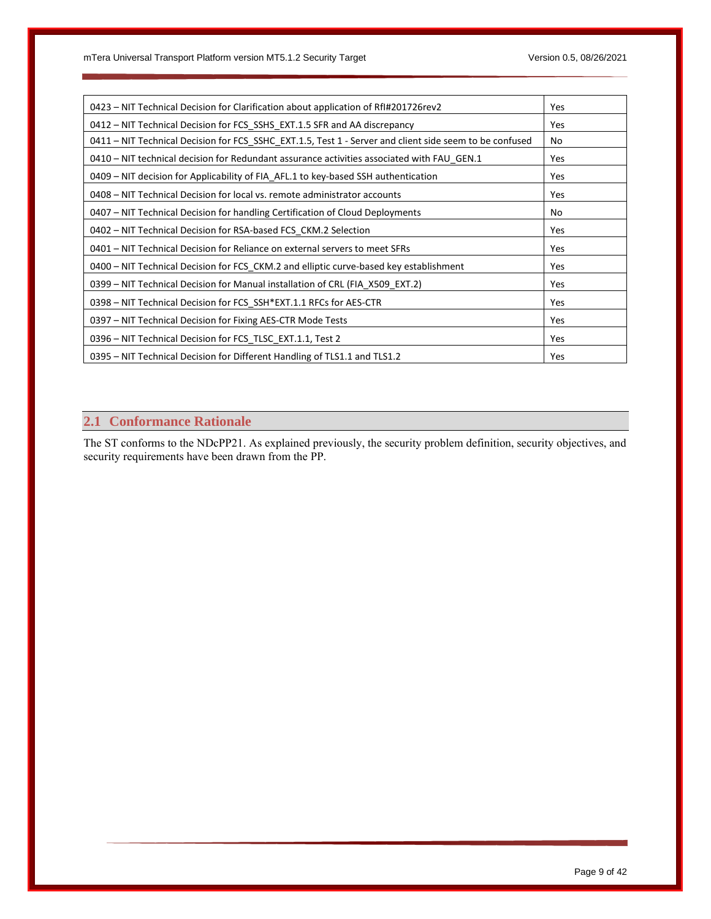| 0423 – NIT Technical Decision for Clarification about application of RfI#201726rev2 | Yes |
| --- | --- |
| 0412 – NIT Technical Decision for FCS_SSHS_EXT.1.5 SFR and AA discrepancy | Yes |
| 0411 – NIT Technical Decision for FCS_SSHC_EXT.1.5, Test 1 - Server and client side seem to be confused | No |
| 0410 – NIT technical decision for Redundant assurance activities associated with FAU_GEN.1 | Yes |
| 0409 – NIT decision for Applicability of FIA_AFL.1 to key-based SSH authentication | Yes |
| 0408 – NIT Technical Decision for local vs. remote administrator accounts | Yes |
| 0407 – NIT Technical Decision for handling Certification of Cloud Deployments | No |
| 0402 – NIT Technical Decision for RSA-based FCS_CKM.2 Selection | Yes |
| 0401 – NIT Technical Decision for Reliance on external servers to meet SFRs | Yes |
| 0400 – NIT Technical Decision for FCS_CKM.2 and elliptic curve-based key establishment | Yes |
| 0399 – NIT Technical Decision for Manual installation of CRL (FIA_X509_EXT.2) | Yes |
| 0398 – NIT Technical Decision for FCS_SSH*EXT.1.1 RFCs for AES-CTR | Yes |
| 0397 – NIT Technical Decision for Fixing AES-CTR Mode Tests | Yes |
| 0396 – NIT Technical Decision for FCS_TLSC_EXT.1.1, Test 2 | Yes |
| 0395 – NIT Technical Decision for Different Handling of TLS1.1 and TLS1.2 | Yes |

## 2.1 Conformance Rationale

The ST conforms to the NDcPP21. As explained previously, the security problem definition, security objectives, and security requirements have been drawn from the PP.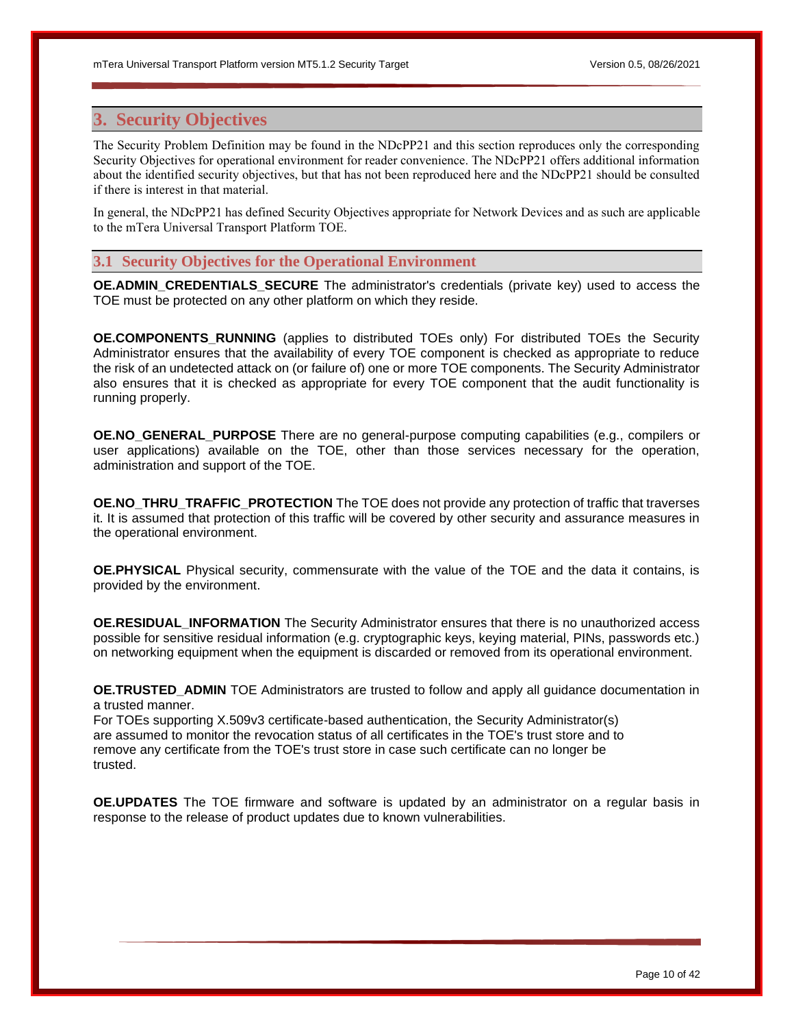# 3. Security Objectives

The Security Problem Definition may be found in the NDcPP21 and this section reproduces only the corresponding Security Objectives for operational environment for reader convenience. The NDcPP21 offers additional information about the identified security objectives, but that has not been reproduced here and the NDcPP21 should be consulted if there is interest in that material.

In general, the NDcPP21 has defined Security Objectives appropriate for Network Devices and as such are applicable to the mTera Universal Transport Platform TOE.

## 3.1 Security Objectives for the Operational Environment

**OE.ADMIN_CREDENTIALS_SECURE** The administrator's credentials (private key) used to access the TOE must be protected on any other platform on which they reside.

**OE.COMPONENTS_RUNNING** (applies to distributed TOEs only) For distributed TOEs the Security Administrator ensures that the availability of every TOE component is checked as appropriate to reduce the risk of an undetected attack on (or failure of) one or more TOE components. The Security Administrator also ensures that it is checked as appropriate for every TOE component that the audit functionality is running properly.

**OE.NO_GENERAL_PURPOSE** There are no general-purpose computing capabilities (e.g., compilers or user applications) available on the TOE, other than those services necessary for the operation, administration and support of the TOE.

**OE.NO_THRU_TRAFFIC_PROTECTION** The TOE does not provide any protection of traffic that traverses it. It is assumed that protection of this traffic will be covered by other security and assurance measures in the operational environment.

**OE.PHYSICAL** Physical security, commensurate with the value of the TOE and the data it contains, is provided by the environment.

**OE.RESIDUAL_INFORMATION** The Security Administrator ensures that there is no unauthorized access possible for sensitive residual information (e.g. cryptographic keys, keying material, PINs, passwords etc.) on networking equipment when the equipment is discarded or removed from its operational environment.

**OE.TRUSTED_ADMIN** TOE Administrators are trusted to follow and apply all guidance documentation in a trusted manner.
For TOEs supporting X.509v3 certificate-based authentication, the Security Administrator(s) are assumed to monitor the revocation status of all certificates in the TOE's trust store and to remove any certificate from the TOE's trust store in case such certificate can no longer be trusted.

**OE.UPDATES** The TOE firmware and software is updated by an administrator on a regular basis in response to the release of product updates due to known vulnerabilities.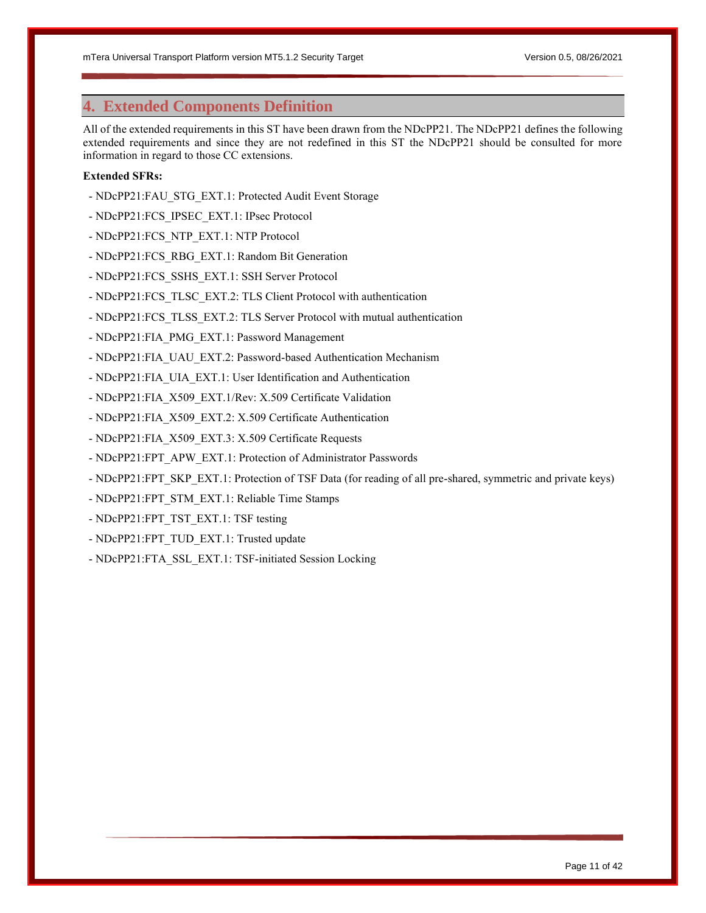# 4. Extended Components Definition

All of the extended requirements in this ST have been drawn from the NDcPP21. The NDcPP21 defines the following extended requirements and since they are not redefined in this ST the NDcPP21 should be consulted for more information in regard to those CC extensions.

**Extended SFRs:**

- NDcPP21:FAU_STG_EXT.1: Protected Audit Event Storage
- NDcPP21:FCS_IPSEC_EXT.1: IPsec Protocol
- NDcPP21:FCS_NTP_EXT.1: NTP Protocol
- NDcPP21:FCS_RBG_EXT.1: Random Bit Generation
- NDcPP21:FCS_SSHS_EXT.1: SSH Server Protocol
- NDcPP21:FCS_TLSC_EXT.2: TLS Client Protocol with authentication
- NDcPP21:FCS_TLSS_EXT.2: TLS Server Protocol with mutual authentication
- NDcPP21:FIA_PMG_EXT.1: Password Management
- NDcPP21:FIA_UAU_EXT.2: Password-based Authentication Mechanism
- NDcPP21:FIA_UIA_EXT.1: User Identification and Authentication
- NDcPP21:FIA_X509_EXT.1/Rev: X.509 Certificate Validation
- NDcPP21:FIA_X509_EXT.2: X.509 Certificate Authentication
- NDcPP21:FIA_X509_EXT.3: X.509 Certificate Requests
- NDcPP21:FPT_APW_EXT.1: Protection of Administrator Passwords
- NDcPP21:FPT_SKP_EXT.1: Protection of TSF Data (for reading of all pre-shared, symmetric and private keys)
- NDcPP21:FPT_STM_EXT.1: Reliable Time Stamps
- NDcPP21:FPT_TST_EXT.1: TSF testing
- NDcPP21:FPT_TUD_EXT.1: Trusted update
- NDcPP21:FTA_SSL_EXT.1: TSF-initiated Session Locking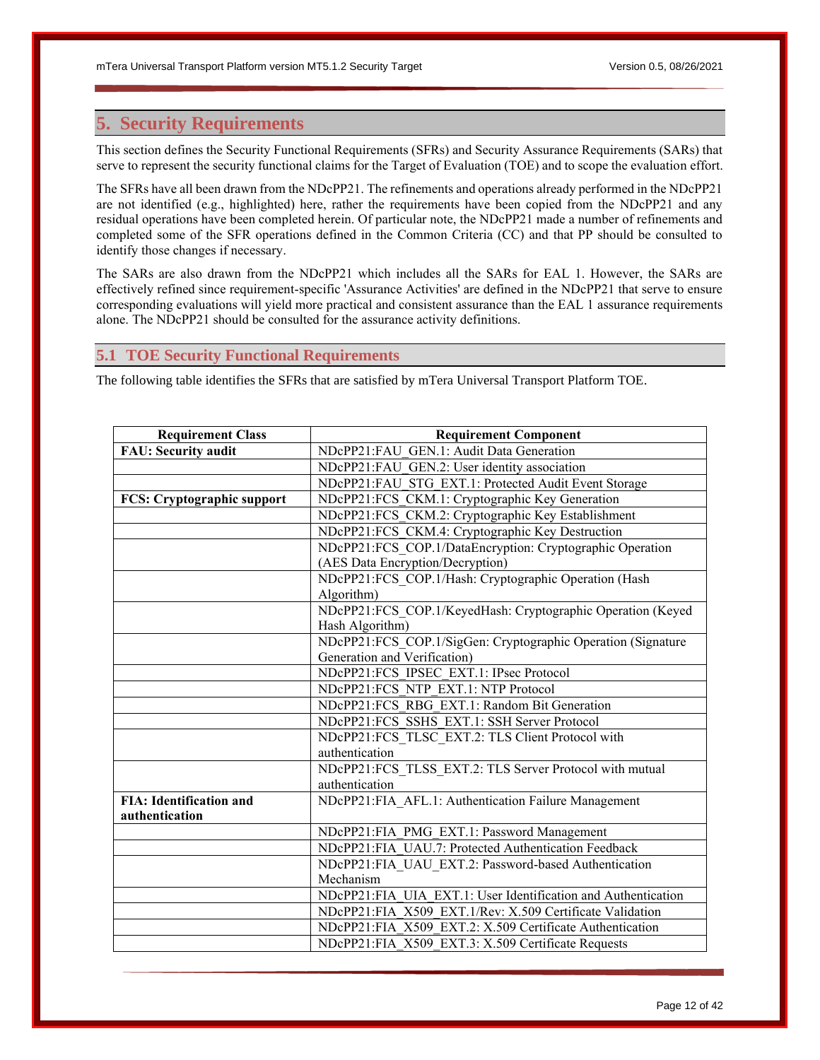# 5. Security Requirements

This section defines the Security Functional Requirements (SFRs) and Security Assurance Requirements (SARs) that serve to represent the security functional claims for the Target of Evaluation (TOE) and to scope the evaluation effort.

The SFRs have all been drawn from the NDcPP21. The refinements and operations already performed in the NDcPP21 are not identified (e.g., highlighted) here, rather the requirements have been copied from the NDcPP21 and any residual operations have been completed herein. Of particular note, the NDcPP21 made a number of refinements and completed some of the SFR operations defined in the Common Criteria (CC) and that PP should be consulted to identify those changes if necessary.

The SARs are also drawn from the NDcPP21 which includes all the SARs for EAL 1. However, the SARs are effectively refined since requirement-specific 'Assurance Activities' are defined in the NDcPP21 that serve to ensure corresponding evaluations will yield more practical and consistent assurance than the EAL 1 assurance requirements alone. The NDcPP21 should be consulted for the assurance activity definitions.

## 5.1 TOE Security Functional Requirements

The following table identifies the SFRs that are satisfied by mTera Universal Transport Platform TOE.

| Requirement Class | Requirement Component |
|---|---|
| **FAU: Security audit** | NDcPP21:FAU_GEN.1: Audit Data Generation |
| | NDcPP21:FAU_GEN.2: User identity association |
| | NDcPP21:FAU_STG_EXT.1: Protected Audit Event Storage |
| **FCS: Cryptographic support** | NDcPP21:FCS_CKM.1: Cryptographic Key Generation |
| | NDcPP21:FCS_CKM.2: Cryptographic Key Establishment |
| | NDcPP21:FCS_CKM.4: Cryptographic Key Destruction |
| | NDcPP21:FCS_COP.1/DataEncryption: Cryptographic Operation (AES Data Encryption/Decryption) |
| | NDcPP21:FCS_COP.1/Hash: Cryptographic Operation (Hash Algorithm) |
| | NDcPP21:FCS_COP.1/KeyedHash: Cryptographic Operation (Keyed Hash Algorithm) |
| | NDcPP21:FCS_COP.1/SigGen: Cryptographic Operation (Signature Generation and Verification) |
| | NDcPP21:FCS_IPSEC_EXT.1: IPsec Protocol |
| | NDcPP21:FCS_NTP_EXT.1: NTP Protocol |
| | NDcPP21:FCS_RBG_EXT.1: Random Bit Generation |
| | NDcPP21:FCS_SSHS_EXT.1: SSH Server Protocol |
| | NDcPP21:FCS_TLSC_EXT.2: TLS Client Protocol with authentication |
| | NDcPP21:FCS_TLSS_EXT.2: TLS Server Protocol with mutual authentication |
| **FIA: Identification and authentication** | NDcPP21:FIA_AFL.1: Authentication Failure Management |
| | NDcPP21:FIA_PMG_EXT.1: Password Management |
| | NDcPP21:FIA_UAU.7: Protected Authentication Feedback |
| | NDcPP21:FIA_UAU_EXT.2: Password-based Authentication Mechanism |
| | NDcPP21:FIA_UIA_EXT.1: User Identification and Authentication |
| | NDcPP21:FIA_X509_EXT.1/Rev: X.509 Certificate Validation |
| | NDcPP21:FIA_X509_EXT.2: X.509 Certificate Authentication |
| | NDcPP21:FIA_X509_EXT.3: X.509 Certificate Requests |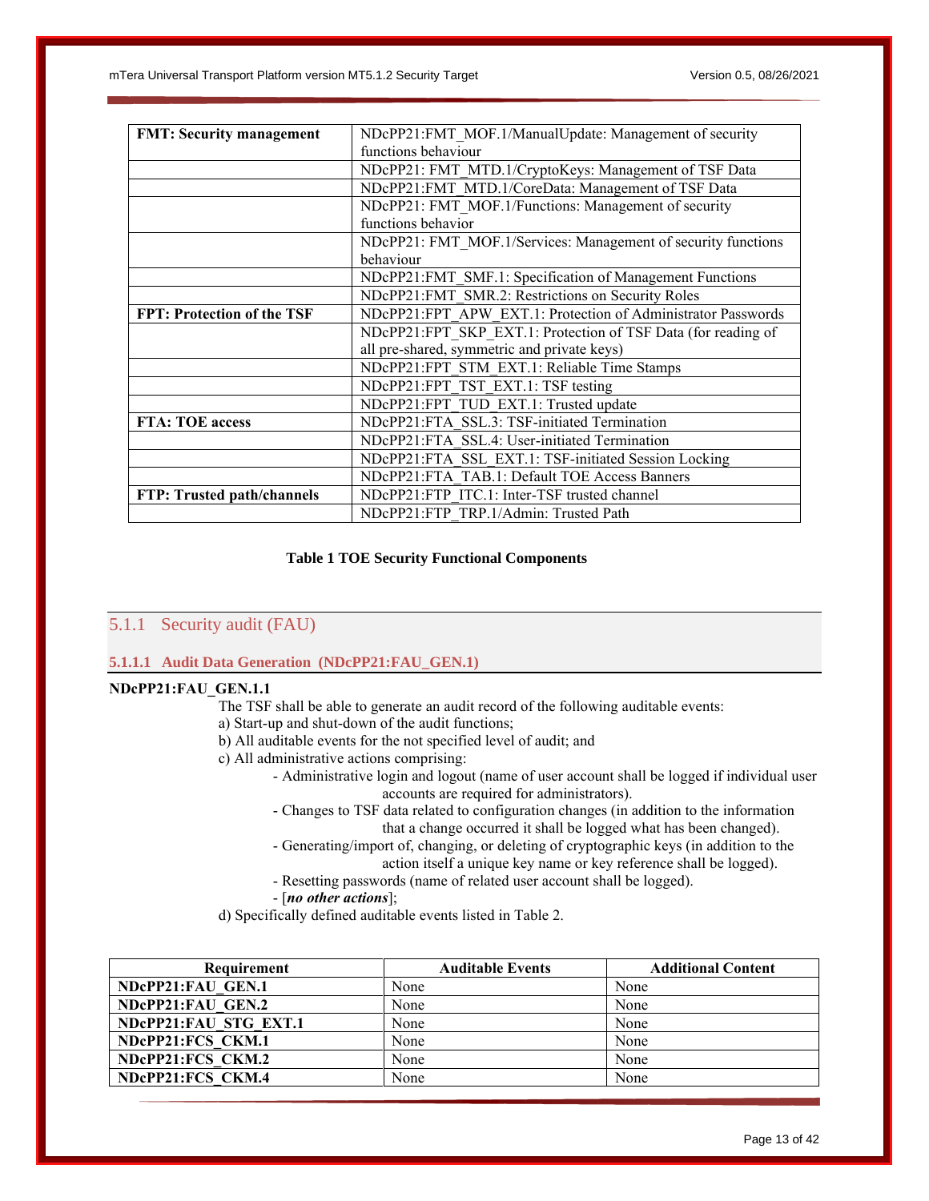| | |
|---|---|
| **FMT: Security management** | NDcPP21:FMT_MOF.1/ManualUpdate: Management of security functions behaviour |
| | NDcPP21: FMT_MTD.1/CryptoKeys: Management of TSF Data |
| | NDcPP21:FMT_MTD.1/CoreData: Management of TSF Data |
| | NDcPP21: FMT_MOF.1/Functions: Management of security functions behavior |
| | NDcPP21: FMT_MOF.1/Services: Management of security functions behaviour |
| | NDcPP21:FMT_SMF.1: Specification of Management Functions |
| | NDcPP21:FMT_SMR.2: Restrictions on Security Roles |
| **FPT: Protection of the TSF** | NDcPP21:FPT_APW_EXT.1: Protection of Administrator Passwords |
| | NDcPP21:FPT_SKP_EXT.1: Protection of TSF Data (for reading of all pre-shared, symmetric and private keys) |
| | NDcPP21:FPT_STM_EXT.1: Reliable Time Stamps |
| | NDcPP21:FPT_TST_EXT.1: TSF testing |
| | NDcPP21:FPT_TUD_EXT.1: Trusted update |
| **FTA: TOE access** | NDcPP21:FTA_SSL.3: TSF-initiated Termination |
| | NDcPP21:FTA_SSL.4: User-initiated Termination |
| | NDcPP21:FTA_SSL_EXT.1: TSF-initiated Session Locking |
| | NDcPP21:FTA_TAB.1: Default TOE Access Banners |
| **FTP: Trusted path/channels** | NDcPP21:FTP_ITC.1: Inter-TSF trusted channel |
| | NDcPP21:FTP_TRP.1/Admin: Trusted Path |

**Table 1 TOE Security Functional Components**

### 5.1.1 Security audit (FAU)

#### 5.1.1.1 Audit Data Generation (NDcPP21:FAU_GEN.1)

**NDcPP21:FAU_GEN.1.1**

The TSF shall be able to generate an audit record of the following auditable events:

a) Start-up and shut-down of the audit functions;

b) All auditable events for the not specified level of audit; and

c) All administrative actions comprising:

- Administrative login and logout (name of user account shall be logged if individual user accounts are required for administrators).
- Changes to TSF data related to configuration changes (in addition to the information that a change occurred it shall be logged what has been changed).
- Generating/import of, changing, or deleting of cryptographic keys (in addition to the action itself a unique key name or key reference shall be logged).
- Resetting passwords (name of related user account shall be logged).
- [***no other actions***];

d) Specifically defined auditable events listed in Table 2.

| Requirement | Auditable Events | Additional Content |
|---|---|---|
| **NDcPP21:FAU_GEN.1** | None | None |
| **NDcPP21:FAU_GEN.2** | None | None |
| **NDcPP21:FAU_STG_EXT.1** | None | None |
| **NDcPP21:FCS_CKM.1** | None | None |
| **NDcPP21:FCS_CKM.2** | None | None |
| **NDcPP21:FCS_CKM.4** | None | None |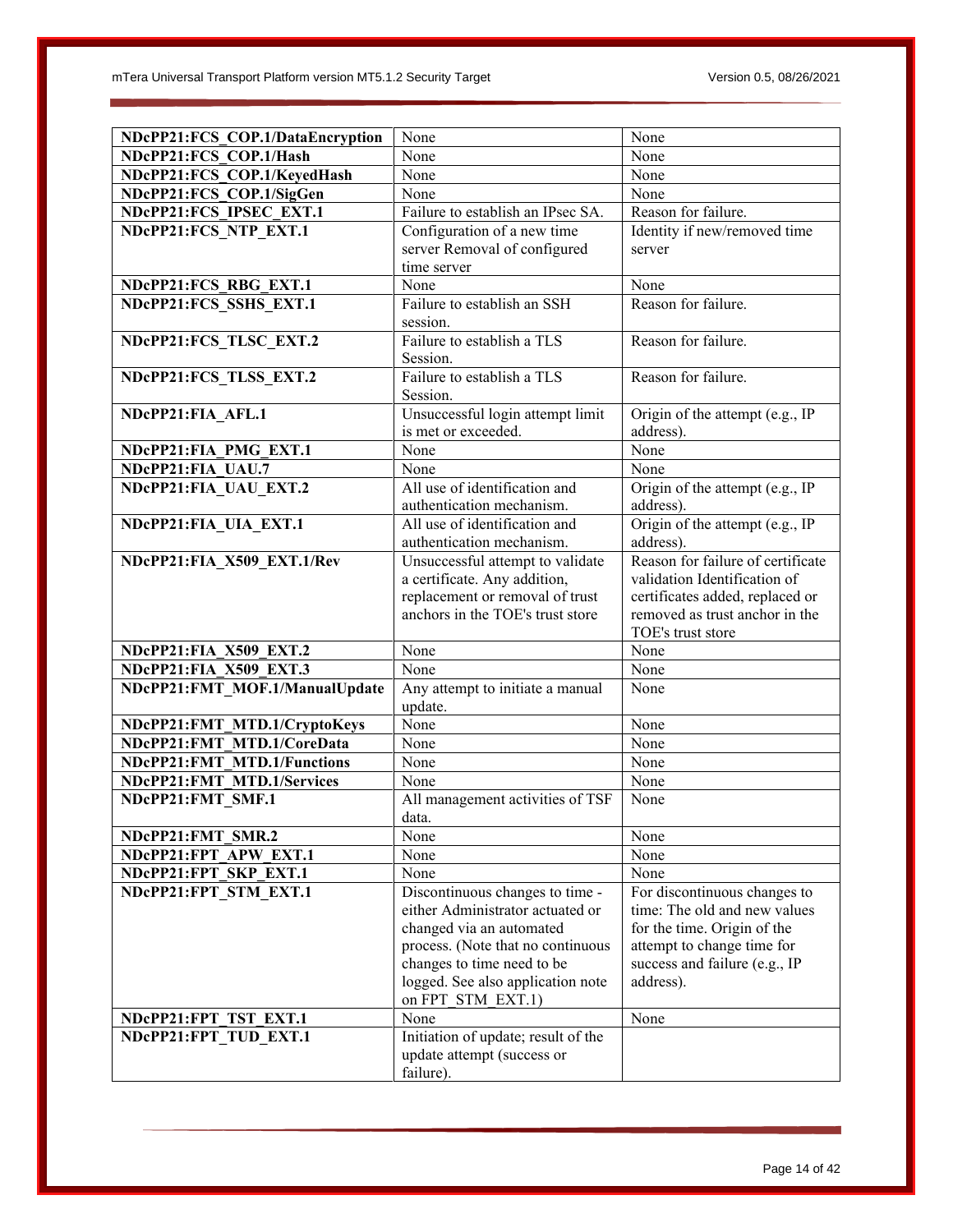| | | |
|---|---|---|
| **NDcPP21:FCS_COP.1/DataEncryption** | None | None |
| **NDcPP21:FCS_COP.1/Hash** | None | None |
| **NDcPP21:FCS_COP.1/KeyedHash** | None | None |
| **NDcPP21:FCS_COP.1/SigGen** | None | None |
| **NDcPP21:FCS_IPSEC_EXT.1** | Failure to establish an IPsec SA. | Reason for failure. |
| **NDcPP21:FCS_NTP_EXT.1** | Configuration of a new time server Removal of configured time server | Identity if new/removed time server |
| **NDcPP21:FCS_RBG_EXT.1** | None | None |
| **NDcPP21:FCS_SSHS_EXT.1** | Failure to establish an SSH session. | Reason for failure. |
| **NDcPP21:FCS_TLSC_EXT.2** | Failure to establish a TLS Session. | Reason for failure. |
| **NDcPP21:FCS_TLSS_EXT.2** | Failure to establish a TLS Session. | Reason for failure. |
| **NDcPP21:FIA_AFL.1** | Unsuccessful login attempt limit is met or exceeded. | Origin of the attempt (e.g., IP address). |
| **NDcPP21:FIA_PMG_EXT.1** | None | None |
| **NDcPP21:FIA_UAU.7** | None | None |
| **NDcPP21:FIA_UAU_EXT.2** | All use of identification and authentication mechanism. | Origin of the attempt (e.g., IP address). |
| **NDcPP21:FIA_UIA_EXT.1** | All use of identification and authentication mechanism. | Origin of the attempt (e.g., IP address). |
| **NDcPP21:FIA_X509_EXT.1/Rev** | Unsuccessful attempt to validate a certificate. Any addition, replacement or removal of trust anchors in the TOE's trust store | Reason for failure of certificate validation Identification of certificates added, replaced or removed as trust anchor in the TOE's trust store |
| **NDcPP21:FIA_X509_EXT.2** | None | None |
| **NDcPP21:FIA_X509_EXT.3** | None | None |
| **NDcPP21:FMT_MOF.1/ManualUpdate** | Any attempt to initiate a manual update. | None |
| **NDcPP21:FMT_MTD.1/CryptoKeys** | None | None |
| **NDcPP21:FMT_MTD.1/CoreData** | None | None |
| **NDcPP21:FMT_MTD.1/Functions** | None | None |
| **NDcPP21:FMT_MTD.1/Services** | None | None |
| **NDcPP21:FMT_SMF.1** | All management activities of TSF data. | None |
| **NDcPP21:FMT_SMR.2** | None | None |
| **NDcPP21:FPT_APW_EXT.1** | None | None |
| **NDcPP21:FPT_SKP_EXT.1** | None | None |
| **NDcPP21:FPT_STM_EXT.1** | Discontinuous changes to time - either Administrator actuated or changed via an automated process. (Note that no continuous changes to time need to be logged. See also application note on FPT_STM_EXT.1) | For discontinuous changes to time: The old and new values for the time. Origin of the attempt to change time for success and failure (e.g., IP address). |
| **NDcPP21:FPT_TST_EXT.1** | None | None |
| **NDcPP21:FPT_TUD_EXT.1** | Initiation of update; result of the update attempt (success or failure). | |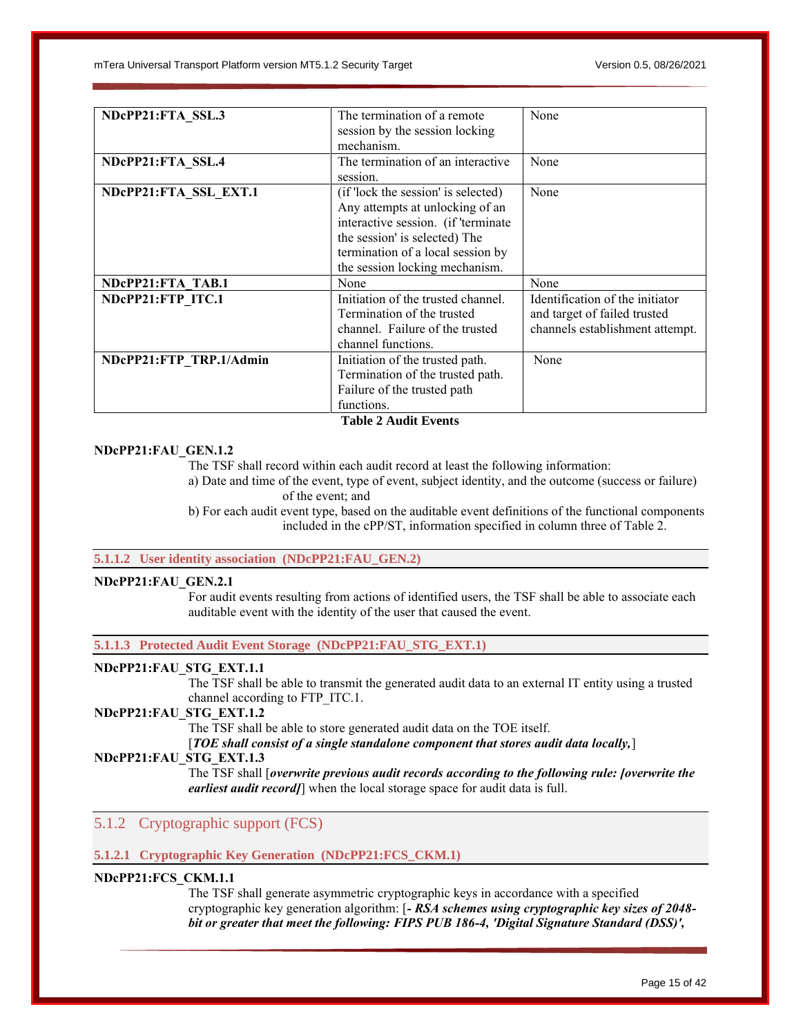| | | |
|---|---|---|
| **NDcPP21:FTA_SSL.3** | The termination of a remote session by the session locking mechanism. | None |
| **NDcPP21:FTA_SSL.4** | The termination of an interactive session. | None |
| **NDcPP21:FTA_SSL_EXT.1** | (if 'lock the session' is selected) Any attempts at unlocking of an interactive session. (if 'terminate the session' is selected) The termination of a local session by the session locking mechanism. | None |
| **NDcPP21:FTA_TAB.1** | None | None |
| **NDcPP21:FTP_ITC.1** | Initiation of the trusted channel. Termination of the trusted channel. Failure of the trusted channel functions. | Identification of the initiator and target of failed trusted channels establishment attempt. |
| **NDcPP21:FTP_TRP.1/Admin** | Initiation of the trusted path. Termination of the trusted path. Failure of the trusted path functions. | None |

**Table 2 Audit Events**

**NDcPP21:FAU_GEN.1.2**

The TSF shall record within each audit record at least the following information:

a) Date and time of the event, type of event, subject identity, and the outcome (success or failure) of the event; and

b) For each audit event type, based on the auditable event definitions of the functional components included in the cPP/ST, information specified in column three of Table 2.

#### 5.1.1.2 User identity association (NDcPP21:FAU_GEN.2)

**NDcPP21:FAU_GEN.2.1**

For audit events resulting from actions of identified users, the TSF shall be able to associate each auditable event with the identity of the user that caused the event.

#### 5.1.1.3 Protected Audit Event Storage (NDcPP21:FAU_STG_EXT.1)

**NDcPP21:FAU_STG_EXT.1.1**

The TSF shall be able to transmit the generated audit data to an external IT entity using a trusted channel according to FTP_ITC.1.

**NDcPP21:FAU_STG_EXT.1.2**

The TSF shall be able to store generated audit data on the TOE itself.

[***TOE shall consist of a single standalone component that stores audit data locally,***]

**NDcPP21:FAU_STG_EXT.1.3**

The TSF shall [***overwrite previous audit records according to the following rule: [overwrite the earliest audit record]***] when the local storage space for audit data is full.

### 5.1.2 Cryptographic support (FCS)

#### 5.1.2.1 Cryptographic Key Generation (NDcPP21:FCS_CKM.1)

**NDcPP21:FCS_CKM.1.1**

The TSF shall generate asymmetric cryptographic keys in accordance with a specified cryptographic key generation algorithm: [***- RSA schemes using cryptographic key sizes of 2048-bit or greater that meet the following: FIPS PUB 186-4, 'Digital Signature Standard (DSS)',***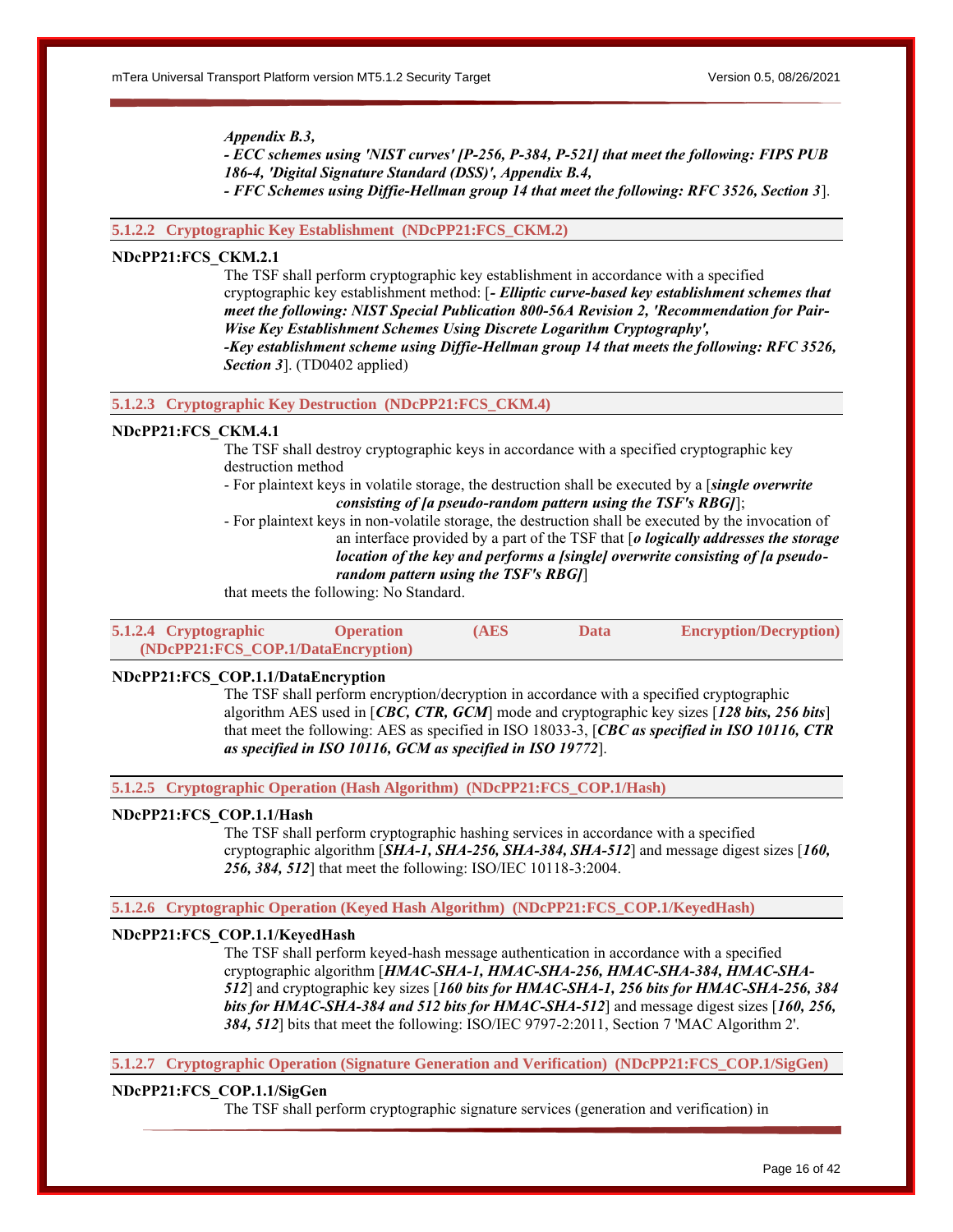***Appendix B.3,***
***- ECC schemes using 'NIST curves' [P-256, P-384, P-521] that meet the following: FIPS PUB 186-4, 'Digital Signature Standard (DSS)', Appendix B.4,***
***- FFC Schemes using Diffie-Hellman group 14 that meet the following: RFC 3526, Section 3***].

#### 5.1.2.2 Cryptographic Key Establishment (NDcPP21:FCS_CKM.2)

**NDcPP21:FCS_CKM.2.1**

The TSF shall perform cryptographic key establishment in accordance with a specified cryptographic key establishment method: [***- Elliptic curve-based key establishment schemes that meet the following: NIST Special Publication 800-56A Revision 2, 'Recommendation for Pair-Wise Key Establishment Schemes Using Discrete Logarithm Cryptography',***
***-Key establishment scheme using Diffie-Hellman group 14 that meets the following: RFC 3526, Section 3***]. (TD0402 applied)

#### 5.1.2.3 Cryptographic Key Destruction (NDcPP21:FCS_CKM.4)

**NDcPP21:FCS_CKM.4.1**

The TSF shall destroy cryptographic keys in accordance with a specified cryptographic key destruction method

- For plaintext keys in volatile storage, the destruction shall be executed by a [***single overwrite consisting of [a pseudo-random pattern using the TSF's RBG]***];
- For plaintext keys in non-volatile storage, the destruction shall be executed by the invocation of an interface provided by a part of the TSF that [***o logically addresses the storage location of the key and performs a [single] overwrite consisting of [a pseudo-random pattern using the TSF's RBG]***]

that meets the following: No Standard.

#### 5.1.2.4 Cryptographic Operation (AES Data Encryption/Decryption) (NDcPP21:FCS_COP.1/DataEncryption)

**NDcPP21:FCS_COP.1.1/DataEncryption**

The TSF shall perform encryption/decryption in accordance with a specified cryptographic algorithm AES used in [***CBC, CTR, GCM***] mode and cryptographic key sizes [***128 bits, 256 bits***] that meet the following: AES as specified in ISO 18033-3, [***CBC as specified in ISO 10116, CTR as specified in ISO 10116, GCM as specified in ISO 19772***].

#### 5.1.2.5 Cryptographic Operation (Hash Algorithm) (NDcPP21:FCS_COP.1/Hash)

**NDcPP21:FCS_COP.1.1/Hash**

The TSF shall perform cryptographic hashing services in accordance with a specified cryptographic algorithm [***SHA-1, SHA-256, SHA-384, SHA-512***] and message digest sizes [***160, 256, 384, 512***] that meet the following: ISO/IEC 10118-3:2004.

#### 5.1.2.6 Cryptographic Operation (Keyed Hash Algorithm) (NDcPP21:FCS_COP.1/KeyedHash)

**NDcPP21:FCS_COP.1.1/KeyedHash**

The TSF shall perform keyed-hash message authentication in accordance with a specified cryptographic algorithm [***HMAC-SHA-1, HMAC-SHA-256, HMAC-SHA-384, HMAC-SHA-512***] and cryptographic key sizes [***160 bits for HMAC-SHA-1, 256 bits for HMAC-SHA-256, 384 bits for HMAC-SHA-384 and 512 bits for HMAC-SHA-512***] and message digest sizes [***160, 256, 384, 512***] bits that meet the following: ISO/IEC 9797-2:2011, Section 7 'MAC Algorithm 2'.

#### 5.1.2.7 Cryptographic Operation (Signature Generation and Verification) (NDcPP21:FCS_COP.1/SigGen)

**NDcPP21:FCS_COP.1.1/SigGen**

The TSF shall perform cryptographic signature services (generation and verification) in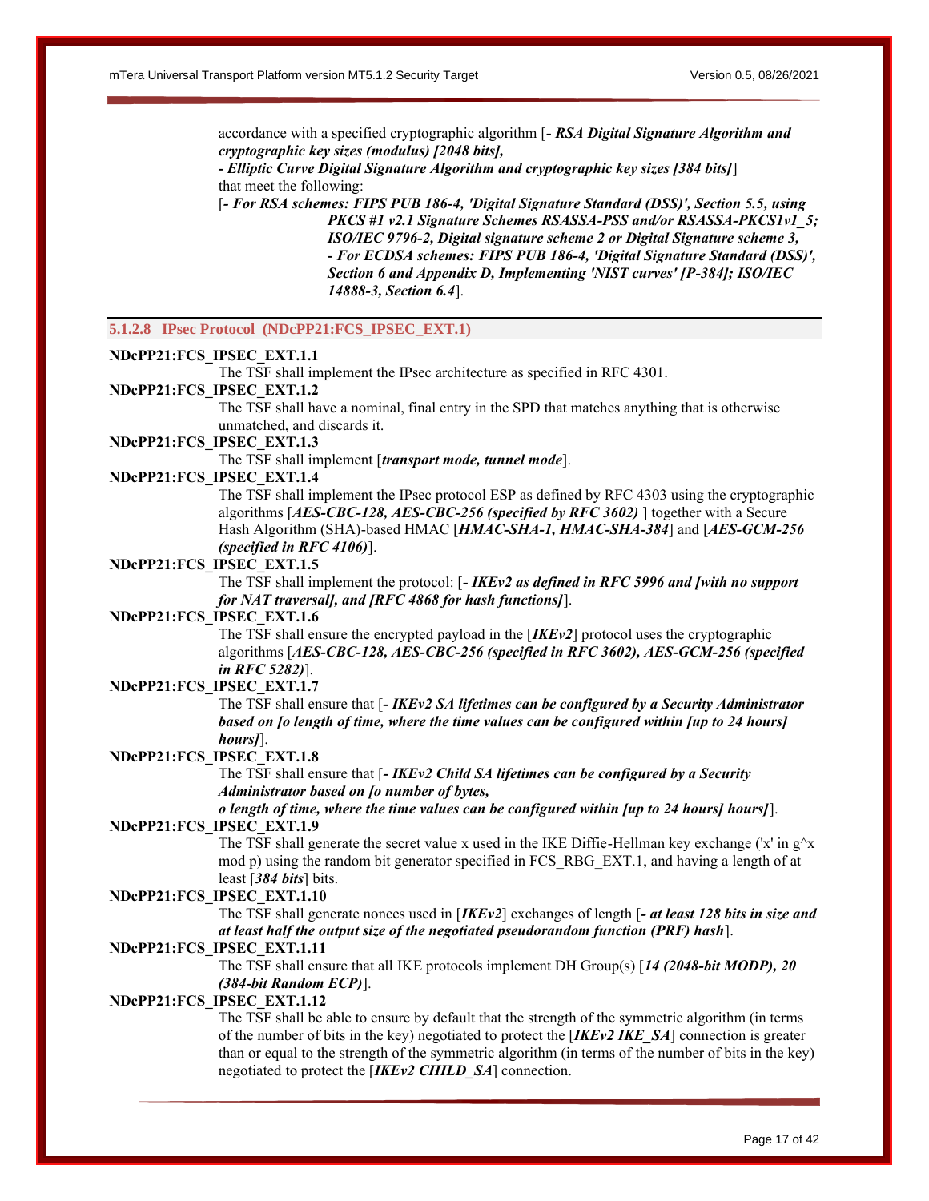accordance with a specified cryptographic algorithm [***- RSA Digital Signature Algorithm and cryptographic key sizes (modulus) [2048 bits],***
***- Elliptic Curve Digital Signature Algorithm and cryptographic key sizes [384 bits]***]
that meet the following:
[***- For RSA schemes: FIPS PUB 186-4, 'Digital Signature Standard (DSS)', Section 5.5, using PKCS #1 v2.1 Signature Schemes RSASSA-PSS and/or RSASSA-PKCS1v1_5; ISO/IEC 9796-2, Digital signature scheme 2 or Digital Signature scheme 3,***
***- For ECDSA schemes: FIPS PUB 186-4, 'Digital Signature Standard (DSS)', Section 6 and Appendix D, Implementing 'NIST curves' [P-384]; ISO/IEC 14888-3, Section 6.4***].

#### 5.1.2.8 IPsec Protocol (NDcPP21:FCS_IPSEC_EXT.1)

**NDcPP21:FCS_IPSEC_EXT.1.1**

The TSF shall implement the IPsec architecture as specified in RFC 4301.

**NDcPP21:FCS_IPSEC_EXT.1.2**

The TSF shall have a nominal, final entry in the SPD that matches anything that is otherwise unmatched, and discards it.

**NDcPP21:FCS_IPSEC_EXT.1.3**

The TSF shall implement [***transport mode, tunnel mode***].

**NDcPP21:FCS_IPSEC_EXT.1.4**

The TSF shall implement the IPsec protocol ESP as defined by RFC 4303 using the cryptographic algorithms [***AES-CBC-128, AES-CBC-256 (specified by RFC 3602)*** ] together with a Secure Hash Algorithm (SHA)-based HMAC [***HMAC-SHA-1, HMAC-SHA-384***] and [***AES-GCM-256 (specified in RFC 4106)***].

**NDcPP21:FCS_IPSEC_EXT.1.5**

The TSF shall implement the protocol: [***- IKEv2 as defined in RFC 5996 and [with no support for NAT traversal], and [RFC 4868 for hash functions]***].

**NDcPP21:FCS_IPSEC_EXT.1.6**

The TSF shall ensure the encrypted payload in the [***IKEv2***] protocol uses the cryptographic algorithms [***AES-CBC-128, AES-CBC-256 (specified in RFC 3602), AES-GCM-256 (specified in RFC 5282)***].

**NDcPP21:FCS_IPSEC_EXT.1.7**

The TSF shall ensure that [***- IKEv2 SA lifetimes can be configured by a Security Administrator based on [o length of time, where the time values can be configured within [up to 24 hours] hours]***].

**NDcPP21:FCS_IPSEC_EXT.1.8**

The TSF shall ensure that [***- IKEv2 Child SA lifetimes can be configured by a Security Administrator based on [o number of bytes,***
***o length of time, where the time values can be configured within [up to 24 hours] hours]***].

**NDcPP21:FCS_IPSEC_EXT.1.9**

The TSF shall generate the secret value x used in the IKE Diffie-Hellman key exchange ('x' in g^x mod p) using the random bit generator specified in FCS_RBG_EXT.1, and having a length of at least [***384 bits***] bits.

**NDcPP21:FCS_IPSEC_EXT.1.10**

The TSF shall generate nonces used in [***IKEv2***] exchanges of length [***- at least 128 bits in size and at least half the output size of the negotiated pseudorandom function (PRF) hash***].

**NDcPP21:FCS_IPSEC_EXT.1.11**

The TSF shall ensure that all IKE protocols implement DH Group(s) [***14 (2048-bit MODP), 20 (384-bit Random ECP)***].

**NDcPP21:FCS_IPSEC_EXT.1.12**

The TSF shall be able to ensure by default that the strength of the symmetric algorithm (in terms of the number of bits in the key) negotiated to protect the [***IKEv2 IKE_SA***] connection is greater than or equal to the strength of the symmetric algorithm (in terms of the number of bits in the key) negotiated to protect the [***IKEv2 CHILD_SA***] connection.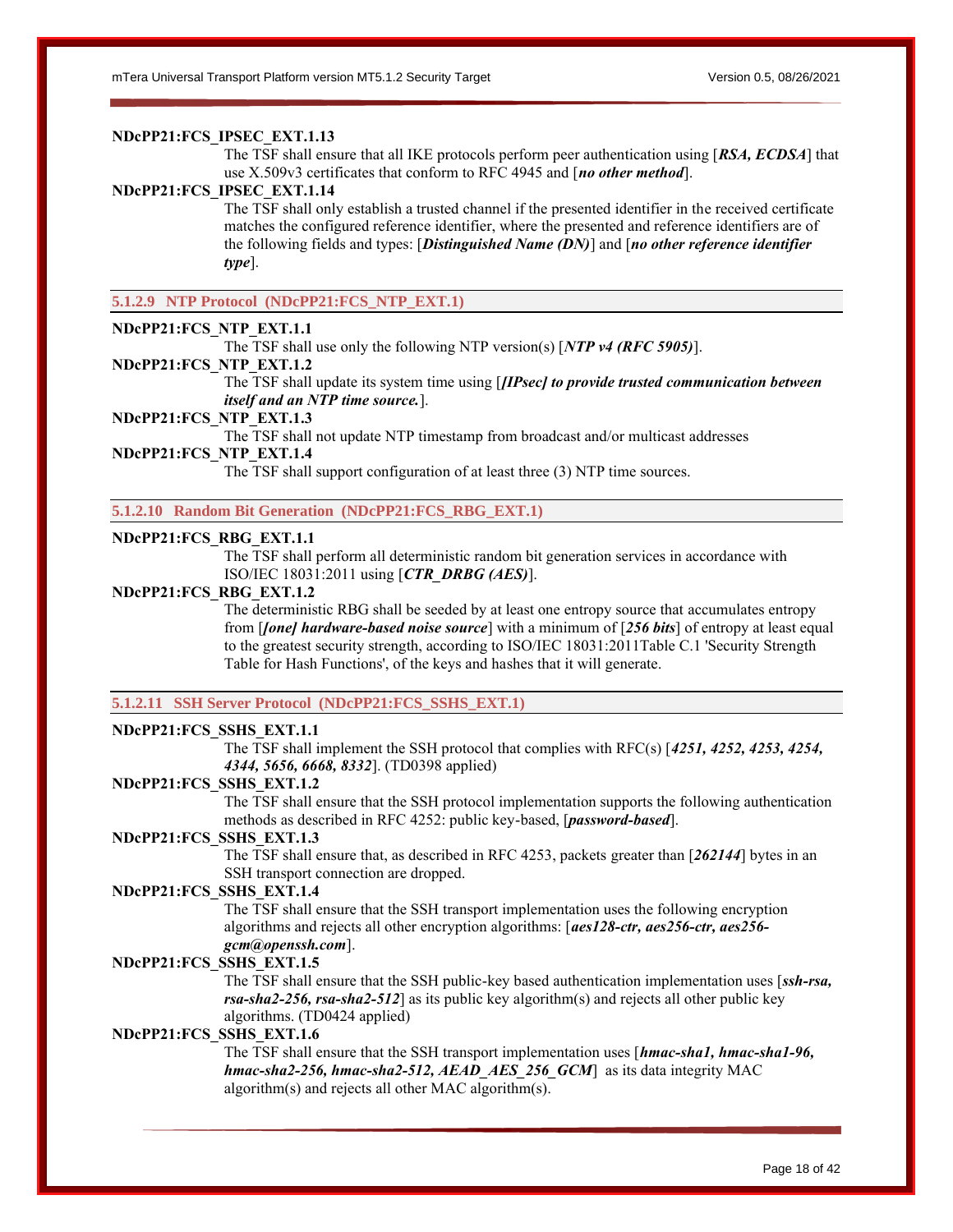**NDcPP21:FCS_IPSEC_EXT.1.13**

The TSF shall ensure that all IKE protocols perform peer authentication using [***RSA, ECDSA***] that use X.509v3 certificates that conform to RFC 4945 and [***no other method***].

**NDcPP21:FCS_IPSEC_EXT.1.14**

The TSF shall only establish a trusted channel if the presented identifier in the received certificate matches the configured reference identifier, where the presented and reference identifiers are of the following fields and types: [***Distinguished Name (DN)***] and [***no other reference identifier type***].

### 5.1.2.9 NTP Protocol (NDcPP21:FCS_NTP_EXT.1)

**NDcPP21:FCS_NTP_EXT.1.1**

The TSF shall use only the following NTP version(s) [***NTP v4 (RFC 5905)***].

**NDcPP21:FCS_NTP_EXT.1.2**

The TSF shall update its system time using [***[IPsec] to provide trusted communication between itself and an NTP time source.***].

**NDcPP21:FCS_NTP_EXT.1.3**

The TSF shall not update NTP timestamp from broadcast and/or multicast addresses

**NDcPP21:FCS_NTP_EXT.1.4**

The TSF shall support configuration of at least three (3) NTP time sources.

### 5.1.2.10 Random Bit Generation (NDcPP21:FCS_RBG_EXT.1)

**NDcPP21:FCS_RBG_EXT.1.1**

The TSF shall perform all deterministic random bit generation services in accordance with ISO/IEC 18031:2011 using [***CTR_DRBG (AES)***].

**NDcPP21:FCS_RBG_EXT.1.2**

The deterministic RBG shall be seeded by at least one entropy source that accumulates entropy from [***[one] hardware-based noise source***] with a minimum of [***256 bits***] of entropy at least equal to the greatest security strength, according to ISO/IEC 18031:2011Table C.1 'Security Strength Table for Hash Functions', of the keys and hashes that it will generate.

### 5.1.2.11 SSH Server Protocol (NDcPP21:FCS_SSHS_EXT.1)

**NDcPP21:FCS_SSHS_EXT.1.1**

The TSF shall implement the SSH protocol that complies with RFC(s) [***4251, 4252, 4253, 4254, 4344, 5656, 6668, 8332***]. (TD0398 applied)

**NDcPP21:FCS_SSHS_EXT.1.2**

The TSF shall ensure that the SSH protocol implementation supports the following authentication methods as described in RFC 4252: public key-based, [***password-based***].

**NDcPP21:FCS_SSHS_EXT.1.3**

The TSF shall ensure that, as described in RFC 4253, packets greater than [***262144***] bytes in an SSH transport connection are dropped.

**NDcPP21:FCS_SSHS_EXT.1.4**

The TSF shall ensure that the SSH transport implementation uses the following encryption algorithms and rejects all other encryption algorithms: [***aes128-ctr, aes256-ctr, aes256-gcm@openssh.com***].

**NDcPP21:FCS_SSHS_EXT.1.5**

The TSF shall ensure that the SSH public-key based authentication implementation uses [***ssh-rsa, rsa-sha2-256, rsa-sha2-512***] as its public key algorithm(s) and rejects all other public key algorithms. (TD0424 applied)

**NDcPP21:FCS_SSHS_EXT.1.6**

The TSF shall ensure that the SSH transport implementation uses [***hmac-sha1, hmac-sha1-96, hmac-sha2-256, hmac-sha2-512, AEAD_AES_256_GCM***] as its data integrity MAC algorithm(s) and rejects all other MAC algorithm(s).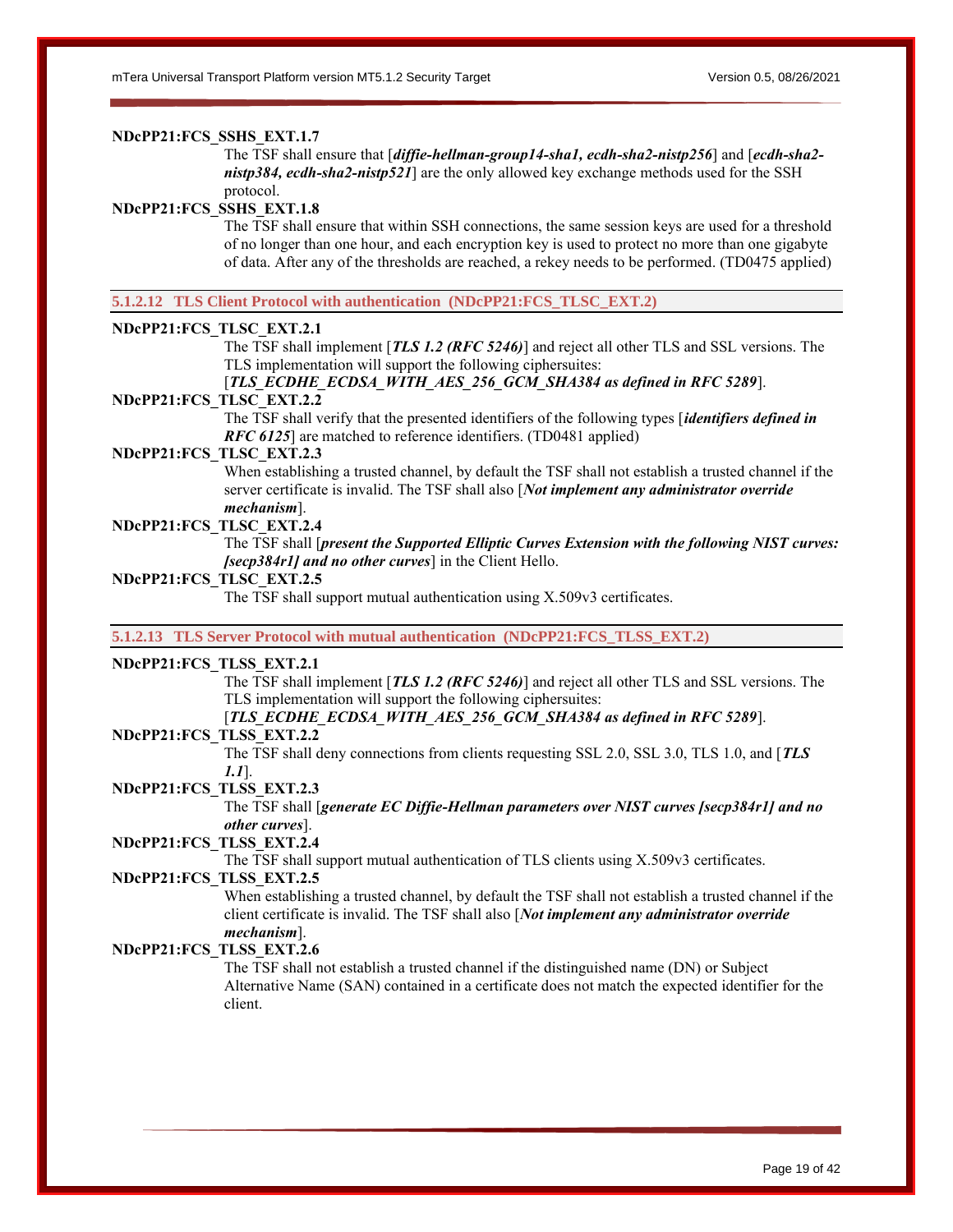**NDcPP21:FCS_SSHS_EXT.1.7**

The TSF shall ensure that [***diffie-hellman-group14-sha1, ecdh-sha2-nistp256***] and [***ecdh-sha2-nistp384, ecdh-sha2-nistp521***] are the only allowed key exchange methods used for the SSH protocol.

**NDcPP21:FCS_SSHS_EXT.1.8**

The TSF shall ensure that within SSH connections, the same session keys are used for a threshold of no longer than one hour, and each encryption key is used to protect no more than one gigabyte of data. After any of the thresholds are reached, a rekey needs to be performed. (TD0475 applied)

#### 5.1.2.12 TLS Client Protocol with authentication (NDcPP21:FCS_TLSC_EXT.2)

**NDcPP21:FCS_TLSC_EXT.2.1**

The TSF shall implement [***TLS 1.2 (RFC 5246)***] and reject all other TLS and SSL versions. The TLS implementation will support the following ciphersuites:
[***TLS_ECDHE_ECDSA_WITH_AES_256_GCM_SHA384 as defined in RFC 5289***].

**NDcPP21:FCS_TLSC_EXT.2.2**

The TSF shall verify that the presented identifiers of the following types [***identifiers defined in RFC 6125***] are matched to reference identifiers. (TD0481 applied)

**NDcPP21:FCS_TLSC_EXT.2.3**

When establishing a trusted channel, by default the TSF shall not establish a trusted channel if the server certificate is invalid. The TSF shall also [***Not implement any administrator override mechanism***].

**NDcPP21:FCS_TLSC_EXT.2.4**

The TSF shall [***present the Supported Elliptic Curves Extension with the following NIST curves: [secp384r1] and no other curves***] in the Client Hello.

**NDcPP21:FCS_TLSC_EXT.2.5**

The TSF shall support mutual authentication using X.509v3 certificates.

#### 5.1.2.13 TLS Server Protocol with mutual authentication (NDcPP21:FCS_TLSS_EXT.2)

**NDcPP21:FCS_TLSS_EXT.2.1**

The TSF shall implement [***TLS 1.2 (RFC 5246)***] and reject all other TLS and SSL versions. The TLS implementation will support the following ciphersuites:
[***TLS_ECDHE_ECDSA_WITH_AES_256_GCM_SHA384 as defined in RFC 5289***].

**NDcPP21:FCS_TLSS_EXT.2.2**

The TSF shall deny connections from clients requesting SSL 2.0, SSL 3.0, TLS 1.0, and [***TLS 1.1***].

**NDcPP21:FCS_TLSS_EXT.2.3**

The TSF shall [***generate EC Diffie-Hellman parameters over NIST curves [secp384r1] and no other curves***].

**NDcPP21:FCS_TLSS_EXT.2.4**

The TSF shall support mutual authentication of TLS clients using X.509v3 certificates.

**NDcPP21:FCS_TLSS_EXT.2.5**

When establishing a trusted channel, by default the TSF shall not establish a trusted channel if the client certificate is invalid. The TSF shall also [***Not implement any administrator override mechanism***].

**NDcPP21:FCS_TLSS_EXT.2.6**

The TSF shall not establish a trusted channel if the distinguished name (DN) or Subject Alternative Name (SAN) contained in a certificate does not match the expected identifier for the client.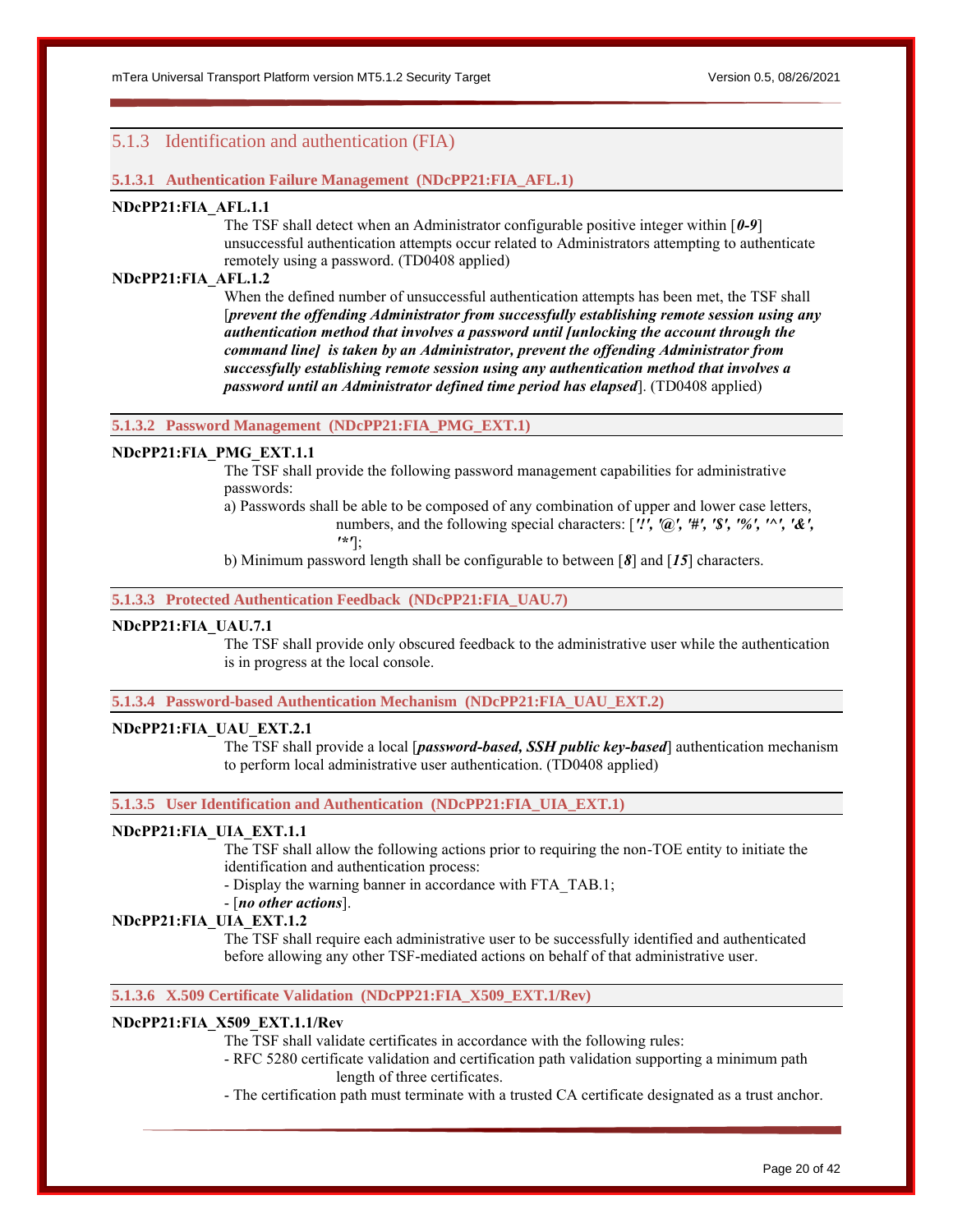## 5.1.3 Identification and authentication (FIA)

### 5.1.3.1 Authentication Failure Management (NDcPP21:FIA_AFL.1)

**NDcPP21:FIA_AFL.1.1**

The TSF shall detect when an Administrator configurable positive integer within [***0-9***] unsuccessful authentication attempts occur related to Administrators attempting to authenticate remotely using a password. (TD0408 applied)

**NDcPP21:FIA_AFL.1.2**

When the defined number of unsuccessful authentication attempts has been met, the TSF shall [***prevent the offending Administrator from successfully establishing remote session using any authentication method that involves a password until [unlocking the account through the command line] is taken by an Administrator, prevent the offending Administrator from successfully establishing remote session using any authentication method that involves a password until an Administrator defined time period has elapsed***]. (TD0408 applied)

### 5.1.3.2 Password Management (NDcPP21:FIA_PMG_EXT.1)

**NDcPP21:FIA_PMG_EXT.1.1**

The TSF shall provide the following password management capabilities for administrative passwords:

a) Passwords shall be able to be composed of any combination of upper and lower case letters, numbers, and the following special characters: [***'!', '@', '#', '$', '%', '^', '&', '*'***];

b) Minimum password length shall be configurable to between [***8***] and [***15***] characters.

### 5.1.3.3 Protected Authentication Feedback (NDcPP21:FIA_UAU.7)

**NDcPP21:FIA_UAU.7.1**

The TSF shall provide only obscured feedback to the administrative user while the authentication is in progress at the local console.

### 5.1.3.4 Password-based Authentication Mechanism (NDcPP21:FIA_UAU_EXT.2)

**NDcPP21:FIA_UAU_EXT.2.1**

The TSF shall provide a local [***password-based, SSH public key-based***] authentication mechanism to perform local administrative user authentication. (TD0408 applied)

### 5.1.3.5 User Identification and Authentication (NDcPP21:FIA_UIA_EXT.1)

**NDcPP21:FIA_UIA_EXT.1.1**

The TSF shall allow the following actions prior to requiring the non-TOE entity to initiate the identification and authentication process:

- Display the warning banner in accordance with FTA_TAB.1;
- [***no other actions***].

**NDcPP21:FIA_UIA_EXT.1.2**

The TSF shall require each administrative user to be successfully identified and authenticated before allowing any other TSF-mediated actions on behalf of that administrative user.

### 5.1.3.6 X.509 Certificate Validation (NDcPP21:FIA_X509_EXT.1/Rev)

**NDcPP21:FIA_X509_EXT.1.1/Rev**

The TSF shall validate certificates in accordance with the following rules:

- RFC 5280 certificate validation and certification path validation supporting a minimum path length of three certificates.
- The certification path must terminate with a trusted CA certificate designated as a trust anchor.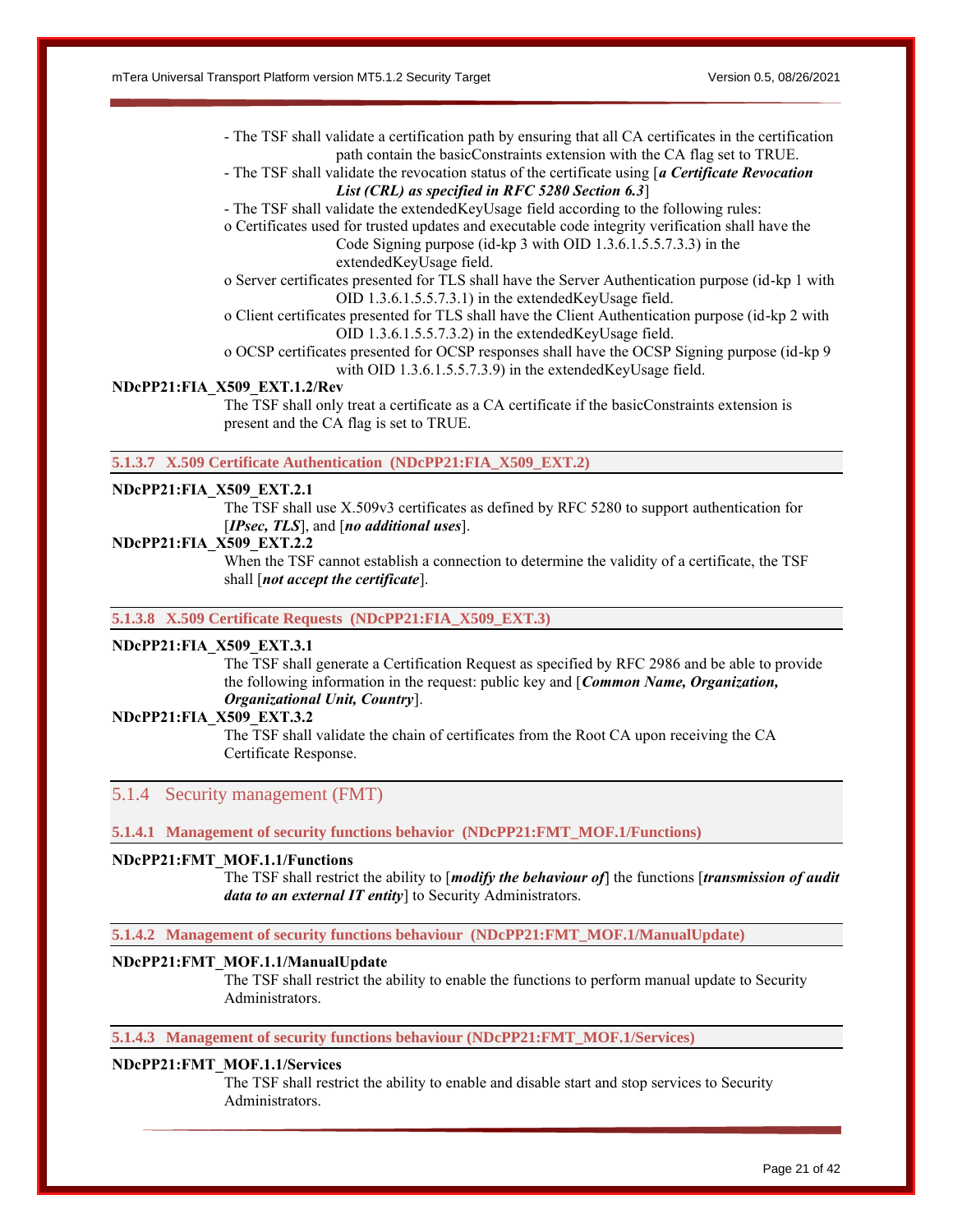- The TSF shall validate a certification path by ensuring that all CA certificates in the certification path contain the basicConstraints extension with the CA flag set to TRUE.
- The TSF shall validate the revocation status of the certificate using [***a Certificate Revocation List (CRL) as specified in RFC 5280 Section 6.3***]
- The TSF shall validate the extendedKeyUsage field according to the following rules:
    - o Certificates used for trusted updates and executable code integrity verification shall have the Code Signing purpose (id-kp 3 with OID 1.3.6.1.5.5.7.3.3) in the extendedKeyUsage field.
    - o Server certificates presented for TLS shall have the Server Authentication purpose (id-kp 1 with OID 1.3.6.1.5.5.7.3.1) in the extendedKeyUsage field.
    - o Client certificates presented for TLS shall have the Client Authentication purpose (id-kp 2 with OID 1.3.6.1.5.5.7.3.2) in the extendedKeyUsage field.
    - o OCSP certificates presented for OCSP responses shall have the OCSP Signing purpose (id-kp 9 with OID 1.3.6.1.5.5.7.3.9) in the extendedKeyUsage field.

**NDcPP21:FIA_X509_EXT.1.2/Rev**

The TSF shall only treat a certificate as a CA certificate if the basicConstraints extension is present and the CA flag is set to TRUE.

#### 5.1.3.7 X.509 Certificate Authentication (NDcPP21:FIA_X509_EXT.2)

**NDcPP21:FIA_X509_EXT.2.1**

The TSF shall use X.509v3 certificates as defined by RFC 5280 to support authentication for [***IPsec, TLS***], and [***no additional uses***].

**NDcPP21:FIA_X509_EXT.2.2**

When the TSF cannot establish a connection to determine the validity of a certificate, the TSF shall [***not accept the certificate***].

#### 5.1.3.8 X.509 Certificate Requests (NDcPP21:FIA_X509_EXT.3)

**NDcPP21:FIA_X509_EXT.3.1**

The TSF shall generate a Certification Request as specified by RFC 2986 and be able to provide the following information in the request: public key and [***Common Name, Organization, Organizational Unit, Country***].

**NDcPP21:FIA_X509_EXT.3.2**

The TSF shall validate the chain of certificates from the Root CA upon receiving the CA Certificate Response.

### 5.1.4 Security management (FMT)

#### 5.1.4.1 Management of security functions behavior (NDcPP21:FMT_MOF.1/Functions)

**NDcPP21:FMT_MOF.1.1/Functions**

The TSF shall restrict the ability to [***modify the behaviour of***] the functions [***transmission of audit data to an external IT entity***] to Security Administrators.

#### 5.1.4.2 Management of security functions behaviour (NDcPP21:FMT_MOF.1/ManualUpdate)

**NDcPP21:FMT_MOF.1.1/ManualUpdate**

The TSF shall restrict the ability to enable the functions to perform manual update to Security Administrators.

#### 5.1.4.3 Management of security functions behaviour (NDcPP21:FMT_MOF.1/Services)

**NDcPP21:FMT_MOF.1.1/Services**

The TSF shall restrict the ability to enable and disable start and stop services to Security Administrators.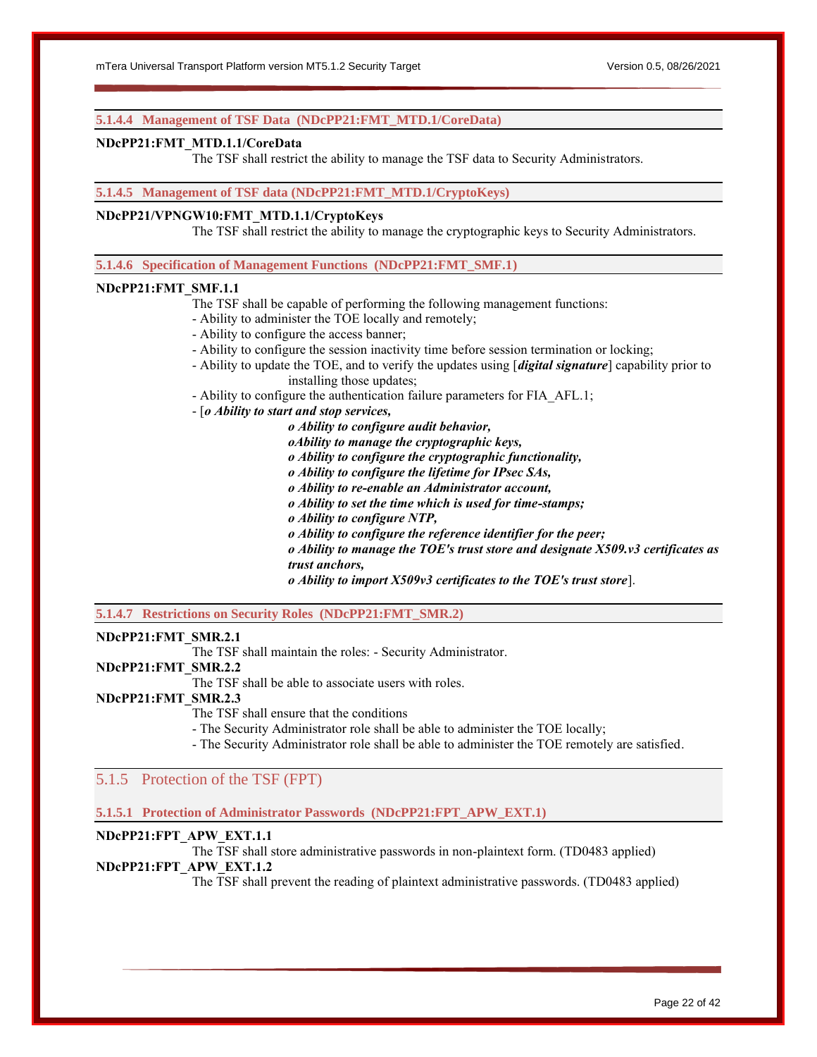#### 5.1.4.4 Management of TSF Data (NDcPP21:FMT_MTD.1/CoreData)

**NDcPP21:FMT_MTD.1.1/CoreData**

The TSF shall restrict the ability to manage the TSF data to Security Administrators.

#### 5.1.4.5 Management of TSF data (NDcPP21:FMT_MTD.1/CryptoKeys)

**NDcPP21/VPNGW10:FMT_MTD.1.1/CryptoKeys**

The TSF shall restrict the ability to manage the cryptographic keys to Security Administrators.

#### 5.1.4.6 Specification of Management Functions (NDcPP21:FMT_SMF.1)

**NDcPP21:FMT_SMF.1.1**

The TSF shall be capable of performing the following management functions:

- Ability to administer the TOE locally and remotely;
- Ability to configure the access banner;
- Ability to configure the session inactivity time before session termination or locking;
- Ability to update the TOE, and to verify the updates using [***digital signature***] capability prior to installing those updates;
- Ability to configure the authentication failure parameters for FIA_AFL.1;
- [***o Ability to start and stop services,***
  - ***o Ability to configure audit behavior,***
  - ***oAbility to manage the cryptographic keys,***
  - ***o Ability to configure the cryptographic functionality,***
  - ***o Ability to configure the lifetime for IPsec SAs,***
  - ***o Ability to re-enable an Administrator account,***
  - ***o Ability to set the time which is used for time-stamps;***
  - ***o Ability to configure NTP,***
  - ***o Ability to configure the reference identifier for the peer;***
  - ***o Ability to manage the TOE's trust store and designate X509.v3 certificates as trust anchors,***
  - ***o Ability to import X509v3 certificates to the TOE's trust store***].

#### 5.1.4.7 Restrictions on Security Roles (NDcPP21:FMT_SMR.2)

**NDcPP21:FMT_SMR.2.1**

The TSF shall maintain the roles: - Security Administrator.

**NDcPP21:FMT_SMR.2.2**

The TSF shall be able to associate users with roles.

**NDcPP21:FMT_SMR.2.3**

The TSF shall ensure that the conditions

- The Security Administrator role shall be able to administer the TOE locally;
- The Security Administrator role shall be able to administer the TOE remotely are satisfied.

### 5.1.5 Protection of the TSF (FPT)

#### 5.1.5.1 Protection of Administrator Passwords (NDcPP21:FPT_APW_EXT.1)

**NDcPP21:FPT_APW_EXT.1.1**

The TSF shall store administrative passwords in non-plaintext form. (TD0483 applied)

**NDcPP21:FPT_APW_EXT.1.2**

The TSF shall prevent the reading of plaintext administrative passwords. (TD0483 applied)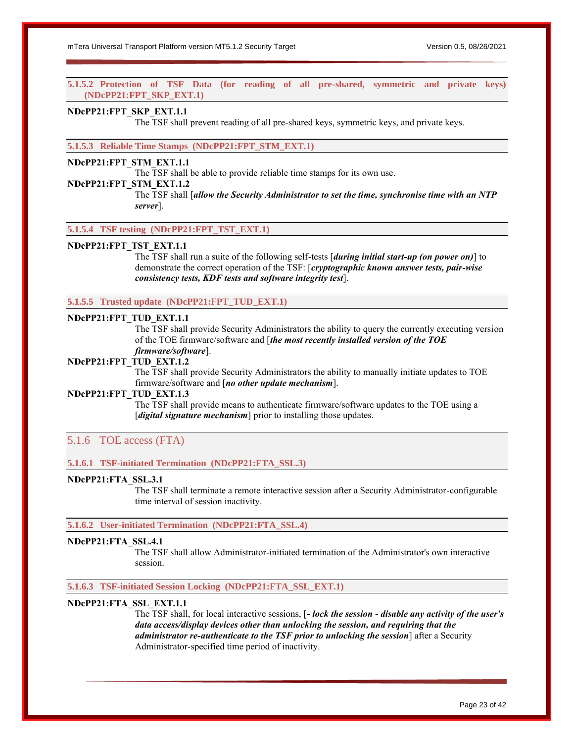#### 5.1.5.2 Protection of TSF Data (for reading of all pre-shared, symmetric and private keys) (NDcPP21:FPT_SKP_EXT.1)

**NDcPP21:FPT_SKP_EXT.1.1**

The TSF shall prevent reading of all pre-shared keys, symmetric keys, and private keys.

#### 5.1.5.3 Reliable Time Stamps (NDcPP21:FPT_STM_EXT.1)

**NDcPP21:FPT_STM_EXT.1.1**

The TSF shall be able to provide reliable time stamps for its own use.

**NDcPP21:FPT_STM_EXT.1.2**

The TSF shall [***allow the Security Administrator to set the time, synchronise time with an NTP server***].

#### 5.1.5.4 TSF testing (NDcPP21:FPT_TST_EXT.1)

**NDcPP21:FPT_TST_EXT.1.1**

The TSF shall run a suite of the following self-tests [***during initial start-up (on power on)***] to demonstrate the correct operation of the TSF: [***cryptographic known answer tests, pair-wise consistency tests, KDF tests and software integrity test***].

#### 5.1.5.5 Trusted update (NDcPP21:FPT_TUD_EXT.1)

**NDcPP21:FPT_TUD_EXT.1.1**

The TSF shall provide Security Administrators the ability to query the currently executing version of the TOE firmware/software and [***the most recently installed version of the TOE firmware/software***].

**NDcPP21:FPT_TUD_EXT.1.2**

The TSF shall provide Security Administrators the ability to manually initiate updates to TOE firmware/software and [***no other update mechanism***].

**NDcPP21:FPT_TUD_EXT.1.3**

The TSF shall provide means to authenticate firmware/software updates to the TOE using a [***digital signature mechanism***] prior to installing those updates.

### 5.1.6 TOE access (FTA)

#### 5.1.6.1 TSF-initiated Termination (NDcPP21:FTA_SSL.3)

**NDcPP21:FTA_SSL.3.1**

The TSF shall terminate a remote interactive session after a Security Administrator-configurable time interval of session inactivity.

#### 5.1.6.2 User-initiated Termination (NDcPP21:FTA_SSL.4)

**NDcPP21:FTA_SSL.4.1**

The TSF shall allow Administrator-initiated termination of the Administrator's own interactive session.

#### 5.1.6.3 TSF-initiated Session Locking (NDcPP21:FTA_SSL_EXT.1)

**NDcPP21:FTA_SSL_EXT.1.1**

The TSF shall, for local interactive sessions, [***- lock the session - disable any activity of the user's data access/display devices other than unlocking the session, and requiring that the administrator re-authenticate to the TSF prior to unlocking the session***] after a Security Administrator-specified time period of inactivity.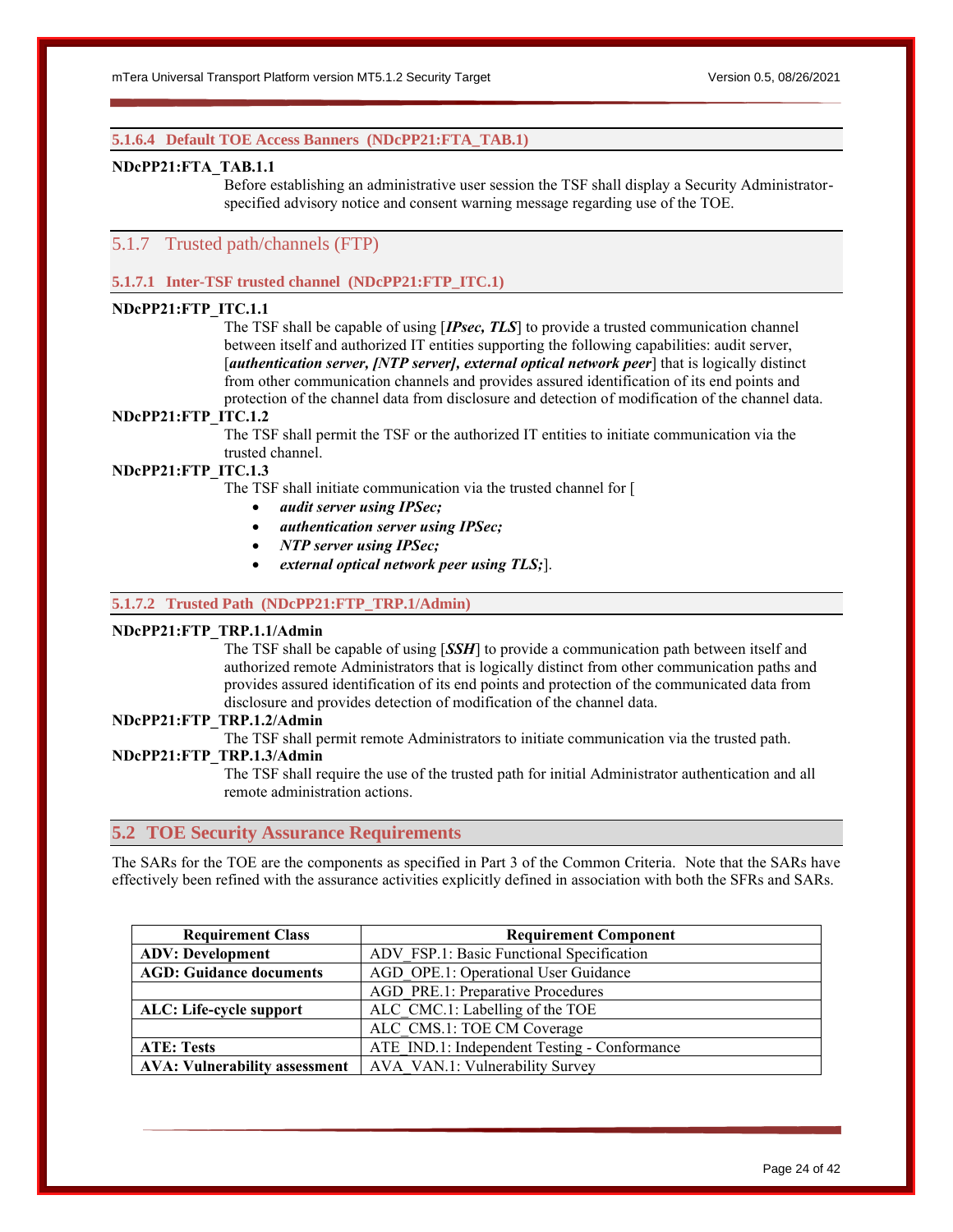#### 5.1.6.4 Default TOE Access Banners (NDcPP21:FTA_TAB.1)

**NDcPP21:FTA_TAB.1.1**

Before establishing an administrative user session the TSF shall display a Security Administrator-specified advisory notice and consent warning message regarding use of the TOE.

### 5.1.7 Trusted path/channels (FTP)

#### 5.1.7.1 Inter-TSF trusted channel (NDcPP21:FTP_ITC.1)

**NDcPP21:FTP_ITC.1.1**

The TSF shall be capable of using [***IPsec, TLS***] to provide a trusted communication channel between itself and authorized IT entities supporting the following capabilities: audit server, [***authentication server, [NTP server], external optical network peer***] that is logically distinct from other communication channels and provides assured identification of its end points and protection of the channel data from disclosure and detection of modification of the channel data.

**NDcPP21:FTP_ITC.1.2**

The TSF shall permit the TSF or the authorized IT entities to initiate communication via the trusted channel.

**NDcPP21:FTP_ITC.1.3**

The TSF shall initiate communication via the trusted channel for [

- ***audit server using IPSec;***
- ***authentication server using IPSec;***
- ***NTP server using IPSec;***
- ***external optical network peer using TLS;***].

#### 5.1.7.2 Trusted Path (NDcPP21:FTP_TRP.1/Admin)

**NDcPP21:FTP_TRP.1.1/Admin**

The TSF shall be capable of using [***SSH***] to provide a communication path between itself and authorized remote Administrators that is logically distinct from other communication paths and provides assured identification of its end points and protection of the communicated data from disclosure and provides detection of modification of the channel data.

**NDcPP21:FTP_TRP.1.2/Admin**

The TSF shall permit remote Administrators to initiate communication via the trusted path.

**NDcPP21:FTP_TRP.1.3/Admin**

The TSF shall require the use of the trusted path for initial Administrator authentication and all remote administration actions.

## 5.2 TOE Security Assurance Requirements

The SARs for the TOE are the components as specified in Part 3 of the Common Criteria. Note that the SARs have effectively been refined with the assurance activities explicitly defined in association with both the SFRs and SARs.

| Requirement Class | Requirement Component |
|---|---|
| **ADV: Development** | ADV_FSP.1: Basic Functional Specification |
| **AGD: Guidance documents** | AGD_OPE.1: Operational User Guidance |
| | AGD_PRE.1: Preparative Procedures |
| **ALC: Life-cycle support** | ALC_CMC.1: Labelling of the TOE |
| | ALC_CMS.1: TOE CM Coverage |
| **ATE: Tests** | ATE_IND.1: Independent Testing - Conformance |
| **AVA: Vulnerability assessment** | AVA_VAN.1: Vulnerability Survey |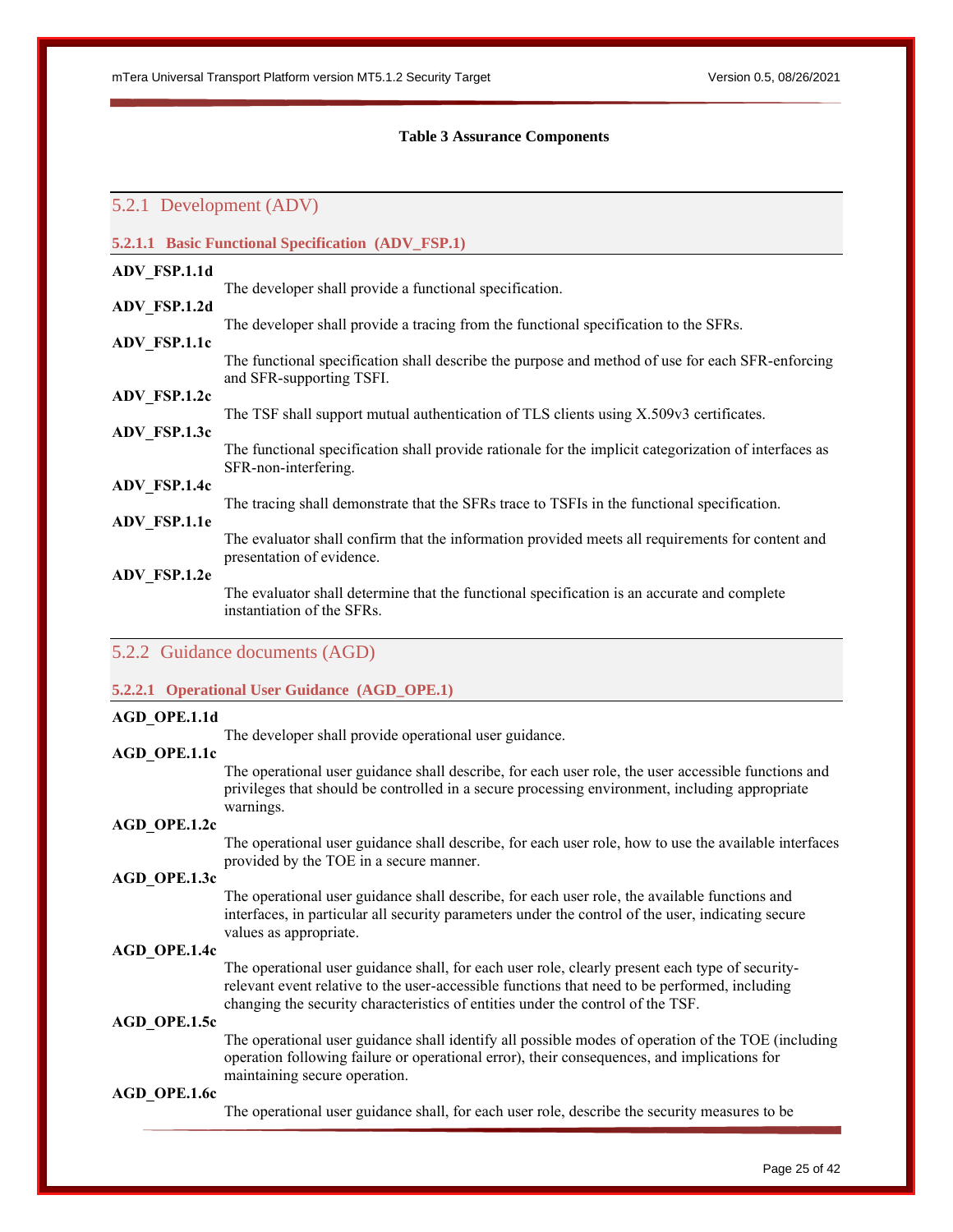**Table 3 Assurance Components**

## 5.2.1 Development (ADV)

### 5.2.1.1 Basic Functional Specification (ADV_FSP.1)

**ADV_FSP.1.1d**
The developer shall provide a functional specification.

**ADV_FSP.1.2d**
The developer shall provide a tracing from the functional specification to the SFRs.

**ADV_FSP.1.1c**
The functional specification shall describe the purpose and method of use for each SFR-enforcing and SFR-supporting TSFI.

**ADV_FSP.1.2c**
The TSF shall support mutual authentication of TLS clients using X.509v3 certificates.

**ADV_FSP.1.3c**
The functional specification shall provide rationale for the implicit categorization of interfaces as SFR-non-interfering.

**ADV_FSP.1.4c**
The tracing shall demonstrate that the SFRs trace to TSFIs in the functional specification.

**ADV_FSP.1.1e**
The evaluator shall confirm that the information provided meets all requirements for content and presentation of evidence.

**ADV_FSP.1.2e**
The evaluator shall determine that the functional specification is an accurate and complete instantiation of the SFRs.

## 5.2.2 Guidance documents (AGD)

### 5.2.2.1 Operational User Guidance (AGD_OPE.1)

**AGD_OPE.1.1d**
The developer shall provide operational user guidance.

**AGD_OPE.1.1c**
The operational user guidance shall describe, for each user role, the user accessible functions and privileges that should be controlled in a secure processing environment, including appropriate warnings.

**AGD_OPE.1.2c**
The operational user guidance shall describe, for each user role, how to use the available interfaces provided by the TOE in a secure manner.

**AGD_OPE.1.3c**
The operational user guidance shall describe, for each user role, the available functions and interfaces, in particular all security parameters under the control of the user, indicating secure values as appropriate.

**AGD_OPE.1.4c**
The operational user guidance shall, for each user role, clearly present each type of security-relevant event relative to the user-accessible functions that need to be performed, including changing the security characteristics of entities under the control of the TSF.

**AGD_OPE.1.5c**
The operational user guidance shall identify all possible modes of operation of the TOE (including operation following failure or operational error), their consequences, and implications for maintaining secure operation.

**AGD_OPE.1.6c**
The operational user guidance shall, for each user role, describe the security measures to be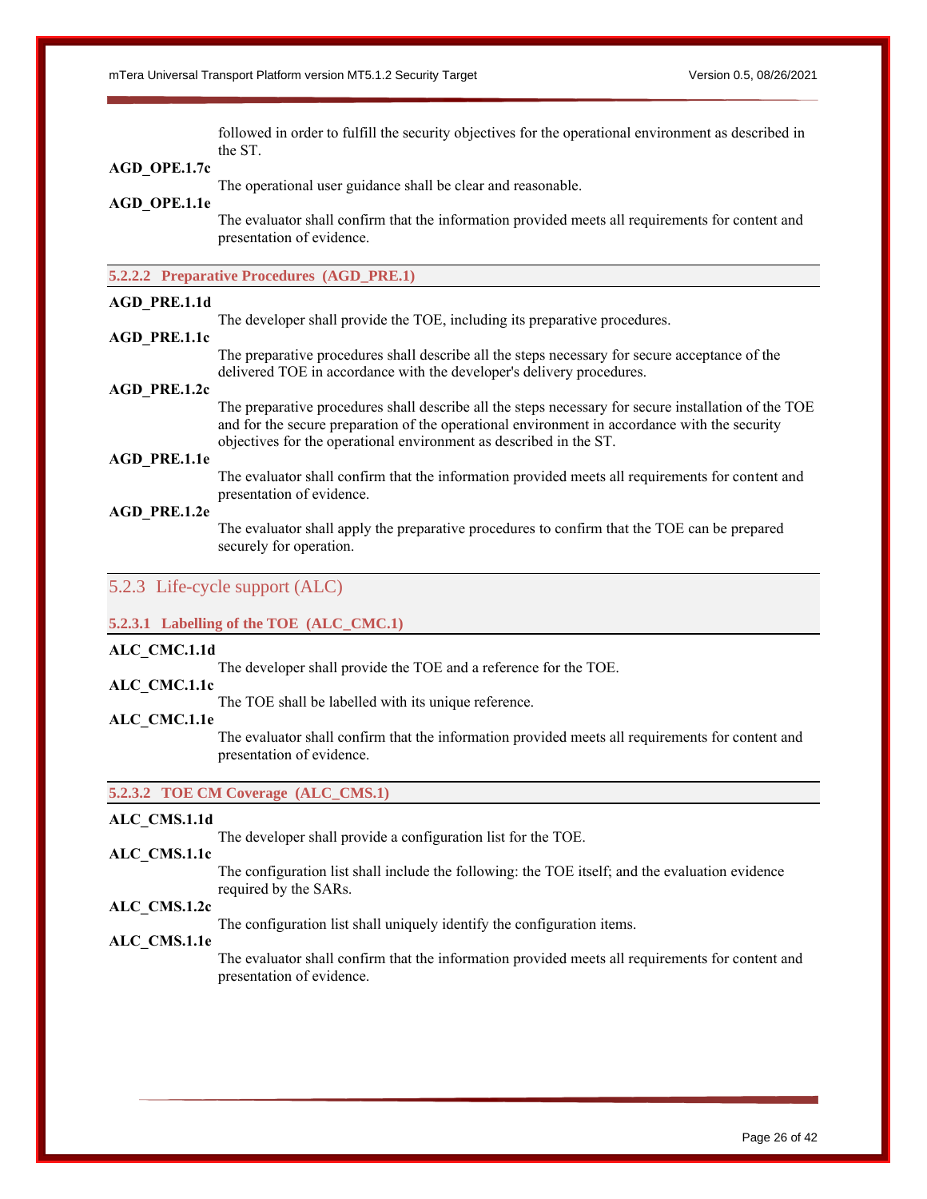followed in order to fulfill the security objectives for the operational environment as described in the ST.

**AGD_OPE.1.7c**

The operational user guidance shall be clear and reasonable.

**AGD_OPE.1.1e**

The evaluator shall confirm that the information provided meets all requirements for content and presentation of evidence.

#### 5.2.2.2 Preparative Procedures (AGD_PRE.1)

**AGD_PRE.1.1d**

The developer shall provide the TOE, including its preparative procedures.

**AGD_PRE.1.1c**

The preparative procedures shall describe all the steps necessary for secure acceptance of the delivered TOE in accordance with the developer's delivery procedures.

**AGD_PRE.1.2c**

The preparative procedures shall describe all the steps necessary for secure installation of the TOE and for the secure preparation of the operational environment in accordance with the security objectives for the operational environment as described in the ST.

**AGD_PRE.1.1e**

The evaluator shall confirm that the information provided meets all requirements for content and presentation of evidence.

**AGD_PRE.1.2e**

The evaluator shall apply the preparative procedures to confirm that the TOE can be prepared securely for operation.

### 5.2.3 Life-cycle support (ALC)

#### 5.2.3.1 Labelling of the TOE (ALC_CMC.1)

**ALC_CMC.1.1d**

The developer shall provide the TOE and a reference for the TOE.

**ALC_CMC.1.1c**

The TOE shall be labelled with its unique reference.

**ALC_CMC.1.1e**

The evaluator shall confirm that the information provided meets all requirements for content and presentation of evidence.

#### 5.2.3.2 TOE CM Coverage (ALC_CMS.1)

**ALC_CMS.1.1d**

The developer shall provide a configuration list for the TOE.

**ALC_CMS.1.1c**

The configuration list shall include the following: the TOE itself; and the evaluation evidence required by the SARs.

**ALC_CMS.1.2c**

The configuration list shall uniquely identify the configuration items.

**ALC_CMS.1.1e**

The evaluator shall confirm that the information provided meets all requirements for content and presentation of evidence.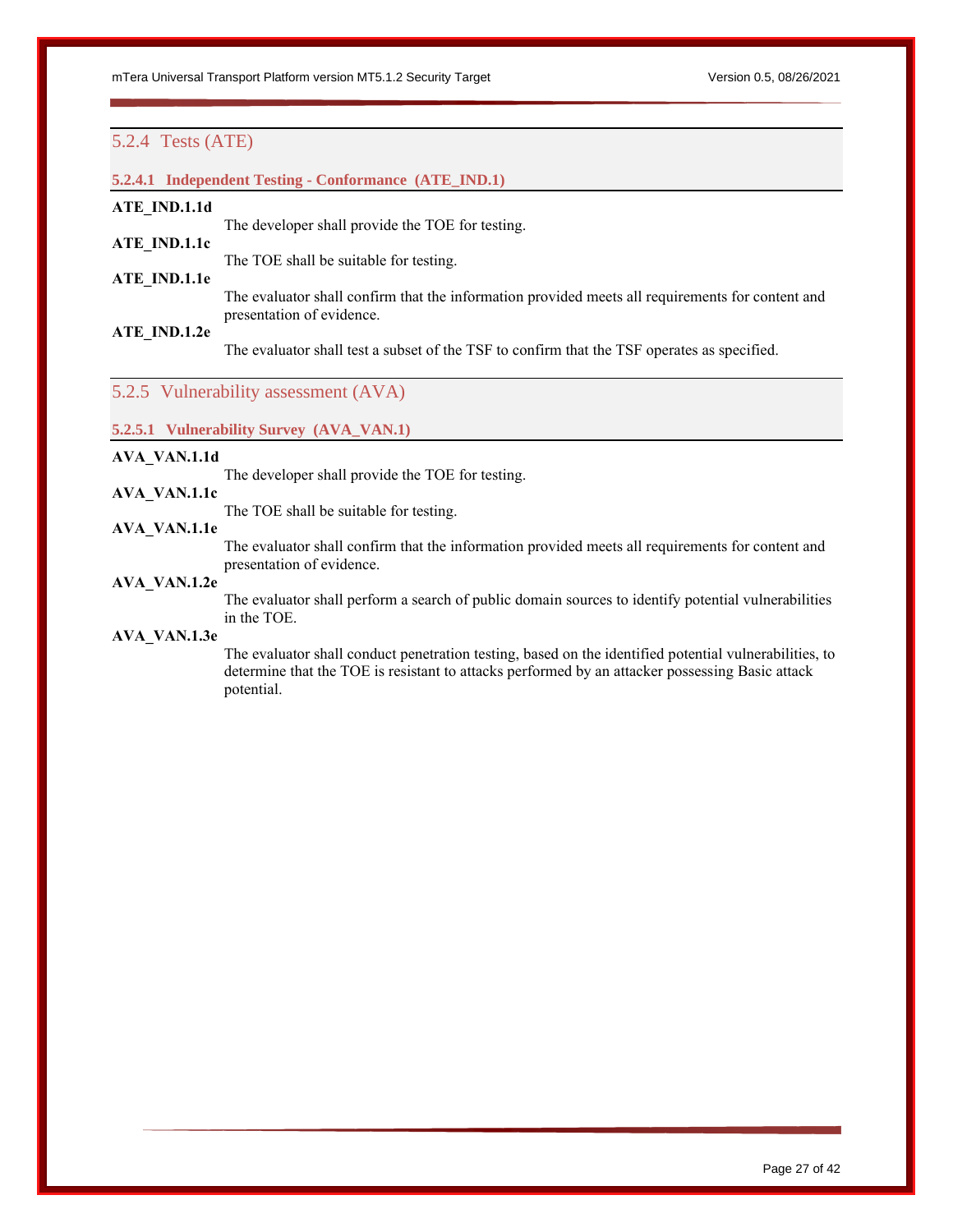### 5.2.4 Tests (ATE)

#### 5.2.4.1 Independent Testing - Conformance (ATE_IND.1)

**ATE_IND.1.1d**

The developer shall provide the TOE for testing.

**ATE_IND.1.1c**

The TOE shall be suitable for testing.

**ATE_IND.1.1e**

The evaluator shall confirm that the information provided meets all requirements for content and presentation of evidence.

**ATE_IND.1.2e**

The evaluator shall test a subset of the TSF to confirm that the TSF operates as specified.

### 5.2.5 Vulnerability assessment (AVA)

#### 5.2.5.1 Vulnerability Survey (AVA_VAN.1)

**AVA_VAN.1.1d**

The developer shall provide the TOE for testing.

**AVA_VAN.1.1c**

The TOE shall be suitable for testing.

**AVA_VAN.1.1e**

The evaluator shall confirm that the information provided meets all requirements for content and presentation of evidence.

**AVA_VAN.1.2e**

The evaluator shall perform a search of public domain sources to identify potential vulnerabilities in the TOE.

**AVA_VAN.1.3e**

The evaluator shall conduct penetration testing, based on the identified potential vulnerabilities, to determine that the TOE is resistant to attacks performed by an attacker possessing Basic attack potential.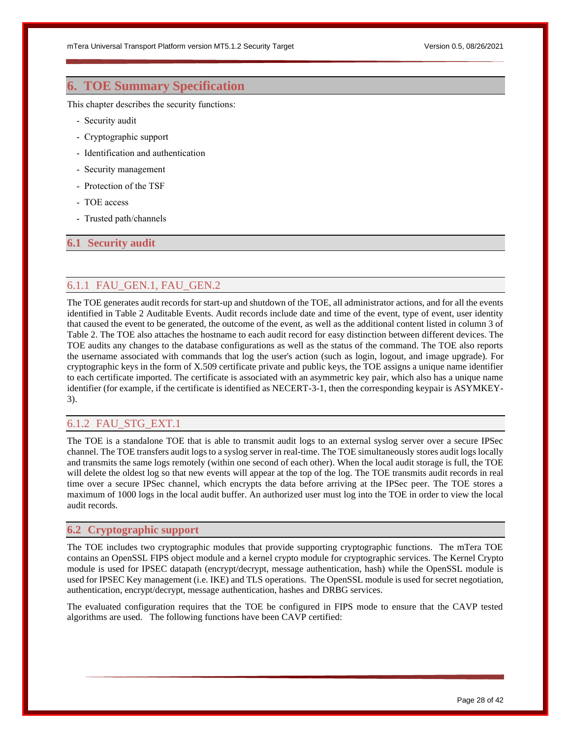# 6. TOE Summary Specification

This chapter describes the security functions:

- Security audit
- Cryptographic support
- Identification and authentication
- Security management
- Protection of the TSF
- TOE access
- Trusted path/channels

## 6.1 Security audit

### 6.1.1 FAU_GEN.1, FAU_GEN.2

The TOE generates audit records for start-up and shutdown of the TOE, all administrator actions, and for all the events identified in Table 2 Auditable Events. Audit records include date and time of the event, type of event, user identity that caused the event to be generated, the outcome of the event, as well as the additional content listed in column 3 of Table 2. The TOE also attaches the hostname to each audit record for easy distinction between different devices. The TOE audits any changes to the database configurations as well as the status of the command. The TOE also reports the username associated with commands that log the user's action (such as login, logout, and image upgrade). For cryptographic keys in the form of X.509 certificate private and public keys, the TOE assigns a unique name identifier to each certificate imported. The certificate is associated with an asymmetric key pair, which also has a unique name identifier (for example, if the certificate is identified as NECERT-3-1, then the corresponding keypair is ASYMKEY-3).

### 6.1.2 FAU_STG_EXT.1

The TOE is a standalone TOE that is able to transmit audit logs to an external syslog server over a secure IPSec channel. The TOE transfers audit logs to a syslog server in real-time. The TOE simultaneously stores audit logs locally and transmits the same logs remotely (within one second of each other). When the local audit storage is full, the TOE will delete the oldest log so that new events will appear at the top of the log. The TOE transmits audit records in real time over a secure IPSec channel, which encrypts the data before arriving at the IPSec peer. The TOE stores a maximum of 1000 logs in the local audit buffer. An authorized user must log into the TOE in order to view the local audit records.

## 6.2 Cryptographic support

The TOE includes two cryptographic modules that provide supporting cryptographic functions. The mTera TOE contains an OpenSSL FIPS object module and a kernel crypto module for cryptographic services. The Kernel Crypto module is used for IPSEC datapath (encrypt/decrypt, message authentication, hash) while the OpenSSL module is used for IPSEC Key management (i.e. IKE) and TLS operations. The OpenSSL module is used for secret negotiation, authentication, encrypt/decrypt, message authentication, hashes and DRBG services.

The evaluated configuration requires that the TOE be configured in FIPS mode to ensure that the CAVP tested algorithms are used. The following functions have been CAVP certified: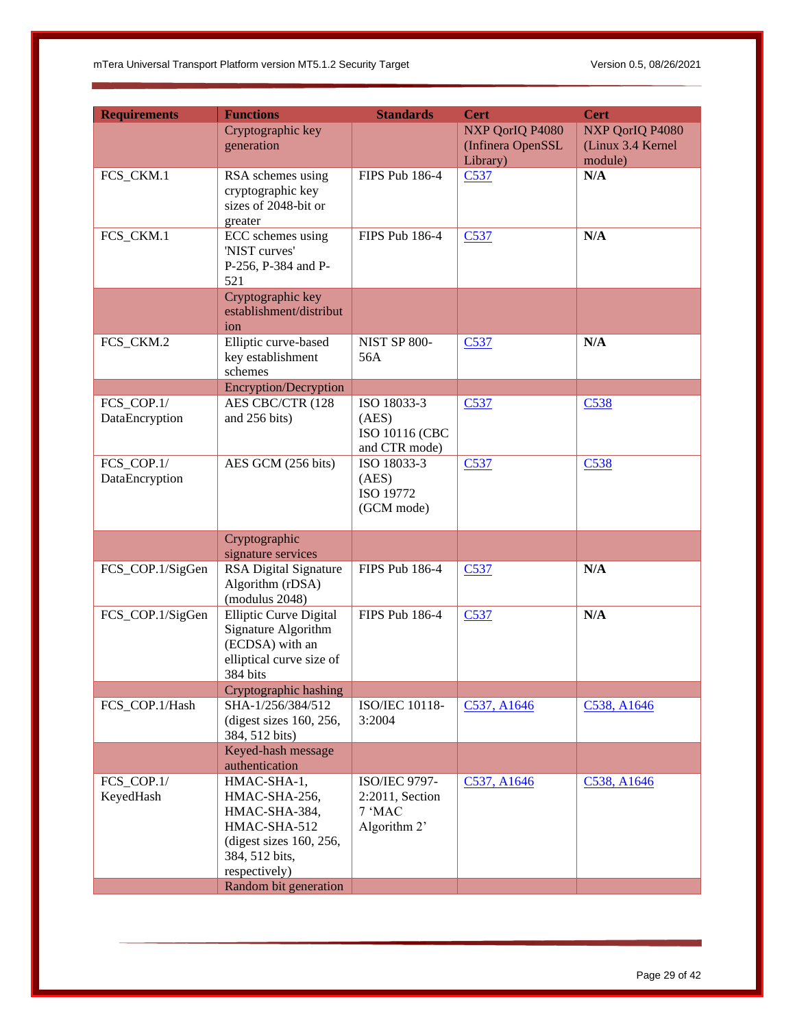| Requirements | Functions | Standards | Cert | Cert |
|---|---|---|---|---|
| | Cryptographic key generation | | NXP QorIQ P4080 (Infinera OpenSSL Library) | NXP QorIQ P4080 (Linux 3.4 Kernel module) |
| FCS_CKM.1 | RSA schemes using cryptographic key sizes of 2048-bit or greater | FIPS Pub 186-4 | C537 | **N/A** |
| FCS_CKM.1 | ECC schemes using 'NIST curves' P-256, P-384 and P-521 | FIPS Pub 186-4 | C537 | **N/A** |
| | Cryptographic key establishment/distribution | | | |
| FCS_CKM.2 | Elliptic curve-based key establishment schemes | NIST SP 800-56A | C537 | **N/A** |
| | Encryption/Decryption | | | |
| FCS_COP.1/ DataEncryption | AES CBC/CTR (128 and 256 bits) | ISO 18033-3 (AES) ISO 10116 (CBC and CTR mode) | C537 | C538 |
| FCS_COP.1/ DataEncryption | AES GCM (256 bits) | ISO 18033-3 (AES) ISO 19772 (GCM mode) | C537 | C538 |
| | Cryptographic signature services | | | |
| FCS_COP.1/SigGen | RSA Digital Signature Algorithm (rDSA) (modulus 2048) | FIPS Pub 186-4 | C537 | **N/A** |
| FCS_COP.1/SigGen | Elliptic Curve Digital Signature Algorithm (ECDSA) with an elliptical curve size of 384 bits | FIPS Pub 186-4 | C537 | **N/A** |
| | Cryptographic hashing | | | |
| FCS_COP.1/Hash | SHA-1/256/384/512 (digest sizes 160, 256, 384, 512 bits) | ISO/IEC 10118-3:2004 | C537, A1646 | C538, A1646 |
| | Keyed-hash message authentication | | | |
| FCS_COP.1/ KeyedHash | HMAC-SHA-1, HMAC-SHA-256, HMAC-SHA-384, HMAC-SHA-512 (digest sizes 160, 256, 384, 512 bits, respectively) | ISO/IEC 9797-2:2011, Section 7 'MAC Algorithm 2' | C537, A1646 | C538, A1646 |
| | Random bit generation | | | |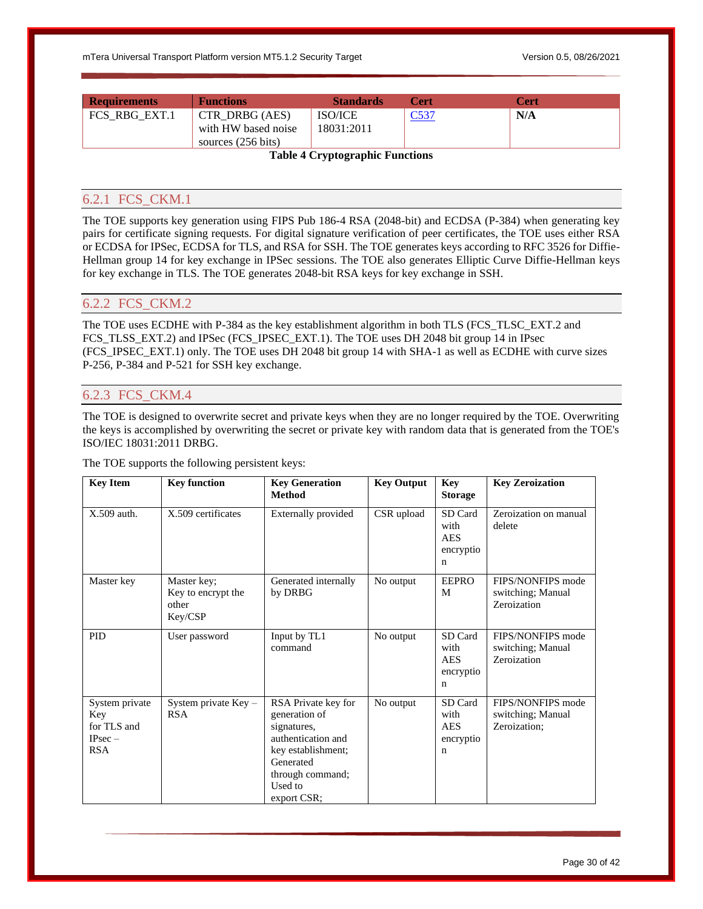| Requirements | Functions | Standards | Cert | Cert |
|---|---|---|---|---|
| FCS_RBG_EXT.1 | CTR_DRBG (AES) with HW based noise sources (256 bits) | ISO/ICE 18031:2011 | C537 | **N/A** |

**Table 4 Cryptographic Functions**

### 6.2.1 FCS_CKM.1

The TOE supports key generation using FIPS Pub 186-4 RSA (2048-bit) and ECDSA (P-384) when generating key pairs for certificate signing requests. For digital signature verification of peer certificates, the TOE uses either RSA or ECDSA for IPSec, ECDSA for TLS, and RSA for SSH. The TOE generates keys according to RFC 3526 for Diffie-Hellman group 14 for key exchange in IPSec sessions. The TOE also generates Elliptic Curve Diffie-Hellman keys for key exchange in TLS. The TOE generates 2048-bit RSA keys for key exchange in SSH.

### 6.2.2 FCS_CKM.2

The TOE uses ECDHE with P-384 as the key establishment algorithm in both TLS (FCS_TLSC_EXT.2 and FCS_TLSS_EXT.2) and IPSec (FCS_IPSEC_EXT.1). The TOE uses DH 2048 bit group 14 in IPsec (FCS_IPSEC_EXT.1) only. The TOE uses DH 2048 bit group 14 with SHA-1 as well as ECDHE with curve sizes P-256, P-384 and P-521 for SSH key exchange.

### 6.2.3 FCS_CKM.4

The TOE is designed to overwrite secret and private keys when they are no longer required by the TOE. Overwriting the keys is accomplished by overwriting the secret or private key with random data that is generated from the TOE's ISO/IEC 18031:2011 DRBG.

The TOE supports the following persistent keys:

| Key Item | Key function | Key Generation Method | Key Output | Key Storage | Key Zeroization |
|---|---|---|---|---|---|
| X.509 auth. | X.509 certificates | Externally provided | CSR upload | SD Card with AES encryption | Zeroization on manual delete |
| Master key | Master key; Key to encrypt the other Key/CSP | Generated internally by DRBG | No output | EEPROM | FIPS/NONFIPS mode switching; Manual Zeroization |
| PID | User password | Input by TL1 command | No output | SD Card with AES encryption | FIPS/NONFIPS mode switching; Manual Zeroization |
| System private Key for TLS and IPsec – RSA | System private Key – RSA | RSA Private key for generation of signatures, authentication and key establishment; Generated through command; Used to export CSR; | No output | SD Card with AES encryption | FIPS/NONFIPS mode switching; Manual Zeroization; |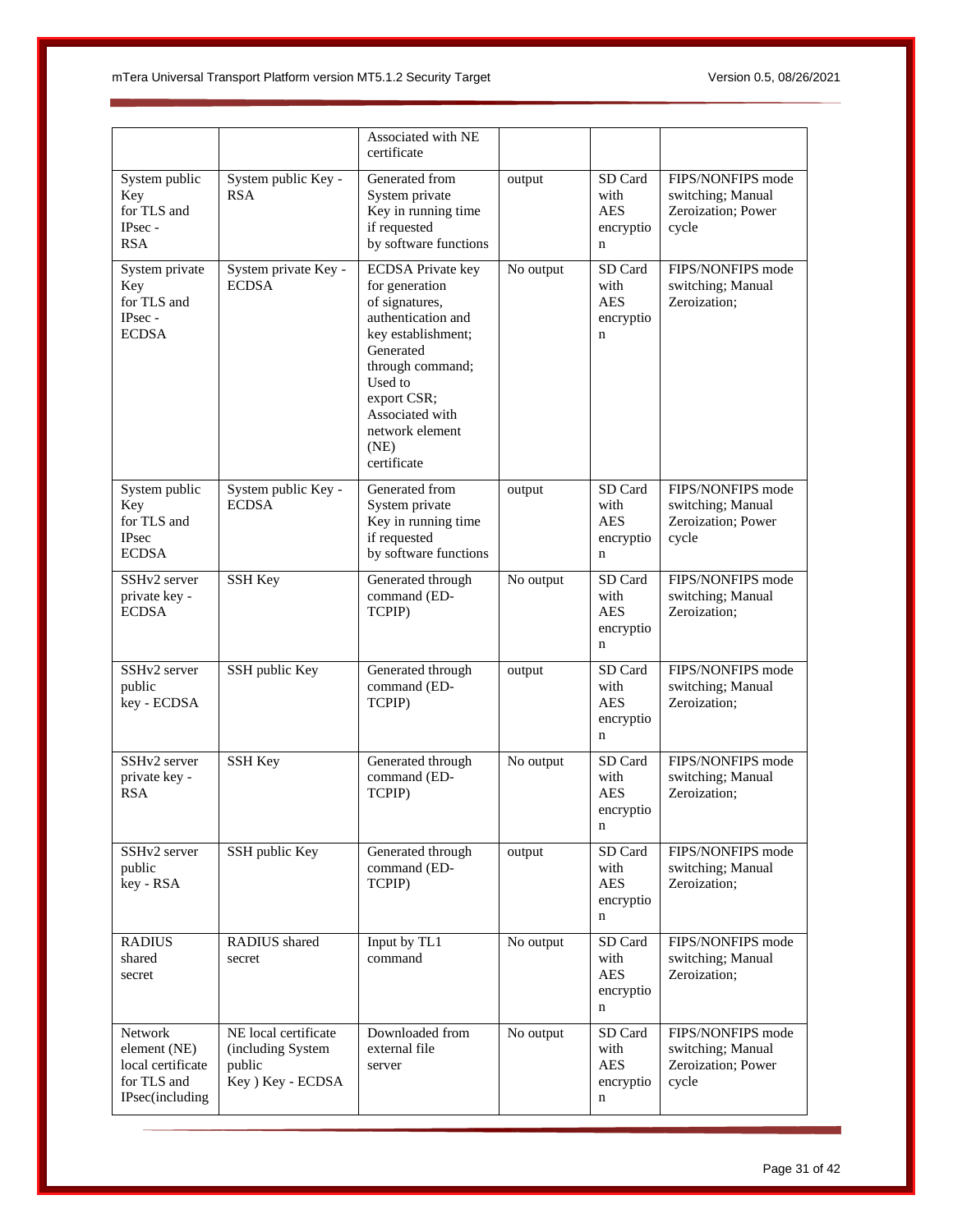| | | Associated with NE certificate | | | |
|---|---|---|---|---|---|
| System public Key for TLS and IPsec - RSA | System public Key - RSA | Generated from System private Key in running time if requested by software functions | output | SD Card with AES encryption | FIPS/NONFIPS mode switching; Manual Zeroization; Power cycle |
| System private Key for TLS and IPsec - ECDSA | System private Key - ECDSA | ECDSA Private key for generation of signatures, authentication and key establishment; Generated through command; Used to export CSR; Associated with network element (NE) certificate | No output | SD Card with AES encryption | FIPS/NONFIPS mode switching; Manual Zeroization; |
| System public Key for TLS and IPsec ECDSA | System public Key - ECDSA | Generated from System private Key in running time if requested by software functions | output | SD Card with AES encryption | FIPS/NONFIPS mode switching; Manual Zeroization; Power cycle |
| SSHv2 server private key - ECDSA | SSH Key | Generated through command (ED-TCPIP) | No output | SD Card with AES encryption | FIPS/NONFIPS mode switching; Manual Zeroization; |
| SSHv2 server public key - ECDSA | SSH public Key | Generated through command (ED-TCPIP) | output | SD Card with AES encryption | FIPS/NONFIPS mode switching; Manual Zeroization; |
| SSHv2 server private key - RSA | SSH Key | Generated through command (ED-TCPIP) | No output | SD Card with AES encryption | FIPS/NONFIPS mode switching; Manual Zeroization; |
| SSHv2 server public key - RSA | SSH public Key | Generated through command (ED-TCPIP) | output | SD Card with AES encryption | FIPS/NONFIPS mode switching; Manual Zeroization; |
| RADIUS shared secret | RADIUS shared secret | Input by TL1 command | No output | SD Card with AES encryption | FIPS/NONFIPS mode switching; Manual Zeroization; |
| Network element (NE) local certificate for TLS and IPsec(including | NE local certificate (including System public Key ) Key - ECDSA | Downloaded from external file server | No output | SD Card with AES encryption | FIPS/NONFIPS mode switching; Manual Zeroization; Power cycle |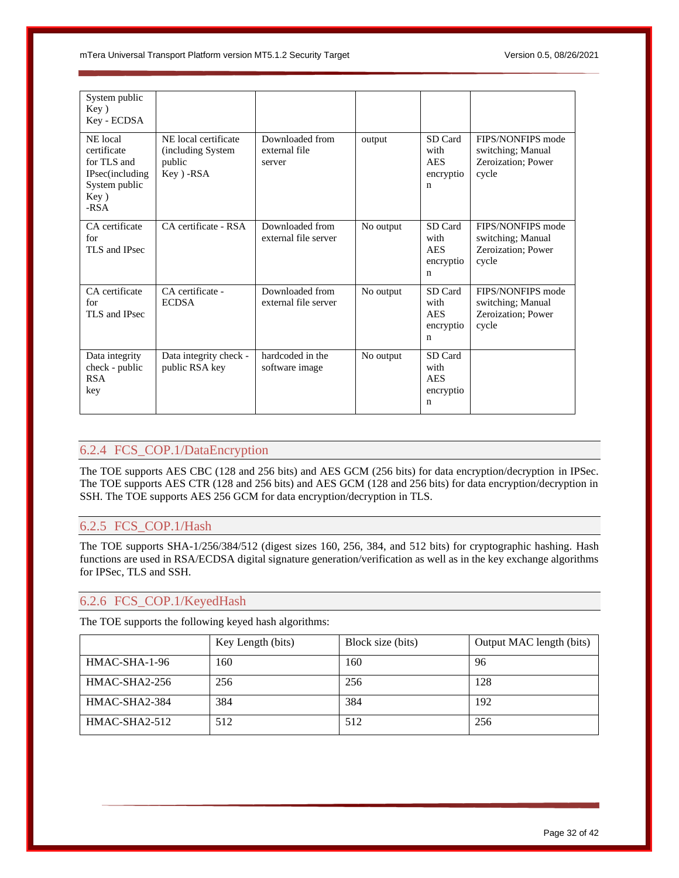| System public Key ) Key - ECDSA | | | | | |
|---|---|---|---|---|---|
| NE local certificate for TLS and IPsec(including System public Key ) -RSA | NE local certificate (including System public Key ) -RSA | Downloaded from external file server | output | SD Card with AES encryption | FIPS/NONFIPS mode switching; Manual Zeroization; Power cycle |
| CA certificate for TLS and IPsec | CA certificate - RSA | Downloaded from external file server | No output | SD Card with AES encryption | FIPS/NONFIPS mode switching; Manual Zeroization; Power cycle |
| CA certificate for TLS and IPsec | CA certificate - ECDSA | Downloaded from external file server | No output | SD Card with AES encryption | FIPS/NONFIPS mode switching; Manual Zeroization; Power cycle |
| Data integrity check - public RSA key | Data integrity check - public RSA key | hardcoded in the software image | No output | SD Card with AES encryption | |

### 6.2.4 FCS_COP.1/DataEncryption

The TOE supports AES CBC (128 and 256 bits) and AES GCM (256 bits) for data encryption/decryption in IPSec. The TOE supports AES CTR (128 and 256 bits) and AES GCM (128 and 256 bits) for data encryption/decryption in SSH. The TOE supports AES 256 GCM for data encryption/decryption in TLS.

### 6.2.5 FCS_COP.1/Hash

The TOE supports SHA-1/256/384/512 (digest sizes 160, 256, 384, and 512 bits) for cryptographic hashing. Hash functions are used in RSA/ECDSA digital signature generation/verification as well as in the key exchange algorithms for IPSec, TLS and SSH.

### 6.2.6 FCS_COP.1/KeyedHash

The TOE supports the following keyed hash algorithms:

| | Key Length (bits) | Block size (bits) | Output MAC length (bits) |
|---|---|---|---|
| HMAC-SHA-1-96 | 160 | 160 | 96 |
| HMAC-SHA2-256 | 256 | 256 | 128 |
| HMAC-SHA2-384 | 384 | 384 | 192 |
| HMAC-SHA2-512 | 512 | 512 | 256 |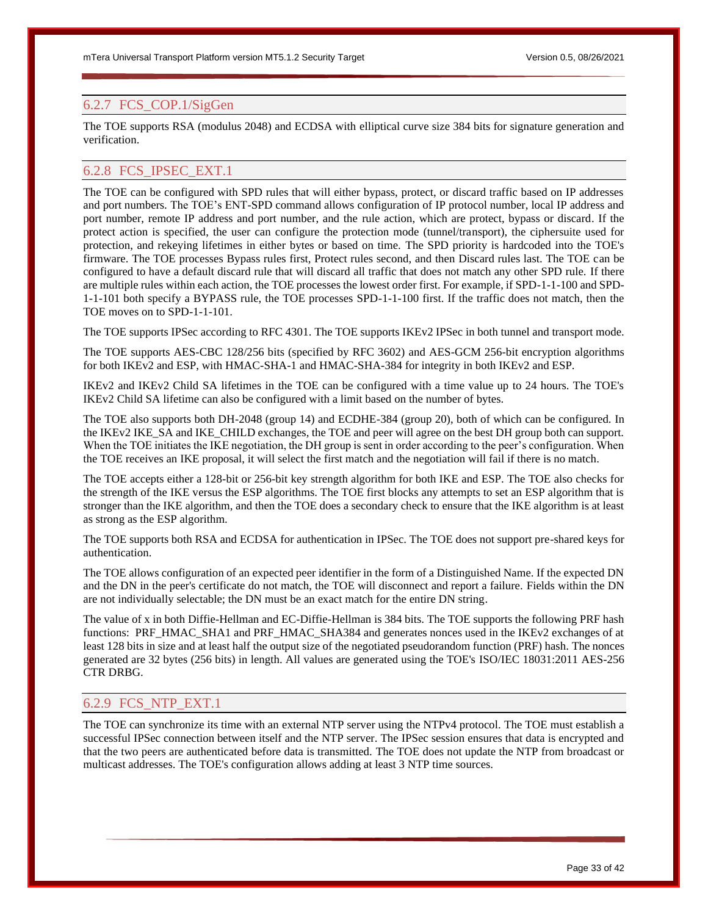### 6.2.7 FCS_COP.1/SigGen

The TOE supports RSA (modulus 2048) and ECDSA with elliptical curve size 384 bits for signature generation and verification.

### 6.2.8 FCS_IPSEC_EXT.1

The TOE can be configured with SPD rules that will either bypass, protect, or discard traffic based on IP addresses and port numbers. The TOE's ENT-SPD command allows configuration of IP protocol number, local IP address and port number, remote IP address and port number, and the rule action, which are protect, bypass or discard. If the protect action is specified, the user can configure the protection mode (tunnel/transport), the ciphersuite used for protection, and rekeying lifetimes in either bytes or based on time. The SPD priority is hardcoded into the TOE's firmware. The TOE processes Bypass rules first, Protect rules second, and then Discard rules last. The TOE can be configured to have a default discard rule that will discard all traffic that does not match any other SPD rule. If there are multiple rules within each action, the TOE processes the lowest order first. For example, if SPD-1-1-100 and SPD-1-1-101 both specify a BYPASS rule, the TOE processes SPD-1-1-100 first. If the traffic does not match, then the TOE moves on to SPD-1-1-101.

The TOE supports IPSec according to RFC 4301. The TOE supports IKEv2 IPSec in both tunnel and transport mode.

The TOE supports AES-CBC 128/256 bits (specified by RFC 3602) and AES-GCM 256-bit encryption algorithms for both IKEv2 and ESP, with HMAC-SHA-1 and HMAC-SHA-384 for integrity in both IKEv2 and ESP.

IKEv2 and IKEv2 Child SA lifetimes in the TOE can be configured with a time value up to 24 hours. The TOE's IKEv2 Child SA lifetime can also be configured with a limit based on the number of bytes.

The TOE also supports both DH-2048 (group 14) and ECDHE-384 (group 20), both of which can be configured. In the IKEv2 IKE_SA and IKE_CHILD exchanges, the TOE and peer will agree on the best DH group both can support. When the TOE initiates the IKE negotiation, the DH group is sent in order according to the peer's configuration. When the TOE receives an IKE proposal, it will select the first match and the negotiation will fail if there is no match.

The TOE accepts either a 128-bit or 256-bit key strength algorithm for both IKE and ESP. The TOE also checks for the strength of the IKE versus the ESP algorithms. The TOE first blocks any attempts to set an ESP algorithm that is stronger than the IKE algorithm, and then the TOE does a secondary check to ensure that the IKE algorithm is at least as strong as the ESP algorithm.

The TOE supports both RSA and ECDSA for authentication in IPSec. The TOE does not support pre-shared keys for authentication.

The TOE allows configuration of an expected peer identifier in the form of a Distinguished Name. If the expected DN and the DN in the peer's certificate do not match, the TOE will disconnect and report a failure. Fields within the DN are not individually selectable; the DN must be an exact match for the entire DN string.

The value of x in both Diffie-Hellman and EC-Diffie-Hellman is 384 bits. The TOE supports the following PRF hash functions: PRF_HMAC_SHA1 and PRF_HMAC_SHA384 and generates nonces used in the IKEv2 exchanges of at least 128 bits in size and at least half the output size of the negotiated pseudorandom function (PRF) hash. The nonces generated are 32 bytes (256 bits) in length. All values are generated using the TOE's ISO/IEC 18031:2011 AES-256 CTR DRBG.

### 6.2.9 FCS_NTP_EXT.1

The TOE can synchronize its time with an external NTP server using the NTPv4 protocol. The TOE must establish a successful IPSec connection between itself and the NTP server. The IPSec session ensures that data is encrypted and that the two peers are authenticated before data is transmitted. The TOE does not update the NTP from broadcast or multicast addresses. The TOE's configuration allows adding at least 3 NTP time sources.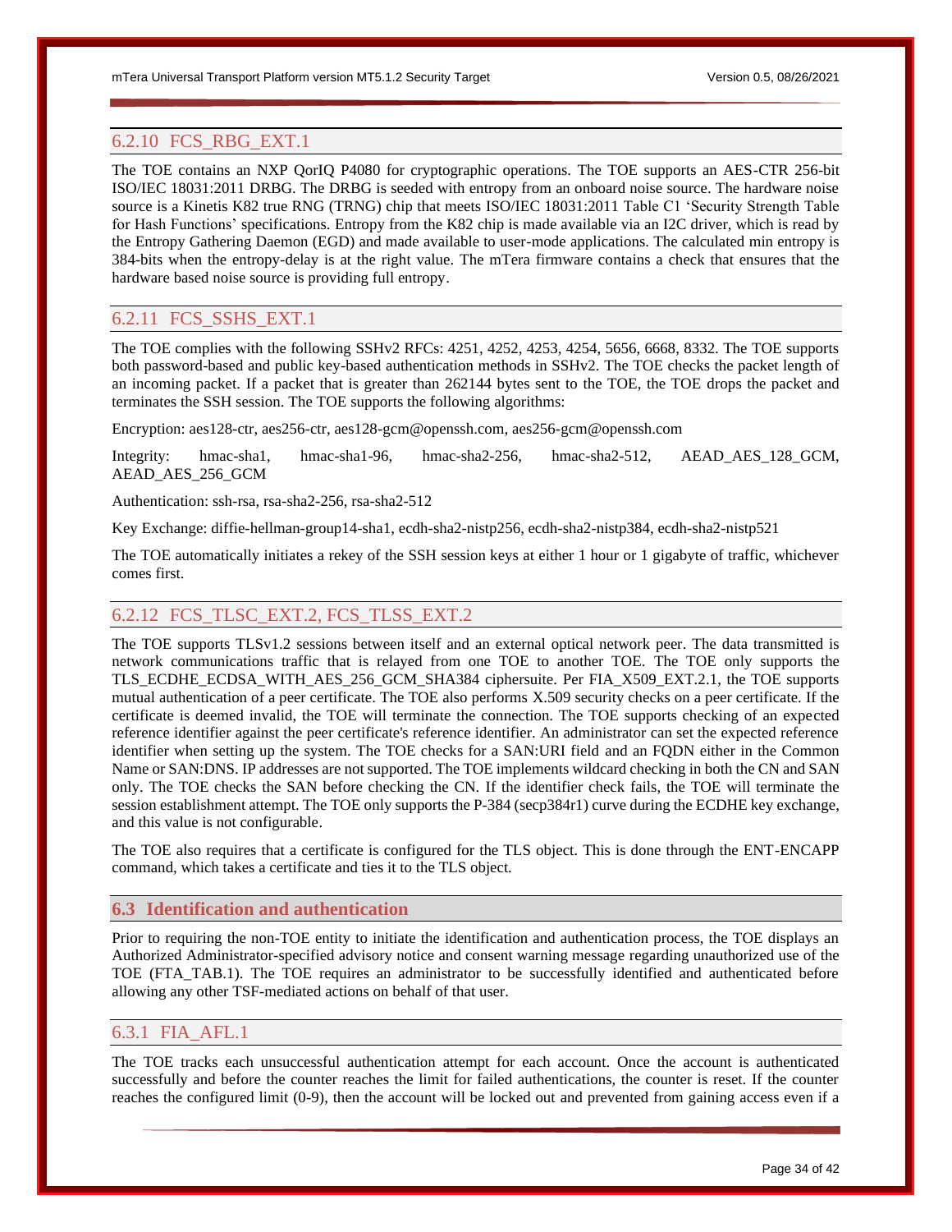### 6.2.10 FCS_RBG_EXT.1

The TOE contains an NXP QorIQ P4080 for cryptographic operations. The TOE supports an AES-CTR 256-bit ISO/IEC 18031:2011 DRBG. The DRBG is seeded with entropy from an onboard noise source. The hardware noise source is a Kinetis K82 true RNG (TRNG) chip that meets ISO/IEC 18031:2011 Table C1 'Security Strength Table for Hash Functions' specifications. Entropy from the K82 chip is made available via an I2C driver, which is read by the Entropy Gathering Daemon (EGD) and made available to user-mode applications. The calculated min entropy is 384-bits when the entropy-delay is at the right value. The mTera firmware contains a check that ensures that the hardware based noise source is providing full entropy.

### 6.2.11 FCS_SSHS_EXT.1

The TOE complies with the following SSHv2 RFCs: 4251, 4252, 4253, 4254, 5656, 6668, 8332. The TOE supports both password-based and public key-based authentication methods in SSHv2. The TOE checks the packet length of an incoming packet. If a packet that is greater than 262144 bytes sent to the TOE, the TOE drops the packet and terminates the SSH session. The TOE supports the following algorithms:

Encryption: aes128-ctr, aes256-ctr, aes128-gcm@openssh.com, aes256-gcm@openssh.com

Integrity: hmac-sha1, hmac-sha1-96, hmac-sha2-256, hmac-sha2-512, AEAD_AES_128_GCM, AEAD_AES_256_GCM

Authentication: ssh-rsa, rsa-sha2-256, rsa-sha2-512

Key Exchange: diffie-hellman-group14-sha1, ecdh-sha2-nistp256, ecdh-sha2-nistp384, ecdh-sha2-nistp521

The TOE automatically initiates a rekey of the SSH session keys at either 1 hour or 1 gigabyte of traffic, whichever comes first.

### 6.2.12 FCS_TLSC_EXT.2, FCS_TLSS_EXT.2

The TOE supports TLSv1.2 sessions between itself and an external optical network peer. The data transmitted is network communications traffic that is relayed from one TOE to another TOE. The TOE only supports the TLS_ECDHE_ECDSA_WITH_AES_256_GCM_SHA384 ciphersuite. Per FIA_X509_EXT.2.1, the TOE supports mutual authentication of a peer certificate. The TOE also performs X.509 security checks on a peer certificate. If the certificate is deemed invalid, the TOE will terminate the connection. The TOE supports checking of an expected reference identifier against the peer certificate's reference identifier. An administrator can set the expected reference identifier when setting up the system. The TOE checks for a SAN:URI field and an FQDN either in the Common Name or SAN:DNS. IP addresses are not supported. The TOE implements wildcard checking in both the CN and SAN only. The TOE checks the SAN before checking the CN. If the identifier check fails, the TOE will terminate the session establishment attempt. The TOE only supports the P-384 (secp384r1) curve during the ECDHE key exchange, and this value is not configurable.

The TOE also requires that a certificate is configured for the TLS object. This is done through the ENT-ENCAPP command, which takes a certificate and ties it to the TLS object.

## 6.3 Identification and authentication

Prior to requiring the non-TOE entity to initiate the identification and authentication process, the TOE displays an Authorized Administrator-specified advisory notice and consent warning message regarding unauthorized use of the TOE (FTA_TAB.1). The TOE requires an administrator to be successfully identified and authenticated before allowing any other TSF-mediated actions on behalf of that user.

### 6.3.1 FIA_AFL.1

The TOE tracks each unsuccessful authentication attempt for each account. Once the account is authenticated successfully and before the counter reaches the limit for failed authentications, the counter is reset. If the counter reaches the configured limit (0-9), then the account will be locked out and prevented from gaining access even if a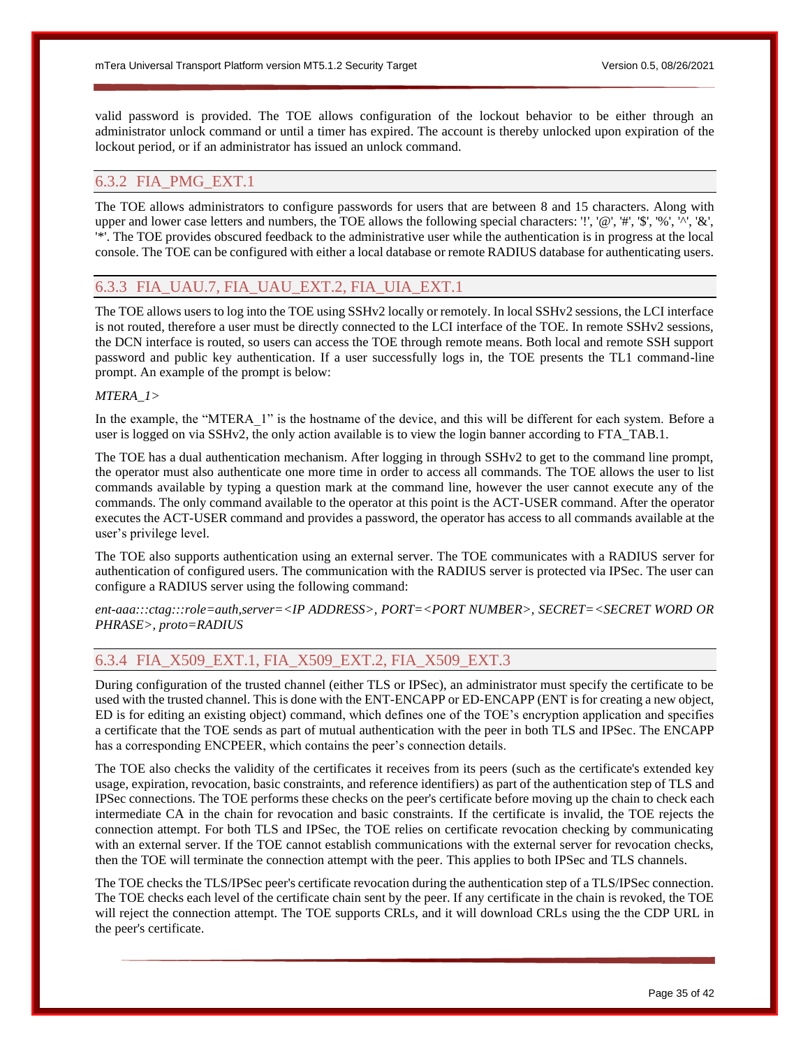valid password is provided. The TOE allows configuration of the lockout behavior to be either through an administrator unlock command or until a timer has expired. The account is thereby unlocked upon expiration of the lockout period, or if an administrator has issued an unlock command.

### 6.3.2 FIA_PMG_EXT.1

The TOE allows administrators to configure passwords for users that are between 8 and 15 characters. Along with upper and lower case letters and numbers, the TOE allows the following special characters: '!', '@', '#', '$', '%', '^', '&', '*'. The TOE provides obscured feedback to the administrative user while the authentication is in progress at the local console. The TOE can be configured with either a local database or remote RADIUS database for authenticating users.

### 6.3.3 FIA_UAU.7, FIA_UAU_EXT.2, FIA_UIA_EXT.1

The TOE allows users to log into the TOE using SSHv2 locally or remotely. In local SSHv2 sessions, the LCI interface is not routed, therefore a user must be directly connected to the LCI interface of the TOE. In remote SSHv2 sessions, the DCN interface is routed, so users can access the TOE through remote means. Both local and remote SSH support password and public key authentication. If a user successfully logs in, the TOE presents the TL1 command-line prompt. An example of the prompt is below:

*MTERA_1>*

In the example, the "MTERA_1" is the hostname of the device, and this will be different for each system. Before a user is logged on via SSHv2, the only action available is to view the login banner according to FTA_TAB.1.

The TOE has a dual authentication mechanism. After logging in through SSHv2 to get to the command line prompt, the operator must also authenticate one more time in order to access all commands. The TOE allows the user to list commands available by typing a question mark at the command line, however the user cannot execute any of the commands. The only command available to the operator at this point is the ACT-USER command. After the operator executes the ACT-USER command and provides a password, the operator has access to all commands available at the user's privilege level.

The TOE also supports authentication using an external server. The TOE communicates with a RADIUS server for authentication of configured users. The communication with the RADIUS server is protected via IPSec. The user can configure a RADIUS server using the following command:

*ent-aaa:::ctag:::role=auth,server=<IP ADDRESS>, PORT=<PORT NUMBER>, SECRET=<SECRET WORD OR PHRASE>, proto=RADIUS*

### 6.3.4 FIA_X509_EXT.1, FIA_X509_EXT.2, FIA_X509_EXT.3

During configuration of the trusted channel (either TLS or IPSec), an administrator must specify the certificate to be used with the trusted channel. This is done with the ENT-ENCAPP or ED-ENCAPP (ENT is for creating a new object, ED is for editing an existing object) command, which defines one of the TOE's encryption application and specifies a certificate that the TOE sends as part of mutual authentication with the peer in both TLS and IPSec. The ENCAPP has a corresponding ENCPEER, which contains the peer's connection details.

The TOE also checks the validity of the certificates it receives from its peers (such as the certificate's extended key usage, expiration, revocation, basic constraints, and reference identifiers) as part of the authentication step of TLS and IPSec connections. The TOE performs these checks on the peer's certificate before moving up the chain to check each intermediate CA in the chain for revocation and basic constraints. If the certificate is invalid, the TOE rejects the connection attempt. For both TLS and IPSec, the TOE relies on certificate revocation checking by communicating with an external server. If the TOE cannot establish communications with the external server for revocation checks, then the TOE will terminate the connection attempt with the peer. This applies to both IPSec and TLS channels.

The TOE checks the TLS/IPSec peer's certificate revocation during the authentication step of a TLS/IPSec connection. The TOE checks each level of the certificate chain sent by the peer. If any certificate in the chain is revoked, the TOE will reject the connection attempt. The TOE supports CRLs, and it will download CRLs using the the CDP URL in the peer's certificate.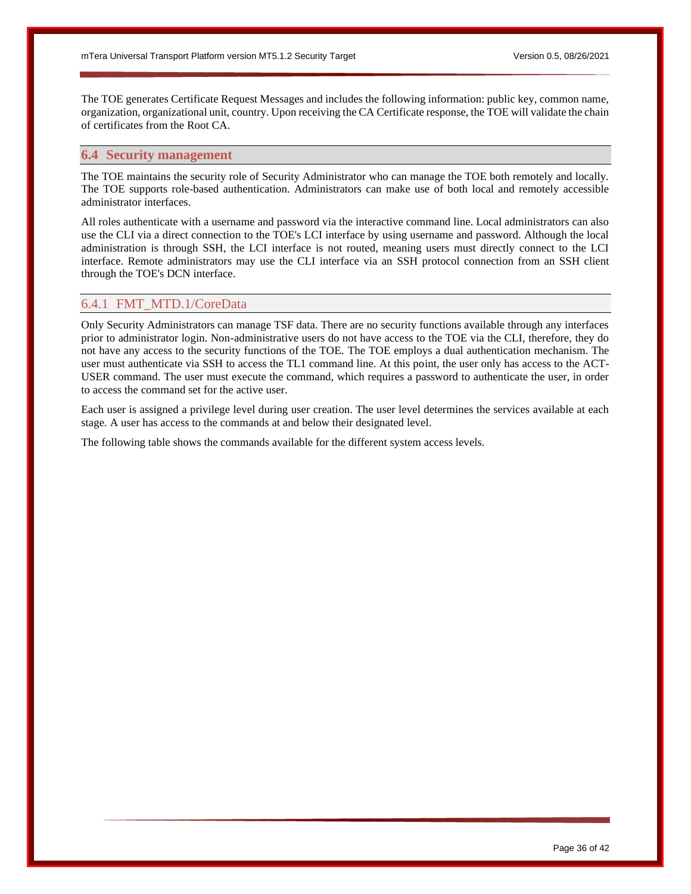The TOE generates Certificate Request Messages and includes the following information: public key, common name, organization, organizational unit, country. Upon receiving the CA Certificate response, the TOE will validate the chain of certificates from the Root CA.

## 6.4 Security management

The TOE maintains the security role of Security Administrator who can manage the TOE both remotely and locally. The TOE supports role-based authentication. Administrators can make use of both local and remotely accessible administrator interfaces.

All roles authenticate with a username and password via the interactive command line. Local administrators can also use the CLI via a direct connection to the TOE's LCI interface by using username and password. Although the local administration is through SSH, the LCI interface is not routed, meaning users must directly connect to the LCI interface. Remote administrators may use the CLI interface via an SSH protocol connection from an SSH client through the TOE's DCN interface.

### 6.4.1 FMT_MTD.1/CoreData

Only Security Administrators can manage TSF data. There are no security functions available through any interfaces prior to administrator login. Non-administrative users do not have access to the TOE via the CLI, therefore, they do not have any access to the security functions of the TOE. The TOE employs a dual authentication mechanism. The user must authenticate via SSH to access the TL1 command line. At this point, the user only has access to the ACT-USER command. The user must execute the command, which requires a password to authenticate the user, in order to access the command set for the active user.

Each user is assigned a privilege level during user creation. The user level determines the services available at each stage. A user has access to the commands at and below their designated level.

The following table shows the commands available for the different system access levels.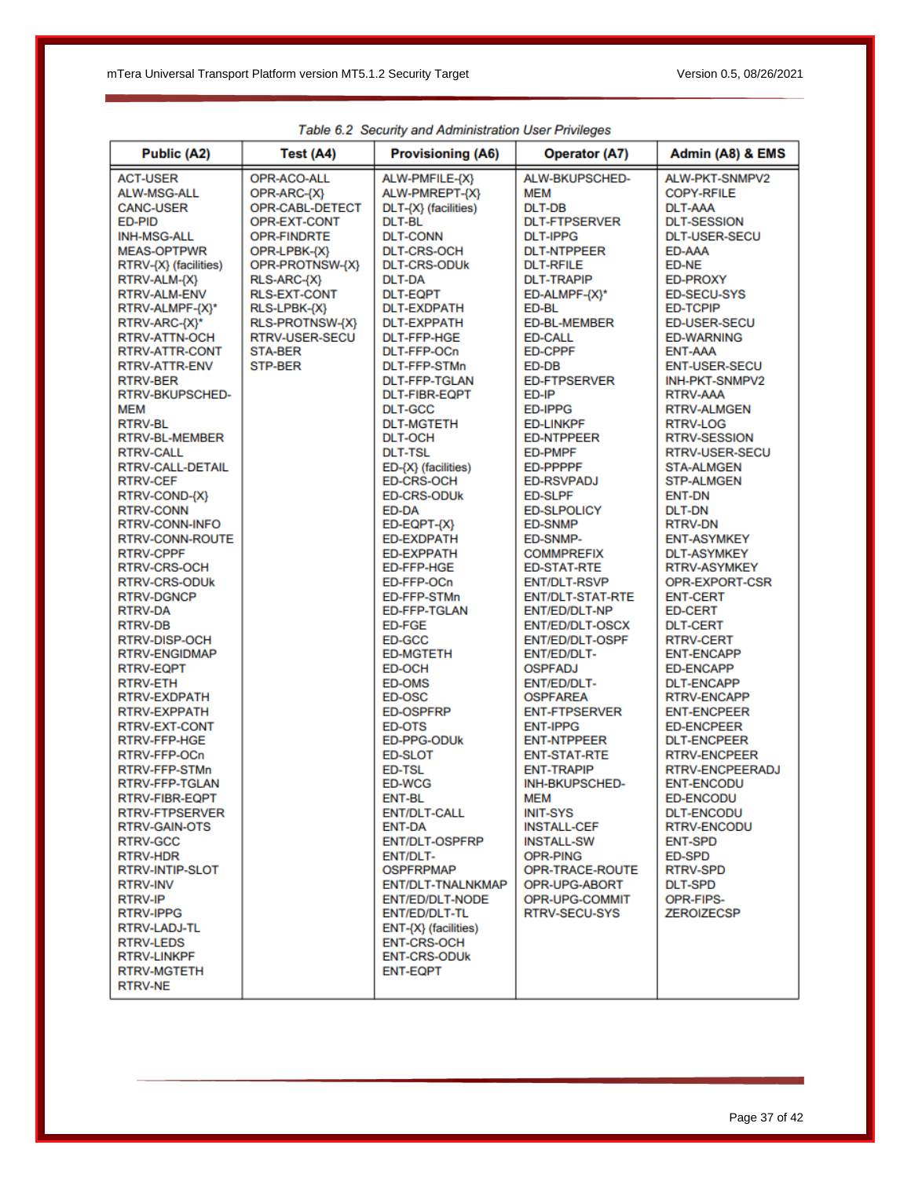*Table 6.2 Security and Administration User Privileges*

| Public (A2) | Test (A4) | Provisioning (A6) | Operator (A7) | Admin (A8) & EMS |
|---|---|---|---|---|
| ACT-USER | OPR-ACO-ALL | ALW-PMFILE-{X} | ALW-BKUPSCHED-MEM | ALW-PKT-SNMPV2 |
| ALW-MSG-ALL | OPR-ARC-{X} | ALW-PMREPT-{X} | DLT-DB | COPY-RFILE |
| CANC-USER | OPR-CABL-DETECT | DLT-{X} (facilities) | DLT-FTPSERVER | DLT-AAA |
| ED-PID | OPR-EXT-CONT | DLT-BL | DLT-IPPG | DLT-SESSION |
| INH-MSG-ALL | OPR-FINDRTE | DLT-CONN | DLT-NTPPEER | DLT-USER-SECU |
| MEAS-OPTPWR | OPR-LPBK-{X} | DLT-CRS-OCH | DLT-RFILE | ED-AAA |
| RTRV-{X} (facilities) | OPR-PROTNSW-{X} | DLT-CRS-ODUk | DLT-TRAPIP | ED-NE |
| RTRV-ALM-{X} | RLS-ARC-{X} | DLT-DA | ED-ALMPF-{X}* | ED-PROXY |
| RTRV-ALM-ENV | RLS-EXT-CONT | DLT-EQPT | ED-BL | ED-SECU-SYS |
| RTRV-ALMPF-{X}* | RLS-LPBK-{X} | DLT-EXDPATH | ED-BL-MEMBER | ED-TCPIP |
| RTRV-ARC-{X}* | RLS-PROTNSW-{X} | DLT-EXPPATH | ED-CALL | ED-USER-SECU |
| RTRV-ATTN-OCH | RTRV-USER-SECU | DLT-FFP-HGE | ED-CPPF | ED-WARNING |
| RTRV-ATTR-CONT | STA-BER | DLT-FFP-OCn | ED-DB | ENT-AAA |
| RTRV-ATTR-ENV | STP-BER | DLT-FFP-STMn | ED-FTPSERVER | ENT-USER-SECU |
| RTRV-BER | | DLT-FFP-TGLAN | ED-IP | INH-PKT-SNMPV2 |
| RTRV-BKUPSCHED-MEM | | DLT-FIBR-EQPT | ED-IPPG | RTRV-AAA |
| RTRV-BL | | DLT-GCC | ED-LINKPF | RTRV-ALMGEN |
| RTRV-BL-MEMBER | | DLT-MGTETH | ED-NTPPEER | RTRV-LOG |
| RTRV-CALL | | DLT-OCH | ED-PMPF | RTRV-SESSION |
| RTRV-CALL-DETAIL | | DLT-TSL | ED-PPPPF | RTRV-USER-SECU |
| RTRV-CEF | | ED-{X} (facilities) | ED-RSVPADJ | STA-ALMGEN |
| RTRV-COND-{X} | | ED-CRS-OCH | ED-SLPF | STP-ALMGEN |
| RTRV-CONN | | ED-CRS-ODUk | ED-SLPOLICY | ENT-DN |
| RTRV-CONN-INFO | | ED-DA | ED-SNMP | DLT-DN |
| RTRV-CONN-ROUTE | | ED-EQPT-{X} | ED-SNMP-COMMPREFIX | RTRV-DN |
| RTRV-CPPF | | ED-EXDPATH | ED-STAT-RTE | ENT-ASYMKEY |
| RTRV-CRS-OCH | | ED-EXPPATH | ENT/DLT-RSVP | DLT-ASYMKEY |
| RTRV-CRS-ODUk | | ED-FFP-HGE | ENT/DLT-STAT-RTE | RTRV-ASYMKEY |
| RTRV-DGNCP | | ED-FFP-OCn | ENT/ED/DLT-NP | OPR-EXPORT-CSR |
| RTRV-DA | | ED-FFP-STMn | ENT/ED/DLT-OSCX | ENT-CERT |
| RTRV-DB | | ED-FFP-TGLAN | ENT/ED/DLT-OSPF | ED-CERT |
| RTRV-DISP-OCH | | ED-FGE | ENT/ED/DLT-OSPFADJ | DLT-CERT |
| RTRV-ENGIDMAP | | ED-GCC | ENT/ED/DLT-OSPFAREA | RTRV-CERT |
| RTRV-EQPT | | ED-MGTETH | ENT-FTPSERVER | ENT-ENCAPP |
| RTRV-ETH | | ED-OCH | ENT-IPPG | ED-ENCAPP |
| RTRV-EXDPATH | | ED-OMS | ENT-NTPPEER | DLT-ENCAPP |
| RTRV-EXPPATH | | ED-OSC | ENT-STAT-RTE | RTRV-ENCAPP |
| RTRV-EXT-CONT | | ED-OSPFRP | ENT-TRAPIP | ENT-ENCPEER |
| RTRV-FFP-HGE | | ED-OTS | INH-BKUPSCHED-MEM | ED-ENCPEER |
| RTRV-FFP-OCn | | ED-PPG-ODUk | INIT-SYS | DLT-ENCPEER |
| RTRV-FFP-STMn | | ED-SLOT | INSTALL-CEF | RTRV-ENCPEER |
| RTRV-FFP-TGLAN | | ED-TSL | INSTALL-SW | RTRV-ENCPEERADJ |
| RTRV-FIBR-EQPT | | ED-WCG | OPR-PING | ENT-ENCODU |
| RTRV-FTPSERVER | | ENT-BL | OPR-TRACE-ROUTE | ED-ENCODU |
| RTRV-GAIN-OTS | | ENT/DLT-CALL | OPR-UPG-ABORT | DLT-ENCODU |
| RTRV-GCC | | ENT-DA | OPR-UPG-COMMIT | RTRV-ENCODU |
| RTRV-HDR | | ENT/DLT-OSPFRP | RTRV-SECU-SYS | ENT-SPD |
| RTRV-INTIP-SLOT | | ENT/DLT-OSPFRPMAP | | ED-SPD |
| RTRV-INV | | ENT/DLT-TNALNKMAP | | RTRV-SPD |
| RTRV-IP | | ENT/ED/DLT-NODE | | DLT-SPD |
| RTRV-IPPG | | ENT/ED/DLT-TL | | OPR-FIPS-ZEROIZECSP |
| RTRV-LADJ-TL | | ENT-{X} (facilities) | | |
| RTRV-LEDS | | ENT-CRS-OCH | | |
| RTRV-LINKPF | | ENT-CRS-ODUk | | |
| RTRV-MGTETH | | ENT-EQPT | | |
| RTRV-NE | | | | |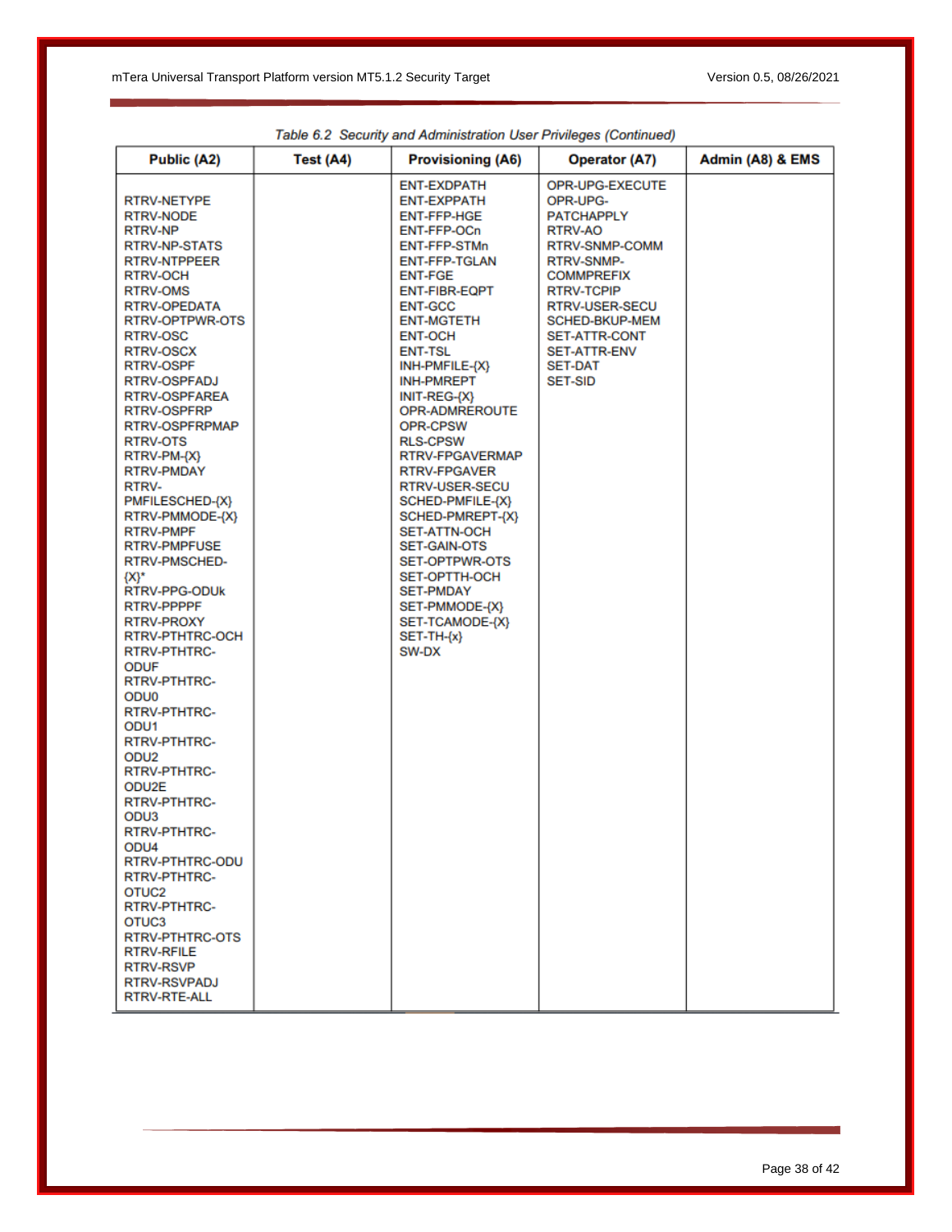Table 6.2 *Security and Administration User Privileges (Continued)*

| Public (A2) | Test (A4) | Provisioning (A6) | Operator (A7) | Admin (A8) & EMS |
|---|---|---|---|---|
| RTRV-NETYPE<br>RTRV-NODE<br>RTRV-NP<br>RTRV-NP-STATS<br>RTRV-NTPPEER<br>RTRV-OCH<br>RTRV-OMS<br>RTRV-OPEDATA<br>RTRV-OPTPWR-OTS<br>RTRV-OSC<br>RTRV-OSCX<br>RTRV-OSPF<br>RTRV-OSPFADJ<br>RTRV-OSPFAREA<br>RTRV-OSPFRP<br>RTRV-OSPFRPMAP<br>RTRV-OTS<br>RTRV-PM-{X}<br>RTRV-PMDAY<br>RTRV-PMFILESCHED-{X}<br>RTRV-PMMODE-{X}<br>RTRV-PMPF<br>RTRV-PMPFUSE<br>RTRV-PMSCHED-{X}*<br>RTRV-PPG-ODUk<br>RTRV-PPPPF<br>RTRV-PROXY<br>RTRV-PTHTRC-OCH<br>RTRV-PTHTRC-ODUF<br>RTRV-PTHTRC-ODU0<br>RTRV-PTHTRC-ODU1<br>RTRV-PTHTRC-ODU2<br>RTRV-PTHTRC-ODU2E<br>RTRV-PTHTRC-ODU3<br>RTRV-PTHTRC-ODU4<br>RTRV-PTHTRC-ODU<br>RTRV-PTHTRC-OTUC2<br>RTRV-PTHTRC-OTUC3<br>RTRV-PTHTRC-OTS<br>RTRV-RFILE<br>RTRV-RSVP<br>RTRV-RSVPADJ<br>RTRV-RTE-ALL | | ENT-EXDPATH<br>ENT-EXPPATH<br>ENT-FFP-HGE<br>ENT-FFP-OCn<br>ENT-FFP-STMn<br>ENT-FFP-TGLAN<br>ENT-FGE<br>ENT-FIBR-EQPT<br>ENT-GCC<br>ENT-MGTETH<br>ENT-OCH<br>ENT-TSL<br>INH-PMFILE-{X}<br>INH-PMREPT<br>INIT-REG-{X}<br>OPR-ADMREROUTE<br>OPR-CPSW<br>RLS-CPSW<br>RTRV-FPGAVERMAP<br>RTRV-FPGAVER<br>RTRV-USER-SECU<br>SCHED-PMFILE-{X}<br>SCHED-PMREPT-{X}<br>SET-ATTN-OCH<br>SET-GAIN-OTS<br>SET-OPTPWR-OTS<br>SET-OPTTH-OCH<br>SET-PMDAY<br>SET-PMMODE-{X}<br>SET-TCAMODE-{X}<br>SET-TH-{x}<br>SW-DX | OPR-UPG-EXECUTE<br>OPR-UPG-PATCHAPPLY<br>RTRV-AO<br>RTRV-SNMP-COMM<br>RTRV-SNMP-COMMPREFIX<br>RTRV-TCPIP<br>RTRV-USER-SECU<br>SCHED-BKUP-MEM<br>SET-ATTR-CONT<br>SET-ATTR-ENV<br>SET-DAT<br>SET-SID | |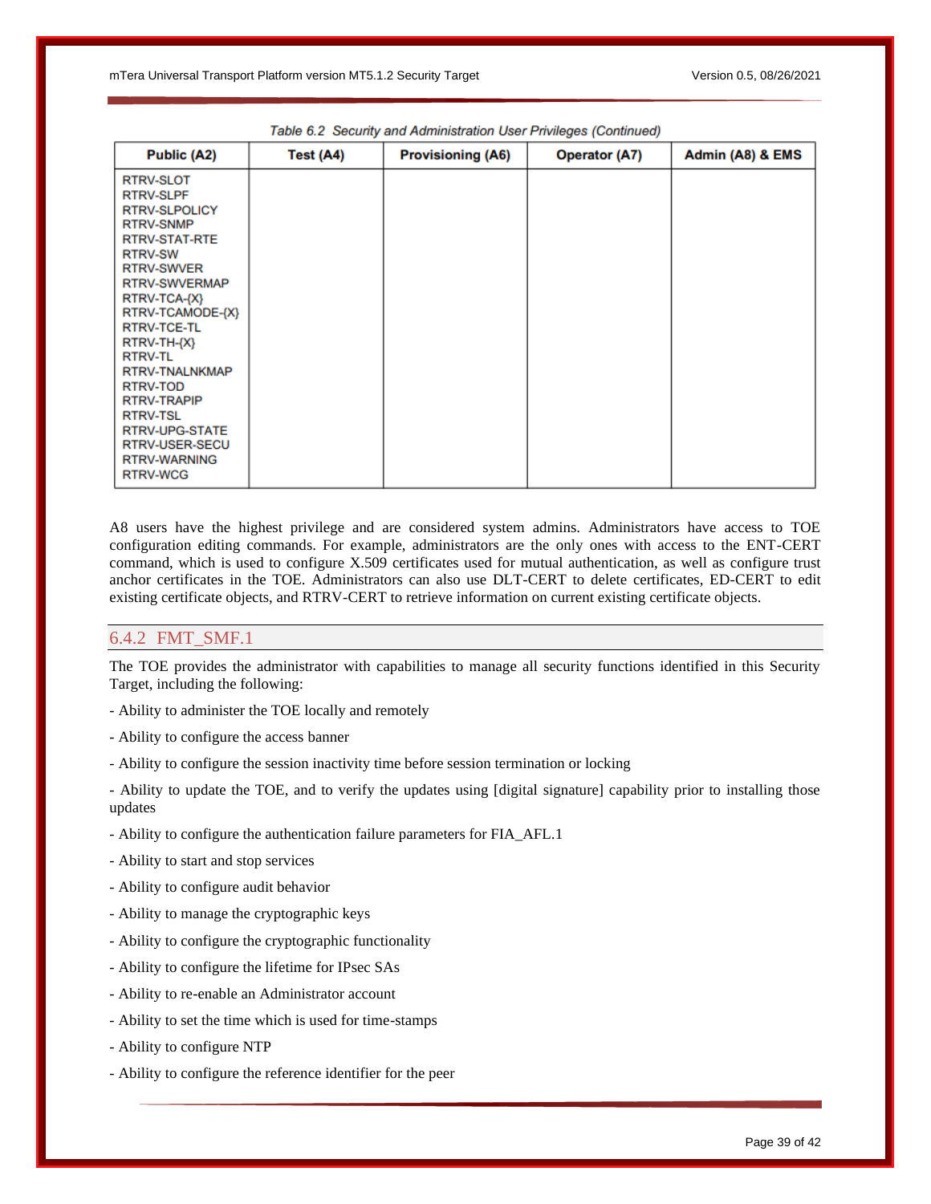*Table 6.2 Security and Administration User Privileges (Continued)*

| Public (A2) | Test (A4) | Provisioning (A6) | Operator (A7) | Admin (A8) & EMS |
|---|---|---|---|---|
| RTRV-SLOT<br>RTRV-SLPF<br>RTRV-SLPOLICY<br>RTRV-SNMP<br>RTRV-STAT-RTE<br>RTRV-SW<br>RTRV-SWVER<br>RTRV-SWVERMAP<br>RTRV-TCA-{X}<br>RTRV-TCAMODE-{X}<br>RTRV-TCE-TL<br>RTRV-TH-{X}<br>RTRV-TL<br>RTRV-TNALNKMAP<br>RTRV-TOD<br>RTRV-TRAPIP<br>RTRV-TSL<br>RTRV-UPG-STATE<br>RTRV-USER-SECU<br>RTRV-WARNING<br>RTRV-WCG | | | | |

A8 users have the highest privilege and are considered system admins. Administrators have access to TOE configuration editing commands. For example, administrators are the only ones with access to the ENT-CERT command, which is used to configure X.509 certificates used for mutual authentication, as well as configure trust anchor certificates in the TOE. Administrators can also use DLT-CERT to delete certificates, ED-CERT to edit existing certificate objects, and RTRV-CERT to retrieve information on current existing certificate objects.

### 6.4.2 FMT_SMF.1

The TOE provides the administrator with capabilities to manage all security functions identified in this Security Target, including the following:

- Ability to administer the TOE locally and remotely
- Ability to configure the access banner
- Ability to configure the session inactivity time before session termination or locking
- Ability to update the TOE, and to verify the updates using [digital signature] capability prior to installing those updates
- Ability to configure the authentication failure parameters for FIA_AFL.1
- Ability to start and stop services
- Ability to configure audit behavior
- Ability to manage the cryptographic keys
- Ability to configure the cryptographic functionality
- Ability to configure the lifetime for IPsec SAs
- Ability to re-enable an Administrator account
- Ability to set the time which is used for time-stamps
- Ability to configure NTP
- Ability to configure the reference identifier for the peer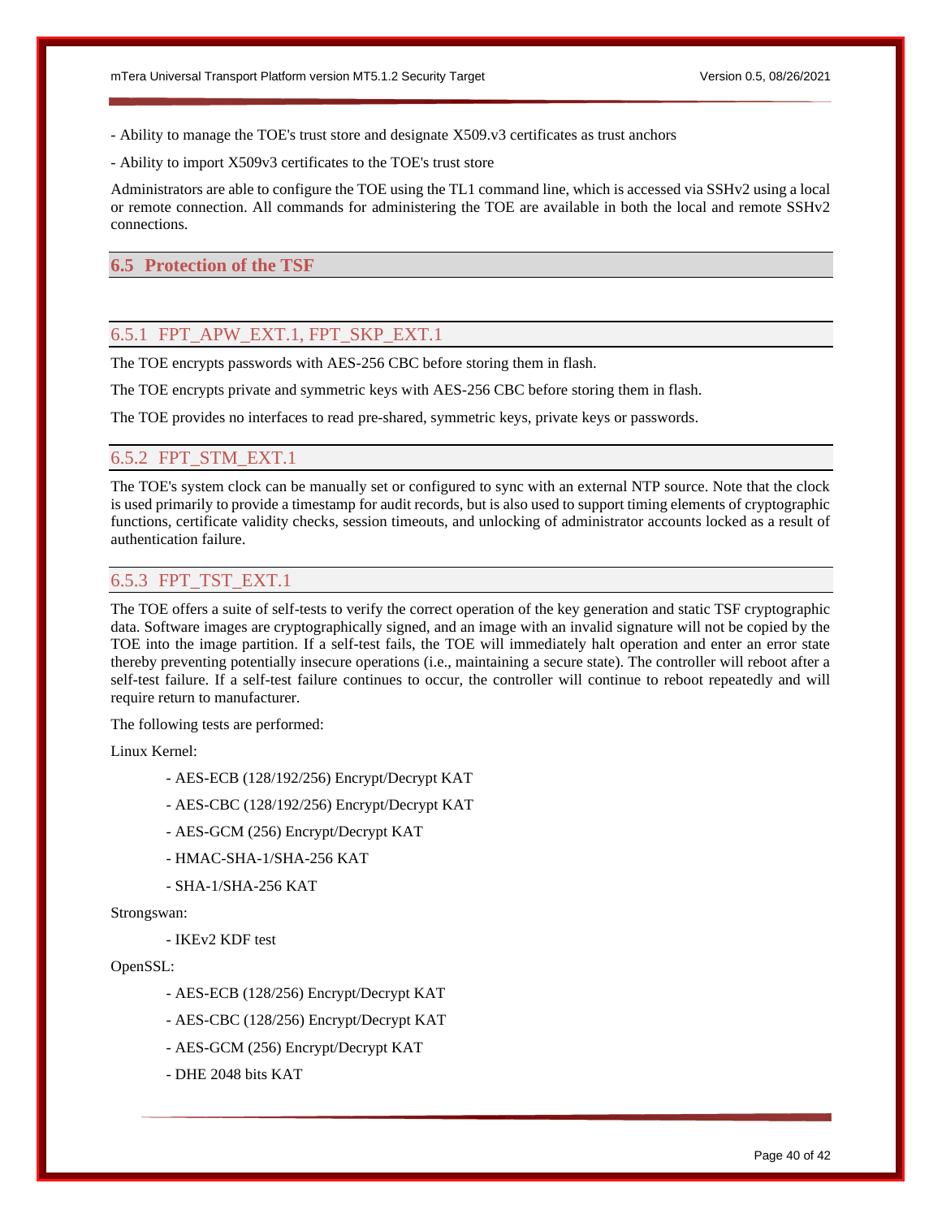- Ability to manage the TOE's trust store and designate X509.v3 certificates as trust anchors

- Ability to import X509v3 certificates to the TOE's trust store

Administrators are able to configure the TOE using the TL1 command line, which is accessed via SSHv2 using a local or remote connection. All commands for administering the TOE are available in both the local and remote SSHv2 connections.

## 6.5 Protection of the TSF

### 6.5.1 FPT_APW_EXT.1, FPT_SKP_EXT.1

The TOE encrypts passwords with AES-256 CBC before storing them in flash.

The TOE encrypts private and symmetric keys with AES-256 CBC before storing them in flash.

The TOE provides no interfaces to read pre-shared, symmetric keys, private keys or passwords.

### 6.5.2 FPT_STM_EXT.1

The TOE's system clock can be manually set or configured to sync with an external NTP source. Note that the clock is used primarily to provide a timestamp for audit records, but is also used to support timing elements of cryptographic functions, certificate validity checks, session timeouts, and unlocking of administrator accounts locked as a result of authentication failure.

### 6.5.3 FPT_TST_EXT.1

The TOE offers a suite of self-tests to verify the correct operation of the key generation and static TSF cryptographic data. Software images are cryptographically signed, and an image with an invalid signature will not be copied by the TOE into the image partition. If a self-test fails, the TOE will immediately halt operation and enter an error state thereby preventing potentially insecure operations (i.e., maintaining a secure state). The controller will reboot after a self-test failure. If a self-test failure continues to occur, the controller will continue to reboot repeatedly and will require return to manufacturer.

The following tests are performed:

Linux Kernel:

- AES-ECB (128/192/256) Encrypt/Decrypt KAT
- AES-CBC (128/192/256) Encrypt/Decrypt KAT
- AES-GCM (256) Encrypt/Decrypt KAT
- HMAC-SHA-1/SHA-256 KAT
- SHA-1/SHA-256 KAT

Strongswan:

- IKEv2 KDF test

OpenSSL:

- AES-ECB (128/256) Encrypt/Decrypt KAT
- AES-CBC (128/256) Encrypt/Decrypt KAT
- AES-GCM (256) Encrypt/Decrypt KAT
- DHE 2048 bits KAT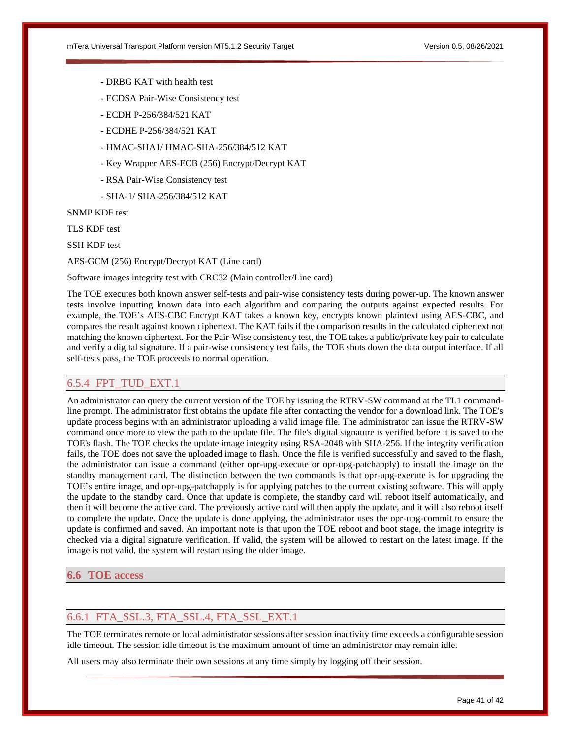- DRBG KAT with health test

- ECDSA Pair-Wise Consistency test

- ECDH P-256/384/521 KAT

- ECDHE P-256/384/521 KAT

- HMAC-SHA1/ HMAC-SHA-256/384/512 KAT

- Key Wrapper AES-ECB (256) Encrypt/Decrypt KAT

- RSA Pair-Wise Consistency test

- SHA-1/ SHA-256/384/512 KAT

SNMP KDF test

TLS KDF test

SSH KDF test

AES-GCM (256) Encrypt/Decrypt KAT (Line card)

Software images integrity test with CRC32 (Main controller/Line card)

The TOE executes both known answer self-tests and pair-wise consistency tests during power-up. The known answer tests involve inputting known data into each algorithm and comparing the outputs against expected results. For example, the TOE's AES-CBC Encrypt KAT takes a known key, encrypts known plaintext using AES-CBC, and compares the result against known ciphertext. The KAT fails if the comparison results in the calculated ciphertext not matching the known ciphertext. For the Pair-Wise consistency test, the TOE takes a public/private key pair to calculate and verify a digital signature. If a pair-wise consistency test fails, the TOE shuts down the data output interface. If all self-tests pass, the TOE proceeds to normal operation.

### 6.5.4 FPT_TUD_EXT.1

An administrator can query the current version of the TOE by issuing the RTRV-SW command at the TL1 command-line prompt. The administrator first obtains the update file after contacting the vendor for a download link. The TOE's update process begins with an administrator uploading a valid image file. The administrator can issue the RTRV-SW command once more to view the path to the update file. The file's digital signature is verified before it is saved to the TOE's flash. The TOE checks the update image integrity using RSA-2048 with SHA-256. If the integrity verification fails, the TOE does not save the uploaded image to flash. Once the file is verified successfully and saved to the flash, the administrator can issue a command (either opr-upg-execute or opr-upg-patchapply) to install the image on the standby management card. The distinction between the two commands is that opr-upg-execute is for upgrading the TOE's entire image, and opr-upg-patchapply is for applying patches to the current existing software. This will apply the update to the standby card. Once that update is complete, the standby card will reboot itself automatically, and then it will become the active card. The previously active card will then apply the update, and it will also reboot itself to complete the update. Once the update is done applying, the administrator uses the opr-upg-commit to ensure the update is confirmed and saved. An important note is that upon the TOE reboot and boot stage, the image integrity is checked via a digital signature verification. If valid, the system will be allowed to restart on the latest image. If the image is not valid, the system will restart using the older image.

## 6.6 TOE access

### 6.6.1 FTA_SSL.3, FTA_SSL.4, FTA_SSL_EXT.1

The TOE terminates remote or local administrator sessions after session inactivity time exceeds a configurable session idle timeout. The session idle timeout is the maximum amount of time an administrator may remain idle.

All users may also terminate their own sessions at any time simply by logging off their session.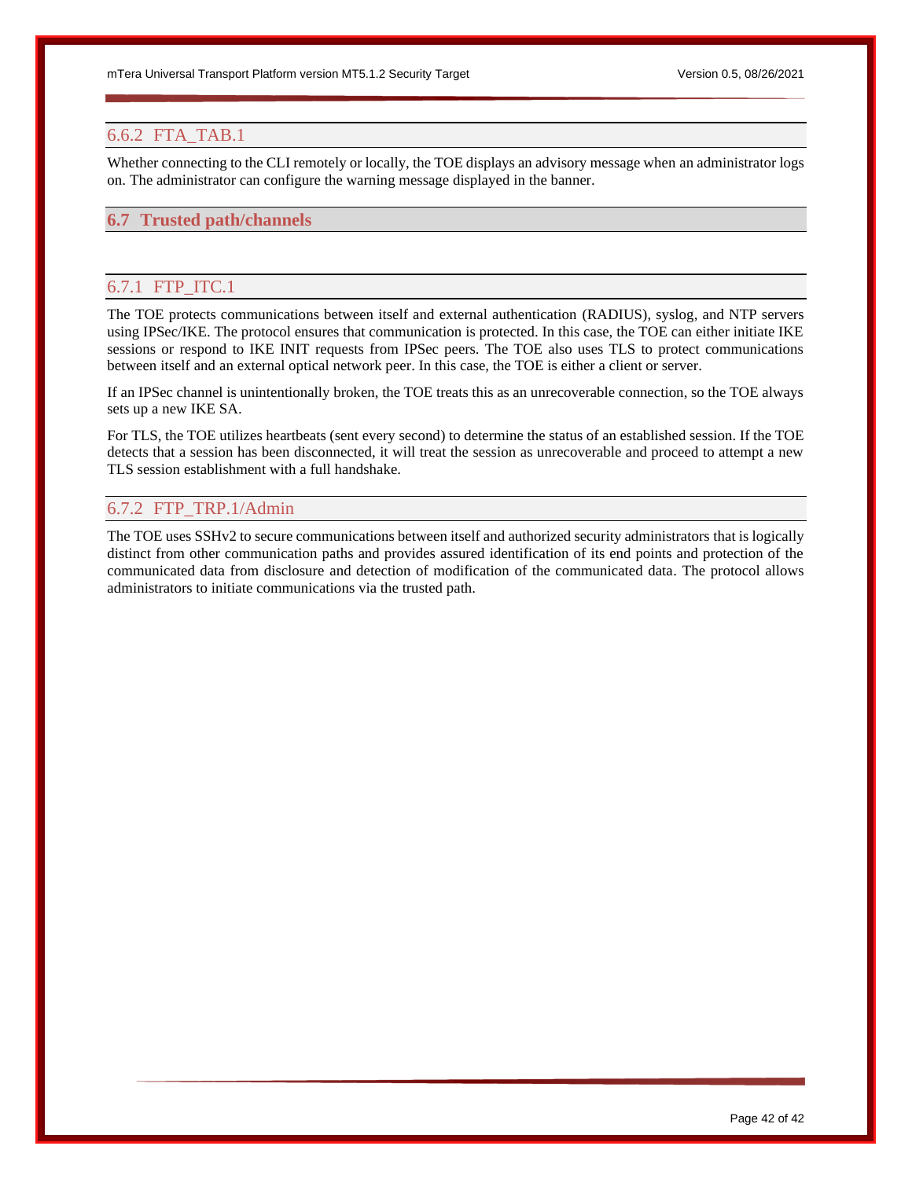### 6.6.2 FTA_TAB.1

Whether connecting to the CLI remotely or locally, the TOE displays an advisory message when an administrator logs on. The administrator can configure the warning message displayed in the banner.

## 6.7 Trusted path/channels

### 6.7.1 FTP_ITC.1

The TOE protects communications between itself and external authentication (RADIUS), syslog, and NTP servers using IPSec/IKE. The protocol ensures that communication is protected. In this case, the TOE can either initiate IKE sessions or respond to IKE INIT requests from IPSec peers. The TOE also uses TLS to protect communications between itself and an external optical network peer. In this case, the TOE is either a client or server.

If an IPSec channel is unintentionally broken, the TOE treats this as an unrecoverable connection, so the TOE always sets up a new IKE SA.

For TLS, the TOE utilizes heartbeats (sent every second) to determine the status of an established session. If the TOE detects that a session has been disconnected, it will treat the session as unrecoverable and proceed to attempt a new TLS session establishment with a full handshake.

### 6.7.2 FTP_TRP.1/Admin

The TOE uses SSHv2 to secure communications between itself and authorized security administrators that is logically distinct from other communication paths and provides assured identification of its end points and protection of the communicated data from disclosure and detection of modification of the communicated data. The protocol allows administrators to initiate communications via the trusted path.